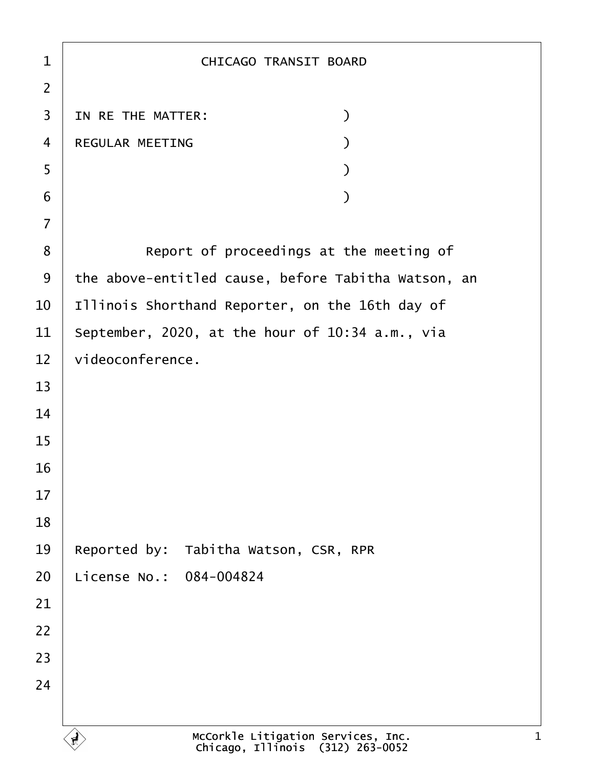CHICAGO TRANSIT BOARD

IN RE THE MATTER: )
REGULAR MEETING )
)
)

Report of proceedings at the meeting of the above-entitled cause, before Tabitha Watson, an Illinois Shorthand Reporter, on the 16th day of September, 2020, at the hour of 10:34 a.m., via videoconference.

Reported by: Tabitha Watson, CSR, RPR
License No.: 084-004824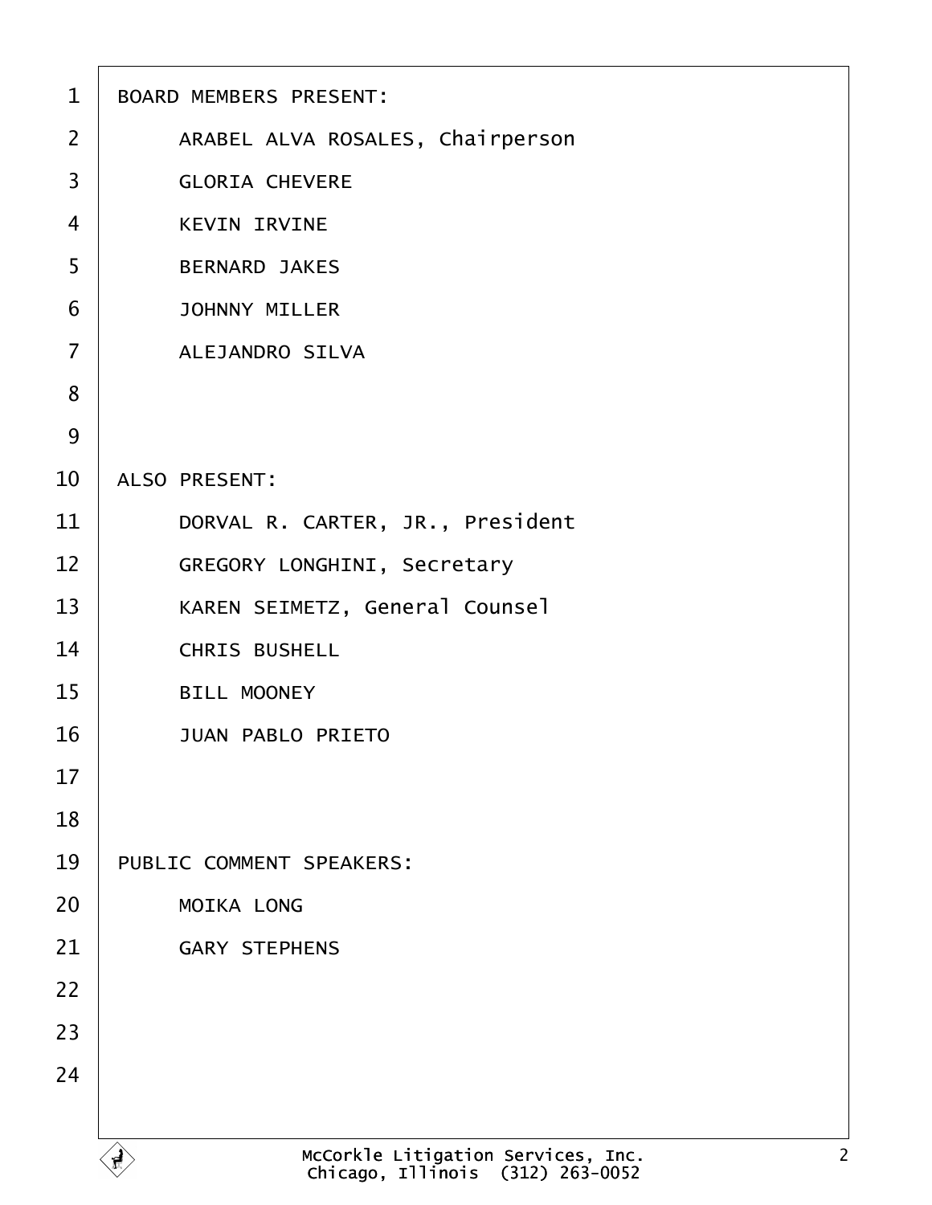BOARD MEMBERS PRESENT:

ARABEL ALVA ROSALES, Chairperson

GLORIA CHEVERE

KEVIN IRVINE

BERNARD JAKES

JOHNNY MILLER

ALEJANDRO SILVA

ALSO PRESENT:

DORVAL R. CARTER, JR., President

GREGORY LONGHINI, Secretary

KAREN SEIMETZ, General Counsel

CHRIS BUSHELL

BILL MOONEY

JUAN PABLO PRIETO

PUBLIC COMMENT SPEAKERS:

MOIKA LONG

GARY STEPHENS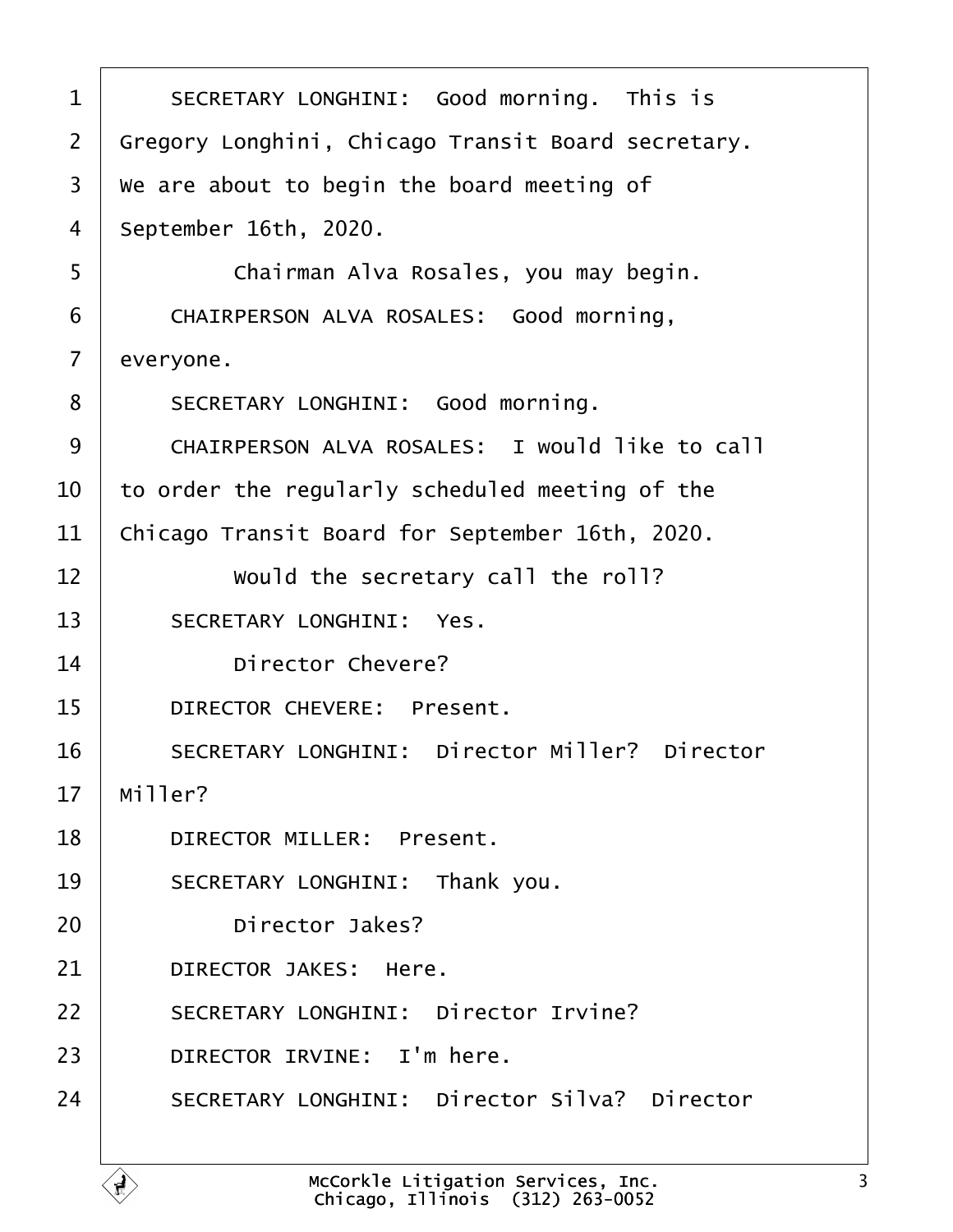SECRETARY LONGHINI: Good morning. This is Gregory Longhini, Chicago Transit Board secretary. We are about to begin the board meeting of September 16th, 2020.

Chairman Alva Rosales, you may begin.

CHAIRPERSON ALVA ROSALES: Good morning, everyone.

SECRETARY LONGHINI: Good morning.

CHAIRPERSON ALVA ROSALES: I would like to call to order the regularly scheduled meeting of the Chicago Transit Board for September 16th, 2020.

Would the secretary call the roll?

SECRETARY LONGHINI: Yes.

Director Chevere?

DIRECTOR CHEVERE: Present.

SECRETARY LONGHINI: Director Miller? Director Miller?

DIRECTOR MILLER: Present.

SECRETARY LONGHINI: Thank you.

Director Jakes?

DIRECTOR JAKES: Here.

SECRETARY LONGHINI: Director Irvine?

DIRECTOR IRVINE: I'm here.

SECRETARY LONGHINI: Director Silva? Director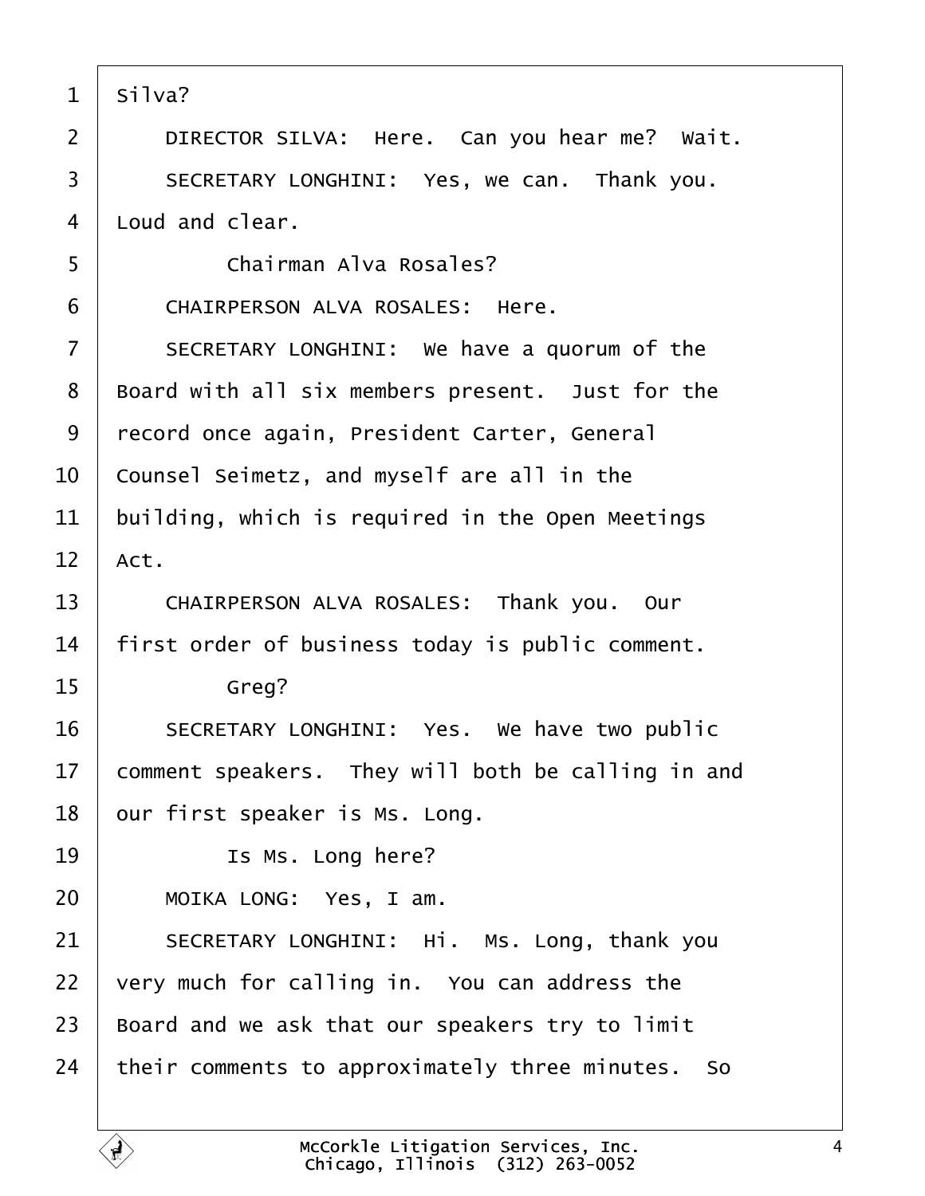1 Silva?

2 DIRECTOR SILVA: Here. Can you hear me? Wait.

3 SECRETARY LONGHINI: Yes, we can. Thank you.

4 Loud and clear.

5 Chairman Alva Rosales?

6 CHAIRPERSON ALVA ROSALES: Here.

7 SECRETARY LONGHINI: We have a quorum of the

8 Board with all six members present. Just for the

9 record once again, President Carter, General

10 Counsel Seimetz, and myself are all in the

11 building, which is required in the Open Meetings

12 Act.

13 CHAIRPERSON ALVA ROSALES: Thank you. Our

14 first order of business today is public comment.

15 Greg?

16 SECRETARY LONGHINI: Yes. We have two public

17 comment speakers. They will both be calling in and

18 our first speaker is Ms. Long.

19 Is Ms. Long here?

20 MOIKA LONG: Yes, I am.

21 SECRETARY LONGHINI: Hi. Ms. Long, thank you

22 very much for calling in. You can address the

23 Board and we ask that our speakers try to limit

24 their comments to approximately three minutes. So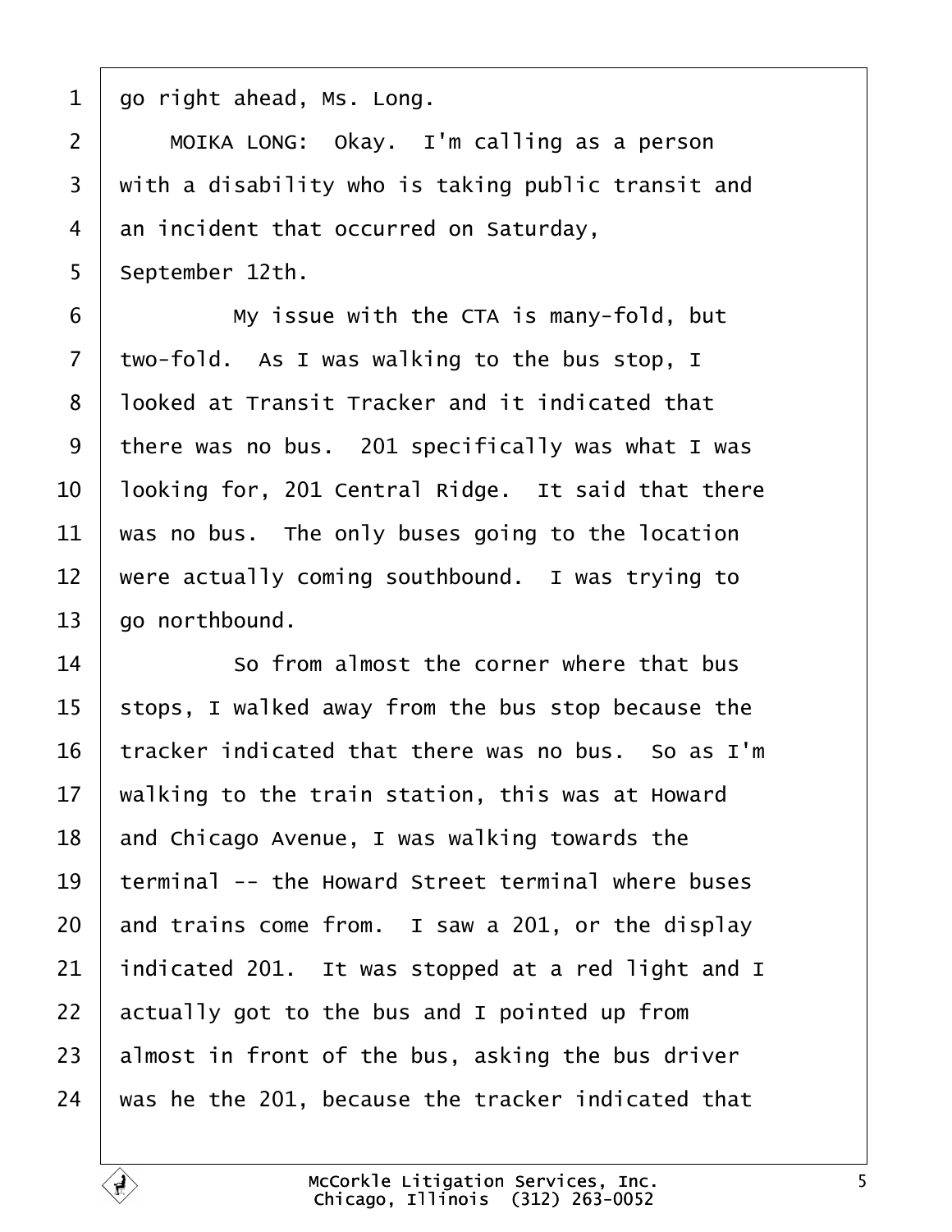go right ahead, Ms. Long.

MOIKA LONG: Okay. I'm calling as a person with a disability who is taking public transit and an incident that occurred on Saturday, September 12th.

My issue with the CTA is many-fold, but two-fold. As I was walking to the bus stop, I looked at Transit Tracker and it indicated that there was no bus. 201 specifically was what I was looking for, 201 Central Ridge. It said that there was no bus. The only buses going to the location were actually coming southbound. I was trying to go northbound.

So from almost the corner where that bus stops, I walked away from the bus stop because the tracker indicated that there was no bus. So as I'm walking to the train station, this was at Howard and Chicago Avenue, I was walking towards the terminal -- the Howard Street terminal where buses and trains come from. I saw a 201, or the display indicated 201. It was stopped at a red light and I actually got to the bus and I pointed up from almost in front of the bus, asking the bus driver was he the 201, because the tracker indicated that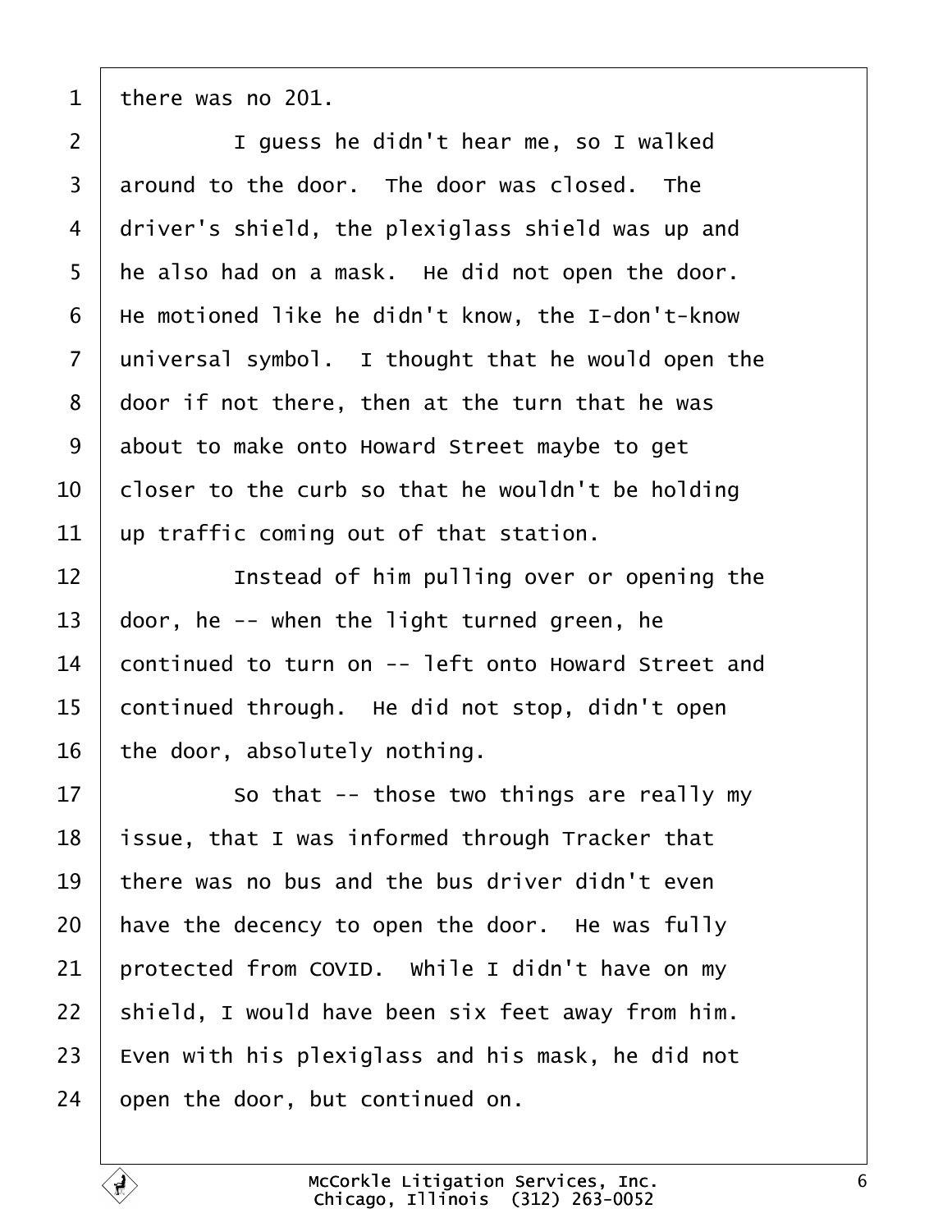1 there was no 201.

2 I guess he didn't hear me, so I walked

3 around to the door. The door was closed. The

4 driver's shield, the plexiglass shield was up and

5 he also had on a mask. He did not open the door.

6 He motioned like he didn't know, the I-don't-know

7 universal symbol. I thought that he would open the

8 door if not there, then at the turn that he was

9 about to make onto Howard Street maybe to get

10 closer to the curb so that he wouldn't be holding

11 up traffic coming out of that station.

12 Instead of him pulling over or opening the

13 door, he -- when the light turned green, he

14 continued to turn on -- left onto Howard Street and

15 continued through. He did not stop, didn't open

16 the door, absolutely nothing.

17 So that -- those two things are really my

18 issue, that I was informed through Tracker that

19 there was no bus and the bus driver didn't even

20 have the decency to open the door. He was fully

21 protected from COVID. While I didn't have on my

22 shield, I would have been six feet away from him.

23 Even with his plexiglass and his mask, he did not

24 open the door, but continued on.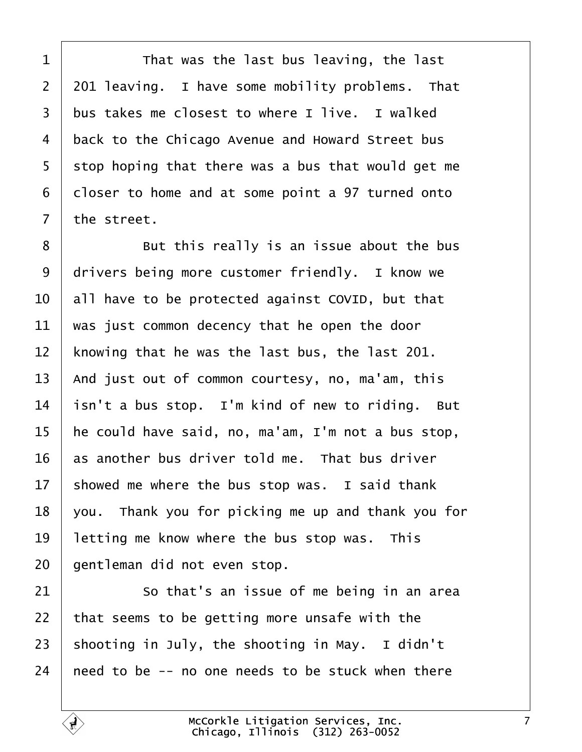That was the last bus leaving, the last 201 leaving. I have some mobility problems. That bus takes me closest to where I live. I walked back to the Chicago Avenue and Howard Street bus stop hoping that there was a bus that would get me closer to home and at some point a 97 turned onto the street.

But this really is an issue about the bus drivers being more customer friendly. I know we all have to be protected against COVID, but that was just common decency that he open the door knowing that he was the last bus, the last 201. And just out of common courtesy, no, ma'am, this isn't a bus stop. I'm kind of new to riding. But he could have said, no, ma'am, I'm not a bus stop, as another bus driver told me. That bus driver showed me where the bus stop was. I said thank you. Thank you for picking me up and thank you for letting me know where the bus stop was. This gentleman did not even stop.

So that's an issue of me being in an area that seems to be getting more unsafe with the shooting in July, the shooting in May. I didn't need to be -- no one needs to be stuck when there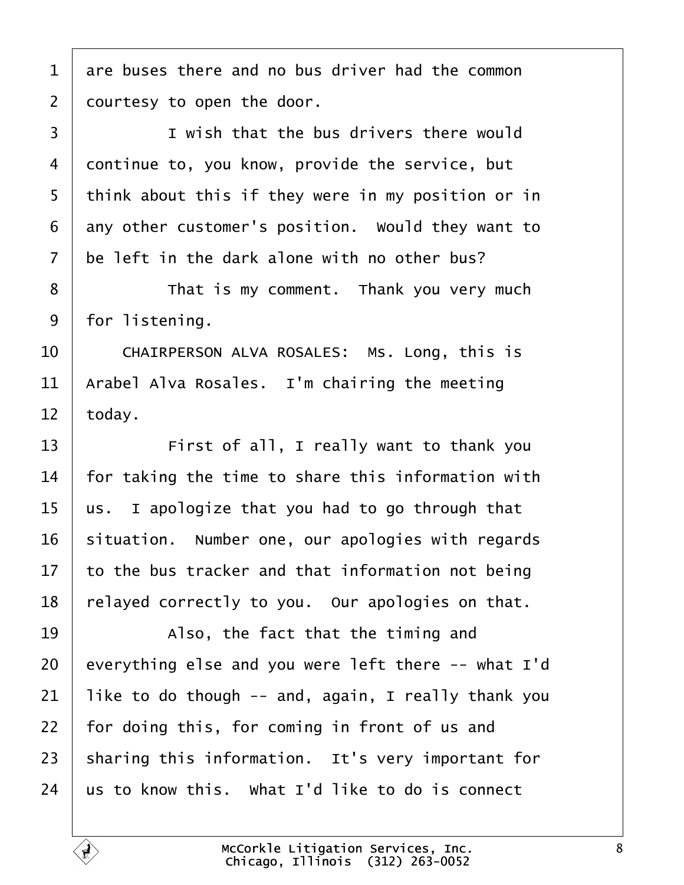are buses there and no bus driver had the common courtesy to open the door.

I wish that the bus drivers there would continue to, you know, provide the service, but think about this if they were in my position or in any other customer's position. Would they want to be left in the dark alone with no other bus?

That is my comment. Thank you very much for listening.

CHAIRPERSON ALVA ROSALES: Ms. Long, this is Arabel Alva Rosales. I'm chairing the meeting today.

First of all, I really want to thank you for taking the time to share this information with us. I apologize that you had to go through that situation. Number one, our apologies with regards to the bus tracker and that information not being relayed correctly to you. Our apologies on that.

Also, the fact that the timing and everything else and you were left there -- what I'd like to do though -- and, again, I really thank you for doing this, for coming in front of us and sharing this information. It's very important for us to know this. What I'd like to do is connect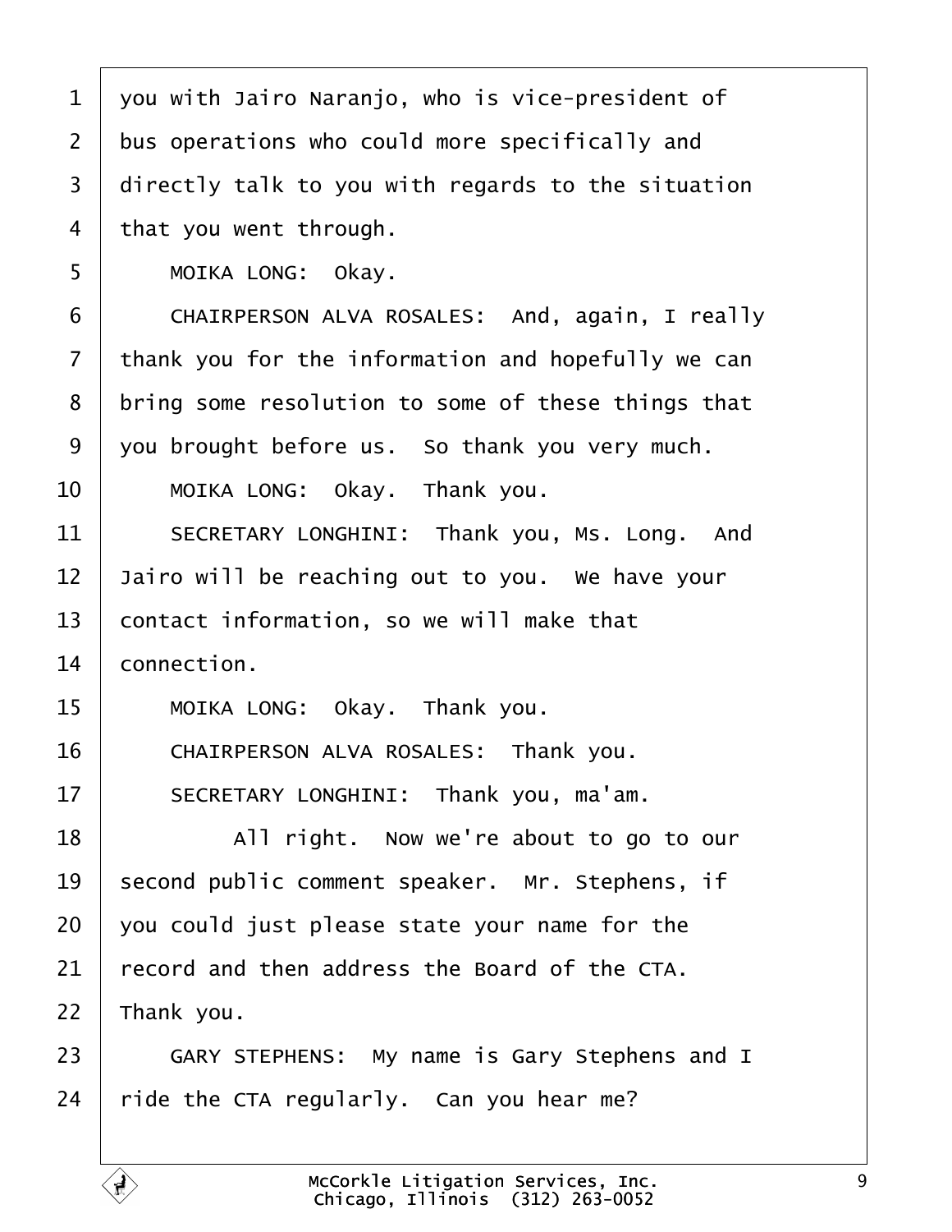1 you with Jairo Naranjo, who is vice-president of
2 bus operations who could more specifically and
3 directly talk to you with regards to the situation
4 that you went through.

5 MOIKA LONG: Okay.

6 CHAIRPERSON ALVA ROSALES: And, again, I really
7 thank you for the information and hopefully we can
8 bring some resolution to some of these things that
9 you brought before us. So thank you very much.

10 MOIKA LONG: Okay. Thank you.

11 SECRETARY LONGHINI: Thank you, Ms. Long. And
12 Jairo will be reaching out to you. We have your
13 contact information, so we will make that
14 connection.

15 MOIKA LONG: Okay. Thank you.

16 CHAIRPERSON ALVA ROSALES: Thank you.

17 SECRETARY LONGHINI: Thank you, ma'am.

18 All right. Now we're about to go to our
19 second public comment speaker. Mr. Stephens, if
20 you could just please state your name for the
21 record and then address the Board of the CTA.
22 Thank you.

23 GARY STEPHENS: My name is Gary Stephens and I
24 ride the CTA regularly. Can you hear me?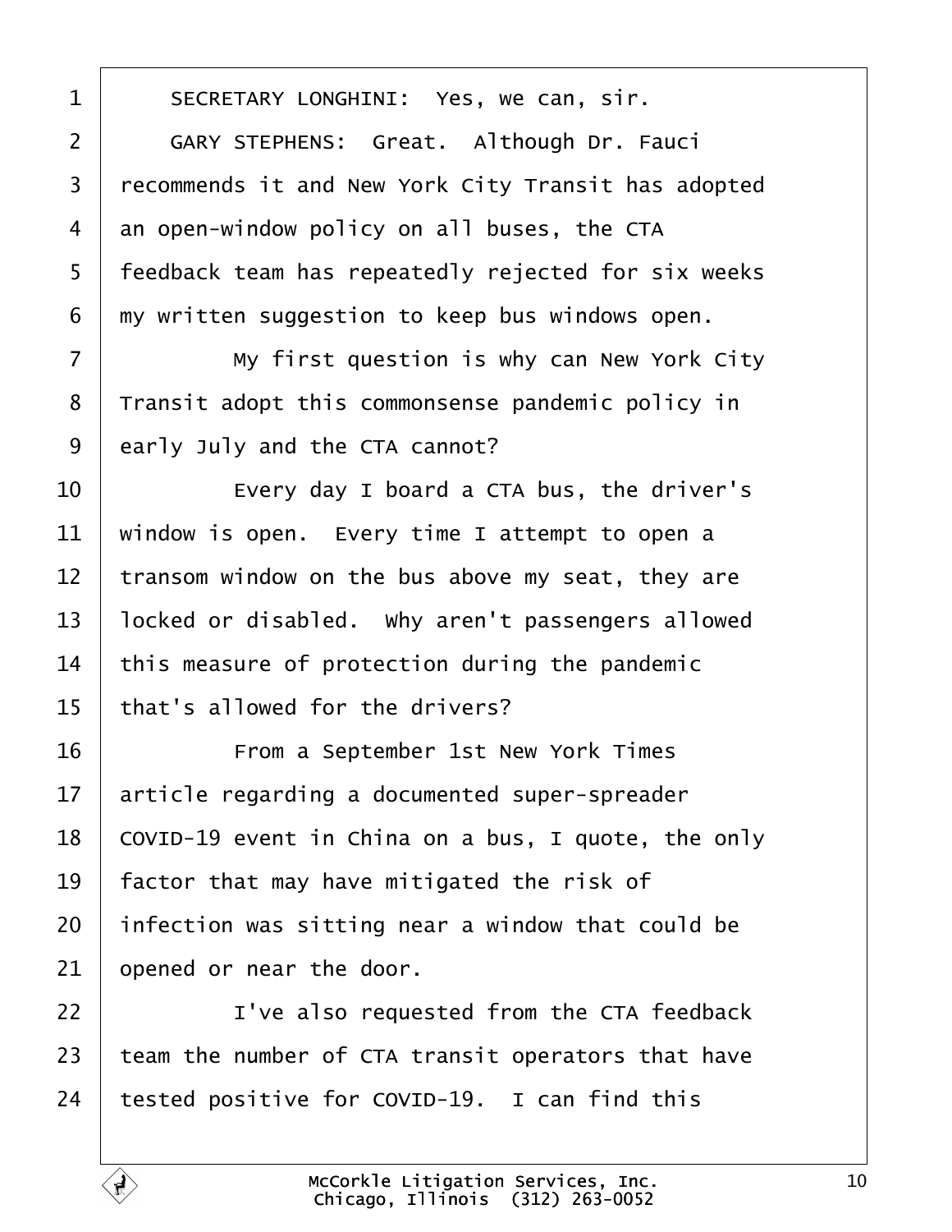SECRETARY LONGHINI: Yes, we can, sir.

GARY STEPHENS: Great. Although Dr. Fauci recommends it and New York City Transit has adopted an open-window policy on all buses, the CTA feedback team has repeatedly rejected for six weeks my written suggestion to keep bus windows open.

My first question is why can New York City Transit adopt this commonsense pandemic policy in early July and the CTA cannot?

Every day I board a CTA bus, the driver's window is open. Every time I attempt to open a transom window on the bus above my seat, they are locked or disabled. Why aren't passengers allowed this measure of protection during the pandemic that's allowed for the drivers?

From a September 1st New York Times article regarding a documented super-spreader COVID-19 event in China on a bus, I quote, the only factor that may have mitigated the risk of infection was sitting near a window that could be opened or near the door.

I've also requested from the CTA feedback team the number of CTA transit operators that have tested positive for COVID-19. I can find this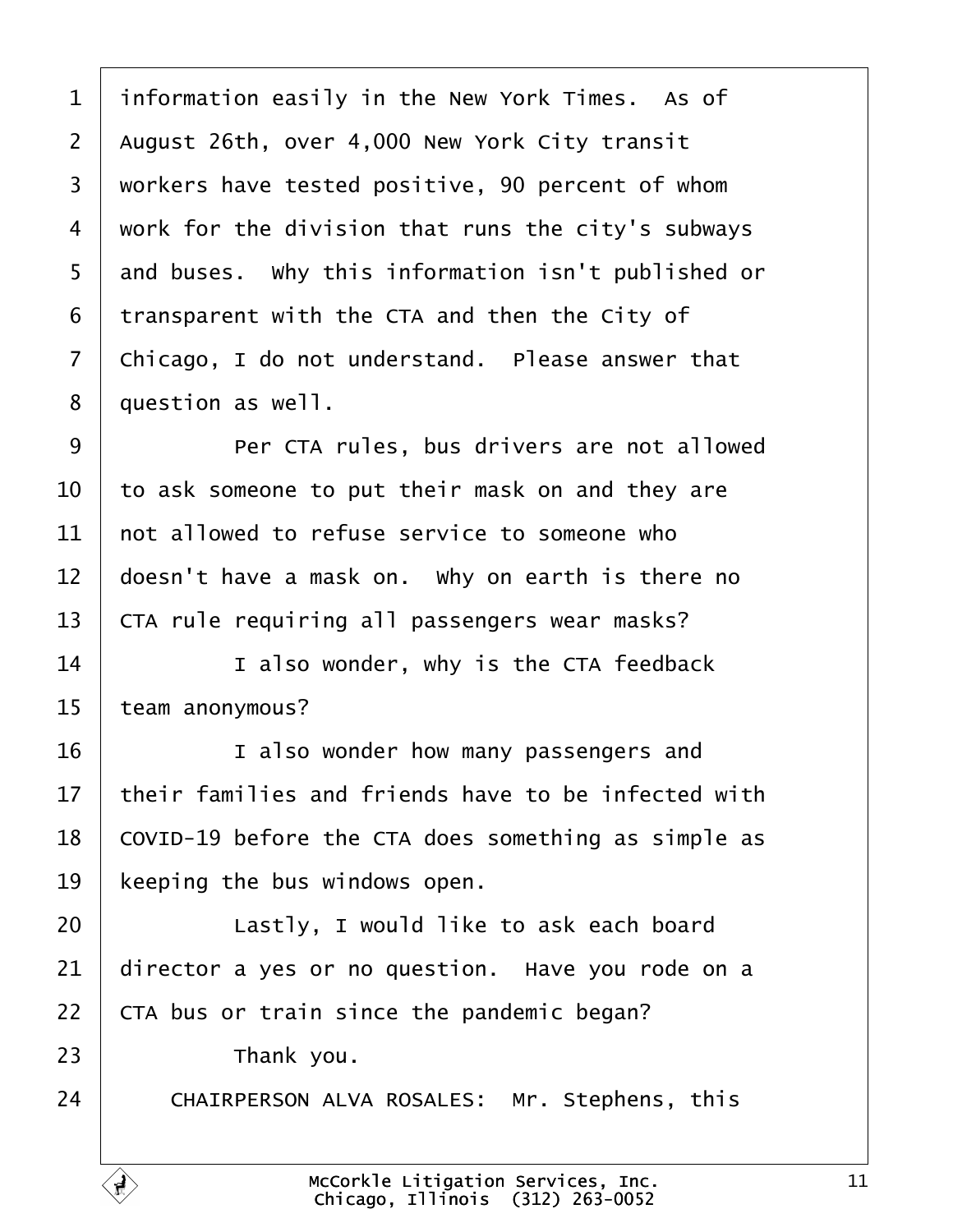information easily in the New York Times. As of August 26th, over 4,000 New York City transit workers have tested positive, 90 percent of whom work for the division that runs the city's subways and buses. Why this information isn't published or transparent with the CTA and then the City of Chicago, I do not understand. Please answer that question as well.

Per CTA rules, bus drivers are not allowed to ask someone to put their mask on and they are not allowed to refuse service to someone who doesn't have a mask on. Why on earth is there no CTA rule requiring all passengers wear masks?

I also wonder, why is the CTA feedback team anonymous?

I also wonder how many passengers and their families and friends have to be infected with COVID-19 before the CTA does something as simple as keeping the bus windows open.

Lastly, I would like to ask each board director a yes or no question. Have you rode on a CTA bus or train since the pandemic began?

Thank you.

CHAIRPERSON ALVA ROSALES: Mr. Stephens, this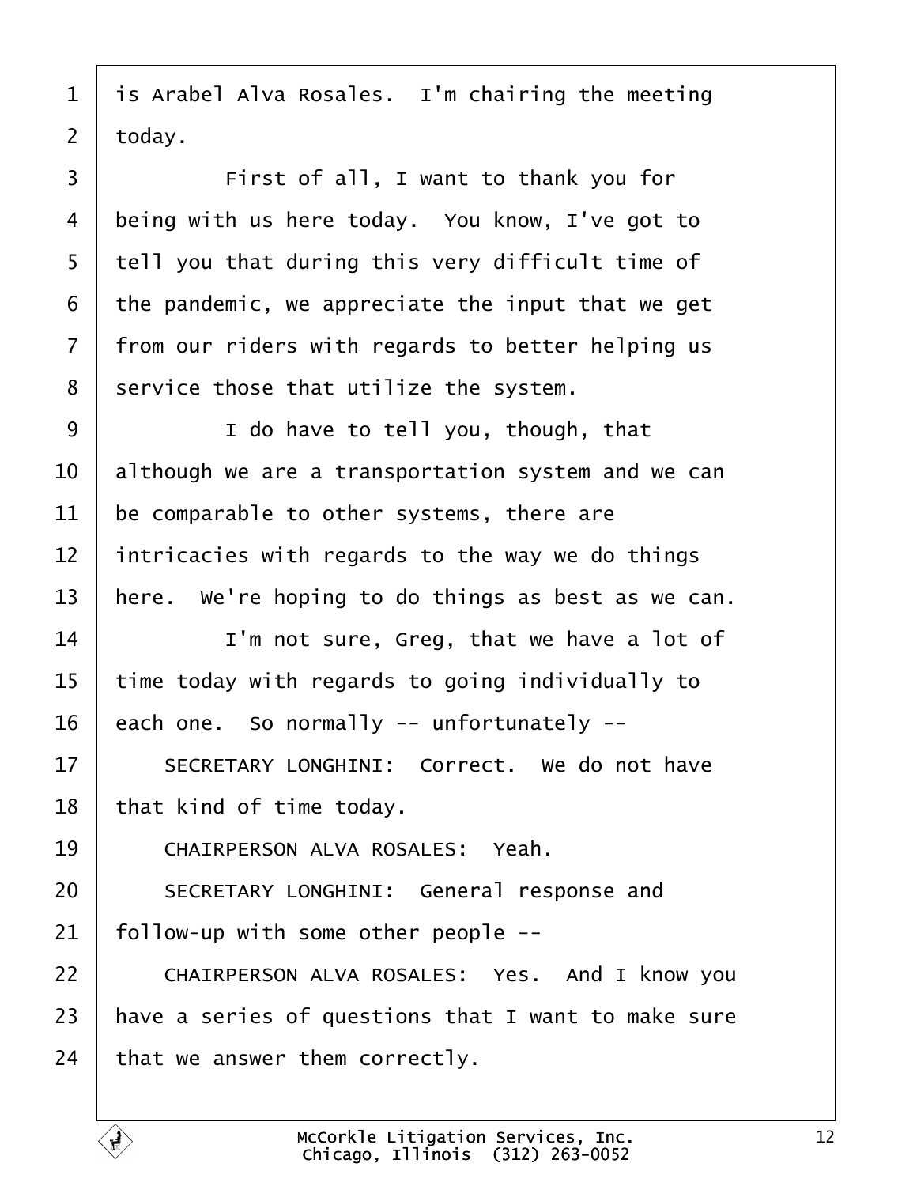is Arabel Alva Rosales. I'm chairing the meeting today.

First of all, I want to thank you for being with us here today. You know, I've got to tell you that during this very difficult time of the pandemic, we appreciate the input that we get from our riders with regards to better helping us service those that utilize the system.

I do have to tell you, though, that although we are a transportation system and we can be comparable to other systems, there are intricacies with regards to the way we do things here. We're hoping to do things as best as we can.

I'm not sure, Greg, that we have a lot of time today with regards to going individually to each one. So normally -- unfortunately --

SECRETARY LONGHINI: Correct. We do not have that kind of time today.

CHAIRPERSON ALVA ROSALES: Yeah.

SECRETARY LONGHINI: General response and follow-up with some other people --

CHAIRPERSON ALVA ROSALES: Yes. And I know you have a series of questions that I want to make sure that we answer them correctly.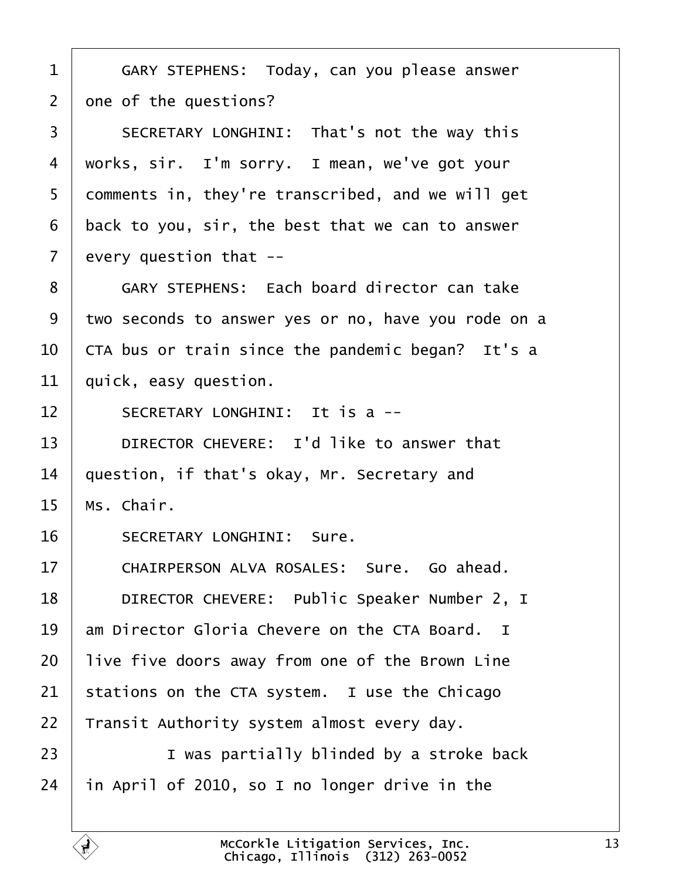GARY STEPHENS: Today, can you please answer one of the questions?

SECRETARY LONGHINI: That's not the way this works, sir. I'm sorry. I mean, we've got your comments in, they're transcribed, and we will get back to you, sir, the best that we can to answer every question that --

GARY STEPHENS: Each board director can take two seconds to answer yes or no, have you rode on a CTA bus or train since the pandemic began? It's a quick, easy question.

SECRETARY LONGHINI: It is a --

DIRECTOR CHEVERE: I'd like to answer that question, if that's okay, Mr. Secretary and Ms. Chair.

SECRETARY LONGHINI: Sure.

CHAIRPERSON ALVA ROSALES: Sure. Go ahead.

DIRECTOR CHEVERE: Public Speaker Number 2, I am Director Gloria Chevere on the CTA Board. I live five doors away from one of the Brown Line stations on the CTA system. I use the Chicago Transit Authority system almost every day.

I was partially blinded by a stroke back in April of 2010, so I no longer drive in the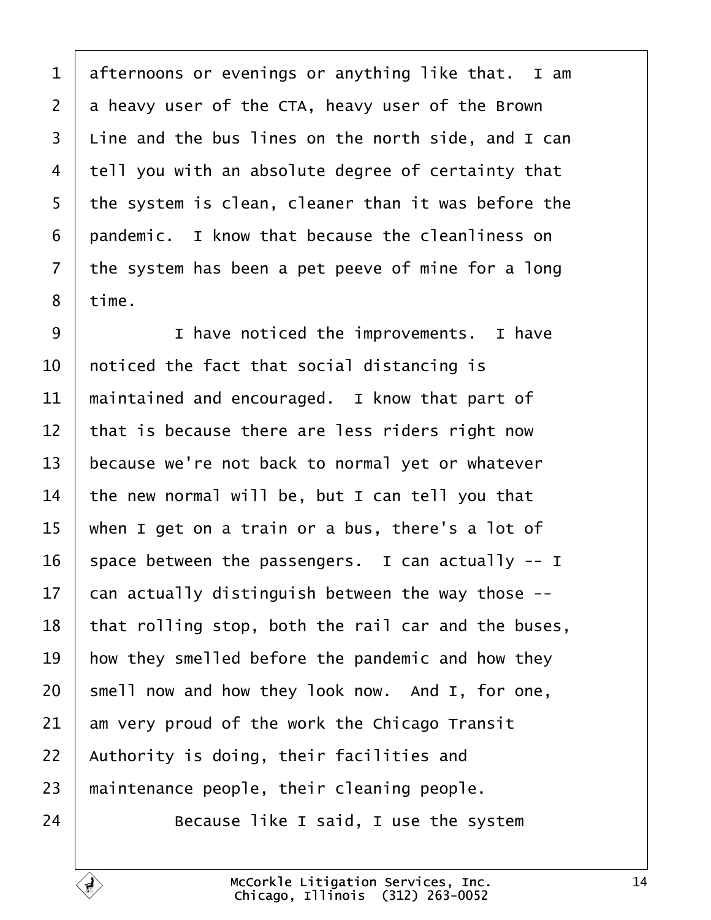afternoons or evenings or anything like that. I am a heavy user of the CTA, heavy user of the Brown Line and the bus lines on the north side, and I can tell you with an absolute degree of certainty that the system is clean, cleaner than it was before the pandemic. I know that because the cleanliness on the system has been a pet peeve of mine for a long time.

I have noticed the improvements. I have noticed the fact that social distancing is maintained and encouraged. I know that part of that is because there are less riders right now because we're not back to normal yet or whatever the new normal will be, but I can tell you that when I get on a train or a bus, there's a lot of space between the passengers. I can actually -- I can actually distinguish between the way those -- that rolling stop, both the rail car and the buses, how they smelled before the pandemic and how they smell now and how they look now. And I, for one, am very proud of the work the Chicago Transit Authority is doing, their facilities and maintenance people, their cleaning people.

Because like I said, I use the system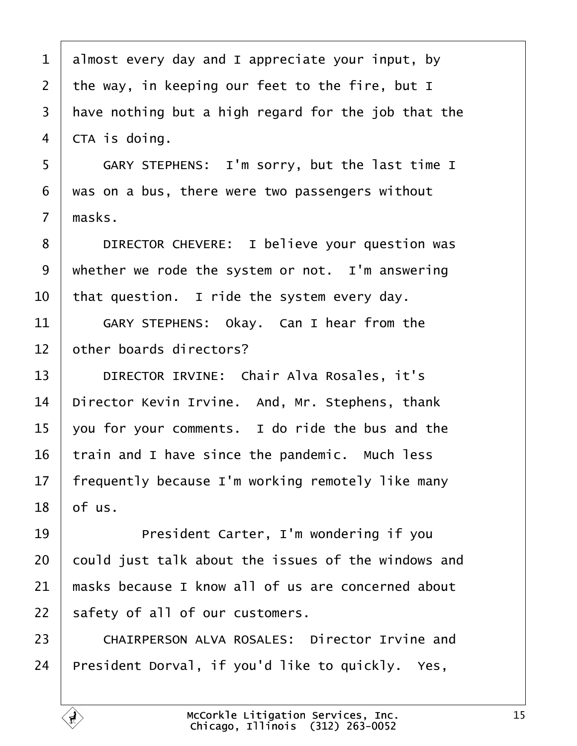almost every day and I appreciate your input, by the way, in keeping our feet to the fire, but I have nothing but a high regard for the job that the CTA is doing.

GARY STEPHENS: I'm sorry, but the last time I was on a bus, there were two passengers without masks.

DIRECTOR CHEVERE: I believe your question was whether we rode the system or not. I'm answering that question. I ride the system every day.

GARY STEPHENS: Okay. Can I hear from the other boards directors?

DIRECTOR IRVINE: Chair Alva Rosales, it's Director Kevin Irvine. And, Mr. Stephens, thank you for your comments. I do ride the bus and the train and I have since the pandemic. Much less frequently because I'm working remotely like many of us.

President Carter, I'm wondering if you could just talk about the issues of the windows and masks because I know all of us are concerned about safety of all of our customers.

CHAIRPERSON ALVA ROSALES: Director Irvine and President Dorval, if you'd like to quickly. Yes,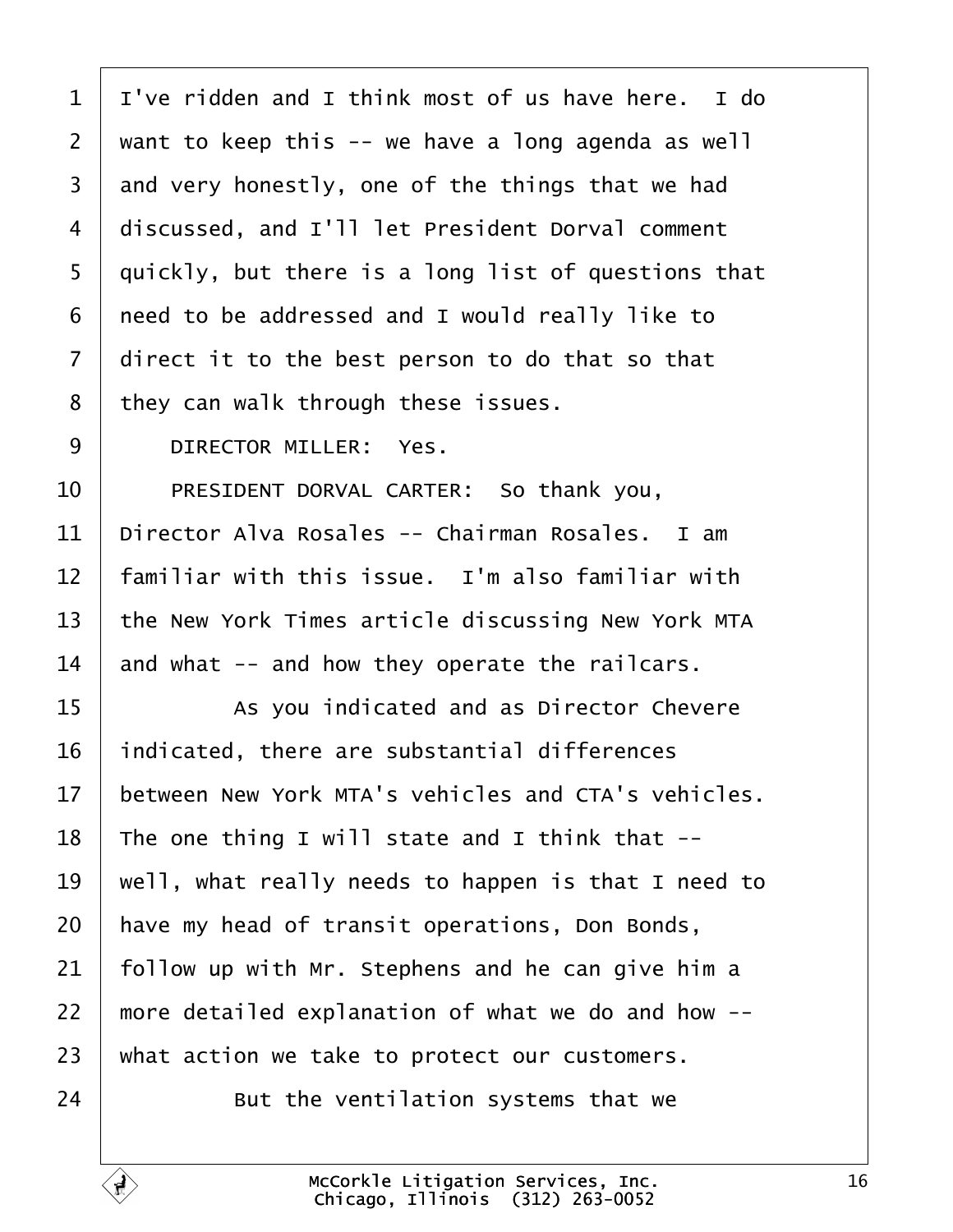I've ridden and I think most of us have here. I do want to keep this -- we have a long agenda as well and very honestly, one of the things that we had discussed, and I'll let President Dorval comment quickly, but there is a long list of questions that need to be addressed and I would really like to direct it to the best person to do that so that they can walk through these issues.

DIRECTOR MILLER: Yes.

PRESIDENT DORVAL CARTER: So thank you, Director Alva Rosales -- Chairman Rosales. I am familiar with this issue. I'm also familiar with the New York Times article discussing New York MTA and what -- and how they operate the railcars.

As you indicated and as Director Chevere indicated, there are substantial differences between New York MTA's vehicles and CTA's vehicles. The one thing I will state and I think that -- well, what really needs to happen is that I need to have my head of transit operations, Don Bonds, follow up with Mr. Stephens and he can give him a more detailed explanation of what we do and how -- what action we take to protect our customers.

But the ventilation systems that we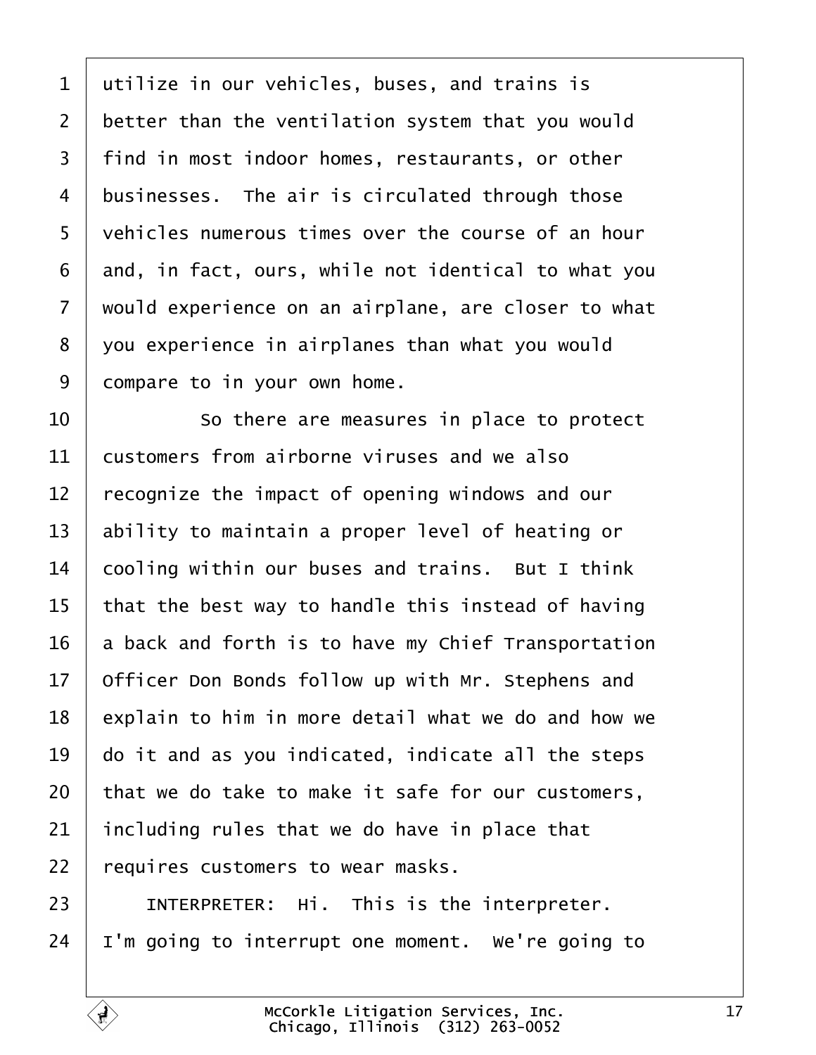utilize in our vehicles, buses, and trains is better than the ventilation system that you would find in most indoor homes, restaurants, or other businesses. The air is circulated through those vehicles numerous times over the course of an hour and, in fact, ours, while not identical to what you would experience on an airplane, are closer to what you experience in airplanes than what you would compare to in your own home.

So there are measures in place to protect customers from airborne viruses and we also recognize the impact of opening windows and our ability to maintain a proper level of heating or cooling within our buses and trains. But I think that the best way to handle this instead of having a back and forth is to have my Chief Transportation Officer Don Bonds follow up with Mr. Stephens and explain to him in more detail what we do and how we do it and as you indicated, indicate all the steps that we do take to make it safe for our customers, including rules that we do have in place that requires customers to wear masks.

INTERPRETER: Hi. This is the interpreter. I'm going to interrupt one moment. We're going to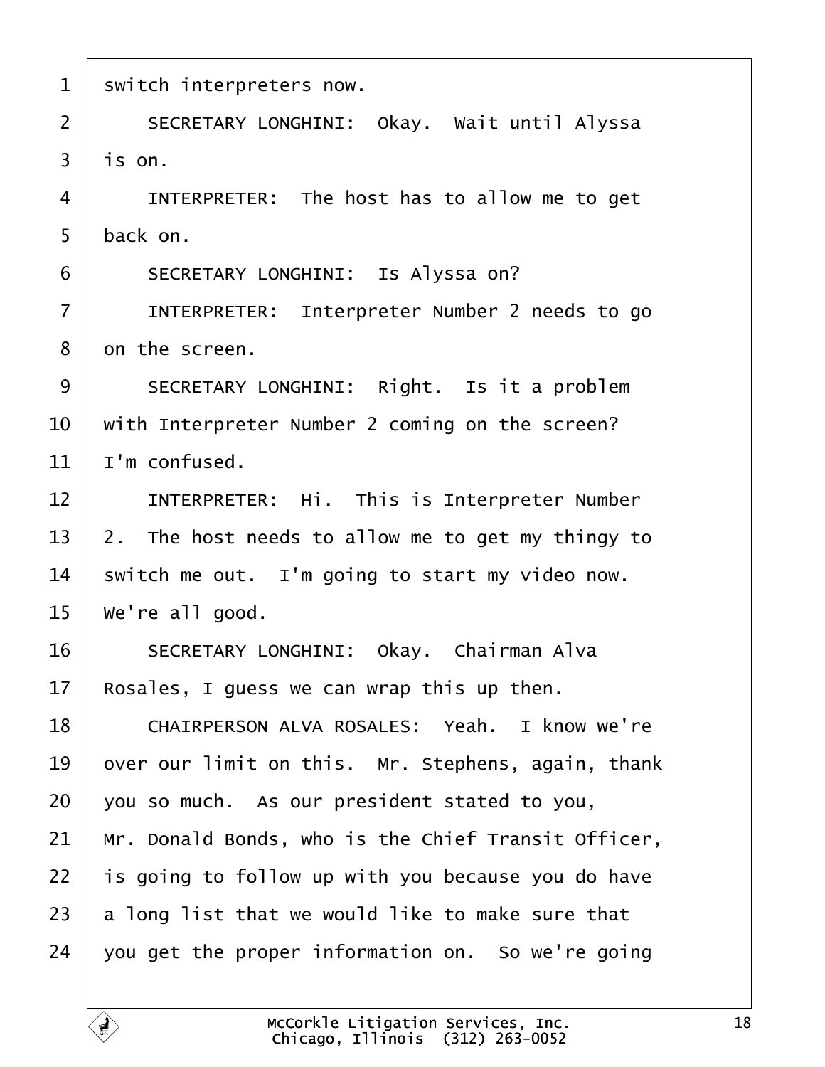switch interpreters now.

SECRETARY LONGHINI: Okay. Wait until Alyssa is on.

INTERPRETER: The host has to allow me to get back on.

SECRETARY LONGHINI: Is Alyssa on?

INTERPRETER: Interpreter Number 2 needs to go on the screen.

SECRETARY LONGHINI: Right. Is it a problem with Interpreter Number 2 coming on the screen? I'm confused.

INTERPRETER: Hi. This is Interpreter Number 2. The host needs to allow me to get my thingy to switch me out. I'm going to start my video now. We're all good.

SECRETARY LONGHINI: Okay. Chairman Alva Rosales, I guess we can wrap this up then.

CHAIRPERSON ALVA ROSALES: Yeah. I know we're over our limit on this. Mr. Stephens, again, thank you so much. As our president stated to you, Mr. Donald Bonds, who is the Chief Transit Officer, is going to follow up with you because you do have a long list that we would like to make sure that you get the proper information on. So we're going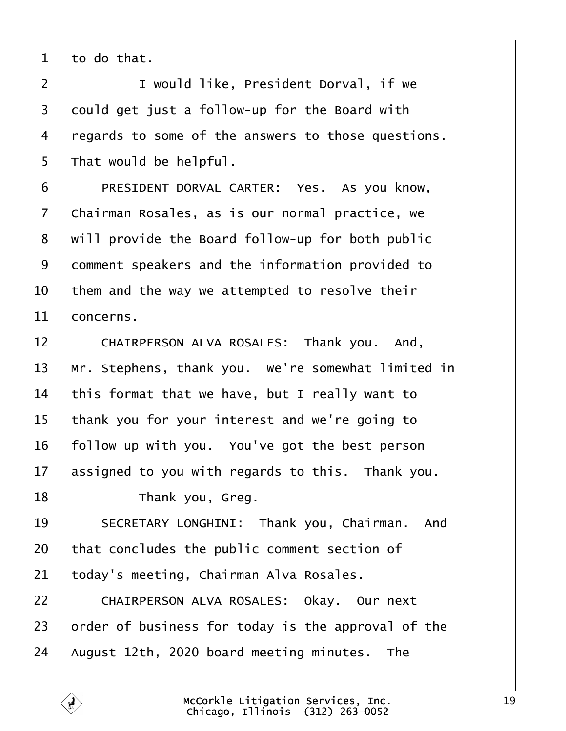1 to do that.

2 I would like, President Dorval, if we

3 could get just a follow-up for the Board with

4 regards to some of the answers to those questions.

5 That would be helpful.

6 PRESIDENT DORVAL CARTER: Yes. As you know,

7 Chairman Rosales, as is our normal practice, we

8 will provide the Board follow-up for both public

9 comment speakers and the information provided to

10 them and the way we attempted to resolve their

11 concerns.

12 CHAIRPERSON ALVA ROSALES: Thank you. And,

13 Mr. Stephens, thank you. We're somewhat limited in

14 this format that we have, but I really want to

15 thank you for your interest and we're going to

16 follow up with you. You've got the best person

17 assigned to you with regards to this. Thank you.

18 Thank you, Greg.

19 SECRETARY LONGHINI: Thank you, Chairman. And

20 that concludes the public comment section of

21 today's meeting, Chairman Alva Rosales.

22 CHAIRPERSON ALVA ROSALES: Okay. Our next

23 order of business for today is the approval of the

24 August 12th, 2020 board meeting minutes. The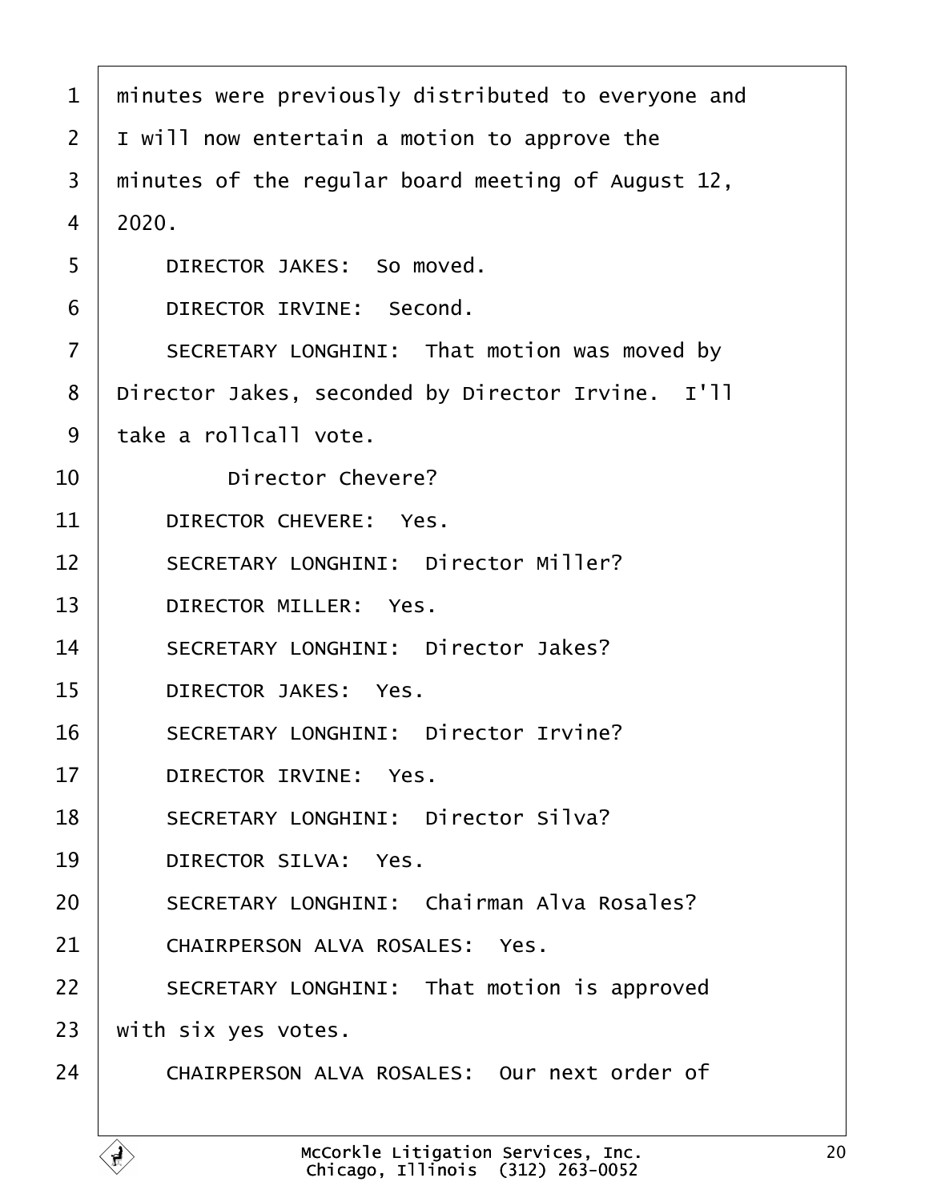minutes were previously distributed to everyone and I will now entertain a motion to approve the minutes of the regular board meeting of August 12, 2020.

DIRECTOR JAKES: So moved.

DIRECTOR IRVINE: Second.

SECRETARY LONGHINI: That motion was moved by Director Jakes, seconded by Director Irvine. I'll take a rollcall vote.

Director Chevere?

DIRECTOR CHEVERE: Yes.

SECRETARY LONGHINI: Director Miller?

DIRECTOR MILLER: Yes.

SECRETARY LONGHINI: Director Jakes?

DIRECTOR JAKES: Yes.

SECRETARY LONGHINI: Director Irvine?

DIRECTOR IRVINE: Yes.

SECRETARY LONGHINI: Director Silva?

DIRECTOR SILVA: Yes.

SECRETARY LONGHINI: Chairman Alva Rosales?

CHAIRPERSON ALVA ROSALES: Yes.

SECRETARY LONGHINI: That motion is approved with six yes votes.

CHAIRPERSON ALVA ROSALES: Our next order of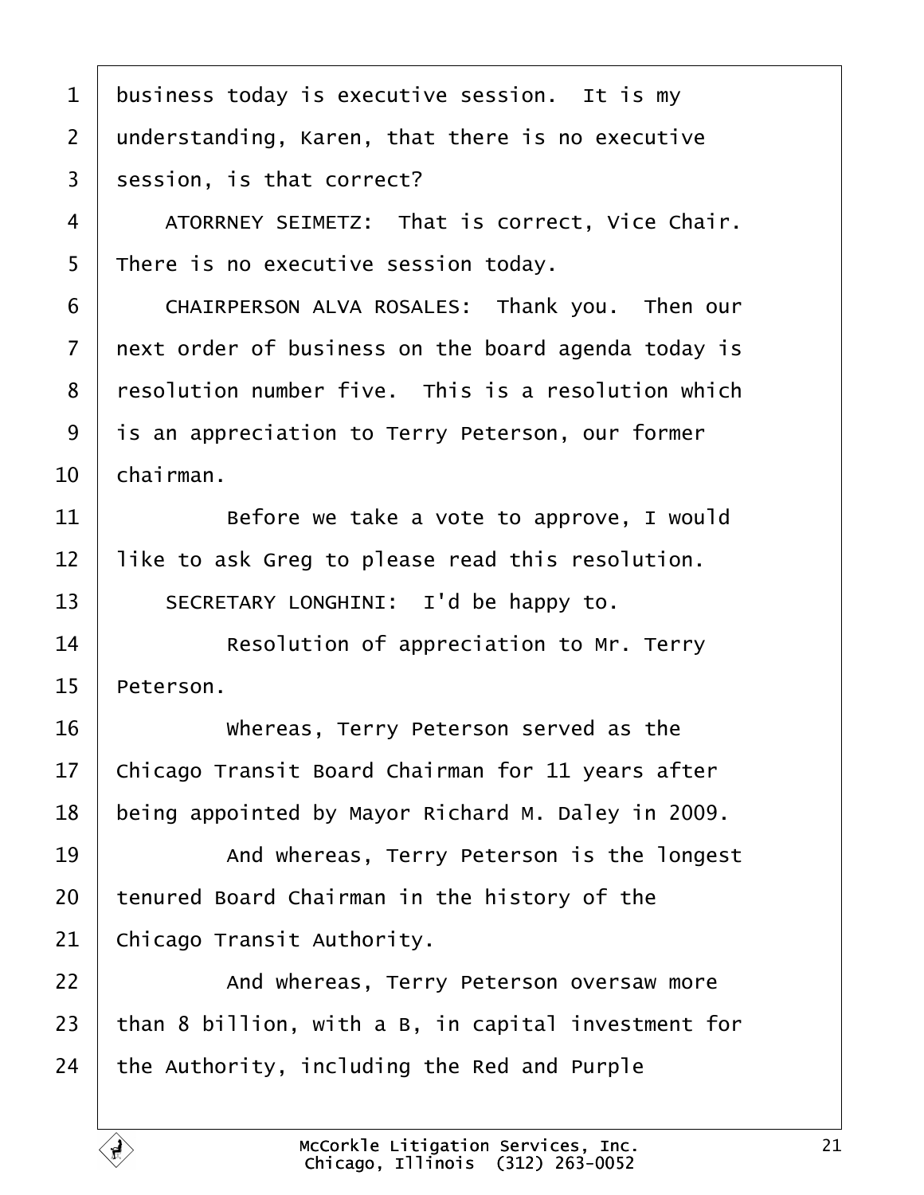business today is executive session. It is my understanding, Karen, that there is no executive session, is that correct?

ATORRNEY SEIMETZ: That is correct, Vice Chair. There is no executive session today.

CHAIRPERSON ALVA ROSALES: Thank you. Then our next order of business on the board agenda today is resolution number five. This is a resolution which is an appreciation to Terry Peterson, our former chairman.

Before we take a vote to approve, I would like to ask Greg to please read this resolution.

SECRETARY LONGHINI: I'd be happy to.

Resolution of appreciation to Mr. Terry Peterson.

Whereas, Terry Peterson served as the Chicago Transit Board Chairman for 11 years after being appointed by Mayor Richard M. Daley in 2009.

And whereas, Terry Peterson is the longest tenured Board Chairman in the history of the Chicago Transit Authority.

And whereas, Terry Peterson oversaw more than 8 billion, with a B, in capital investment for the Authority, including the Red and Purple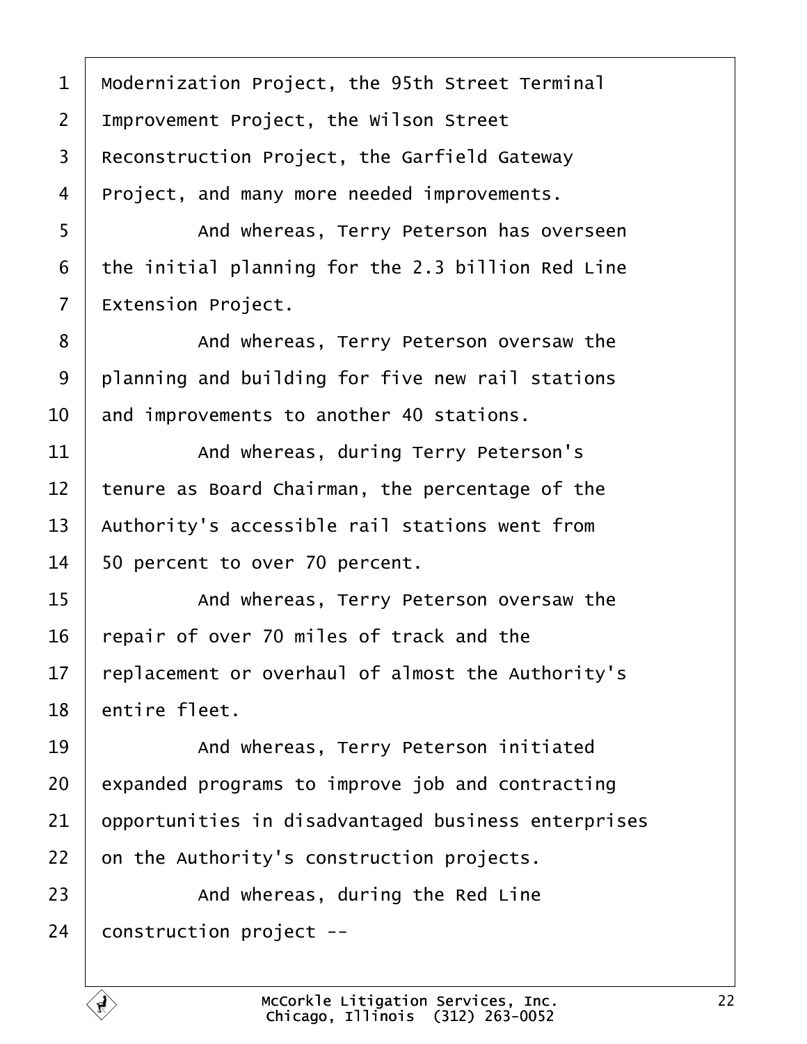Modernization Project, the 95th Street Terminal Improvement Project, the Wilson Street Reconstruction Project, the Garfield Gateway Project, and many more needed improvements.

And whereas, Terry Peterson has overseen the initial planning for the 2.3 billion Red Line Extension Project.

And whereas, Terry Peterson oversaw the planning and building for five new rail stations and improvements to another 40 stations.

And whereas, during Terry Peterson's tenure as Board Chairman, the percentage of the Authority's accessible rail stations went from 50 percent to over 70 percent.

And whereas, Terry Peterson oversaw the repair of over 70 miles of track and the replacement or overhaul of almost the Authority's entire fleet.

And whereas, Terry Peterson initiated expanded programs to improve job and contracting opportunities in disadvantaged business enterprises on the Authority's construction projects.

And whereas, during the Red Line construction project --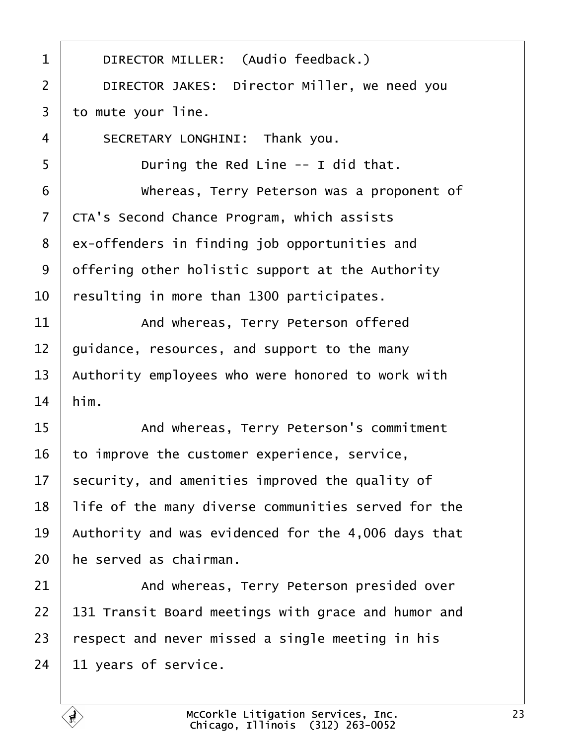DIRECTOR MILLER: (Audio feedback.)

DIRECTOR JAKES: Director Miller, we need you to mute your line.

SECRETARY LONGHINI: Thank you.

During the Red Line -- I did that.

Whereas, Terry Peterson was a proponent of CTA's Second Chance Program, which assists ex-offenders in finding job opportunities and offering other holistic support at the Authority resulting in more than 1300 participates.

And whereas, Terry Peterson offered guidance, resources, and support to the many Authority employees who were honored to work with him.

And whereas, Terry Peterson's commitment to improve the customer experience, service, security, and amenities improved the quality of life of the many diverse communities served for the Authority and was evidenced for the 4,006 days that he served as chairman.

And whereas, Terry Peterson presided over 131 Transit Board meetings with grace and humor and respect and never missed a single meeting in his 11 years of service.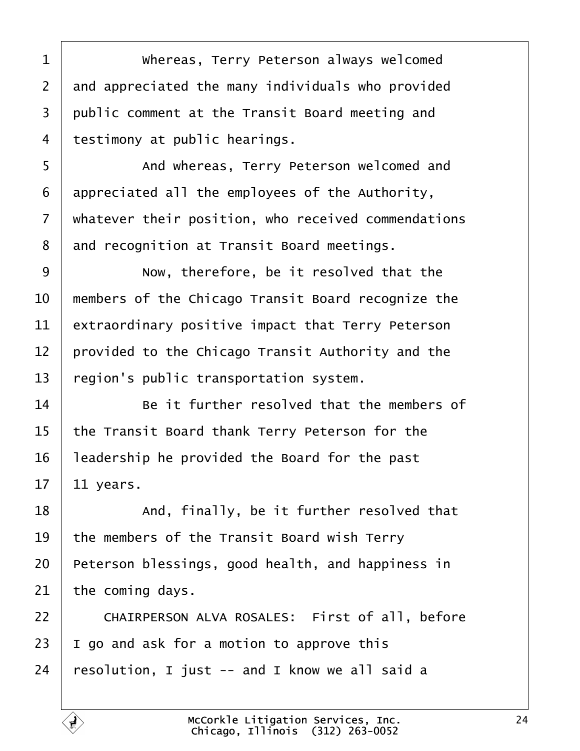Whereas, Terry Peterson always welcomed and appreciated the many individuals who provided public comment at the Transit Board meeting and testimony at public hearings.

And whereas, Terry Peterson welcomed and appreciated all the employees of the Authority, whatever their position, who received commendations and recognition at Transit Board meetings.

Now, therefore, be it resolved that the members of the Chicago Transit Board recognize the extraordinary positive impact that Terry Peterson provided to the Chicago Transit Authority and the region's public transportation system.

Be it further resolved that the members of the Transit Board thank Terry Peterson for the leadership he provided the Board for the past 11 years.

And, finally, be it further resolved that the members of the Transit Board wish Terry Peterson blessings, good health, and happiness in the coming days.

CHAIRPERSON ALVA ROSALES: First of all, before I go and ask for a motion to approve this resolution, I just -- and I know we all said a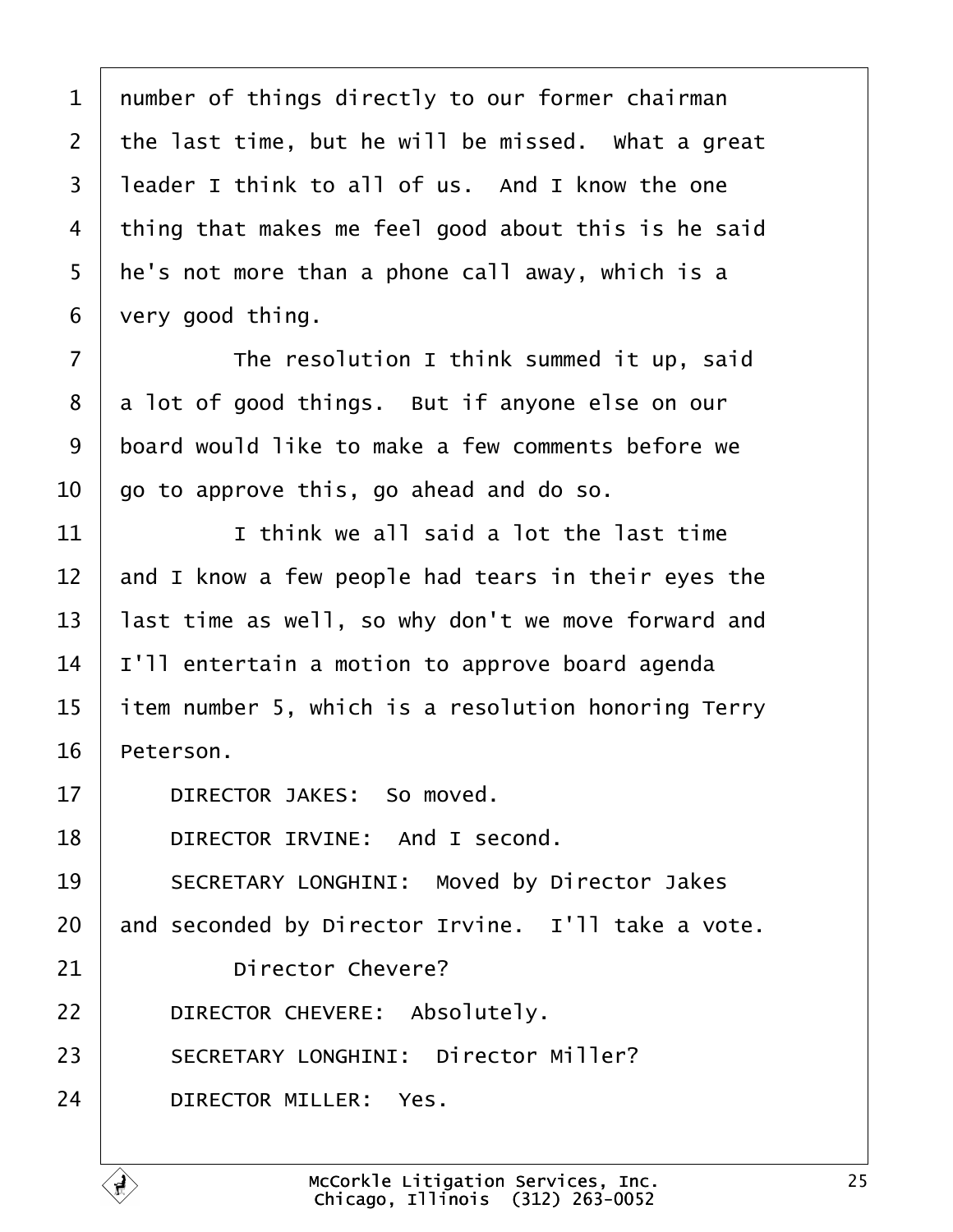number of things directly to our former chairman the last time, but he will be missed. What a great leader I think to all of us. And I know the one thing that makes me feel good about this is he said he's not more than a phone call away, which is a very good thing.

The resolution I think summed it up, said a lot of good things. But if anyone else on our board would like to make a few comments before we go to approve this, go ahead and do so.

I think we all said a lot the last time and I know a few people had tears in their eyes the last time as well, so why don't we move forward and I'll entertain a motion to approve board agenda item number 5, which is a resolution honoring Terry Peterson.

DIRECTOR JAKES: So moved.

DIRECTOR IRVINE: And I second.

SECRETARY LONGHINI: Moved by Director Jakes and seconded by Director Irvine. I'll take a vote.

Director Chevere?

DIRECTOR CHEVERE: Absolutely.

SECRETARY LONGHINI: Director Miller?

DIRECTOR MILLER: Yes.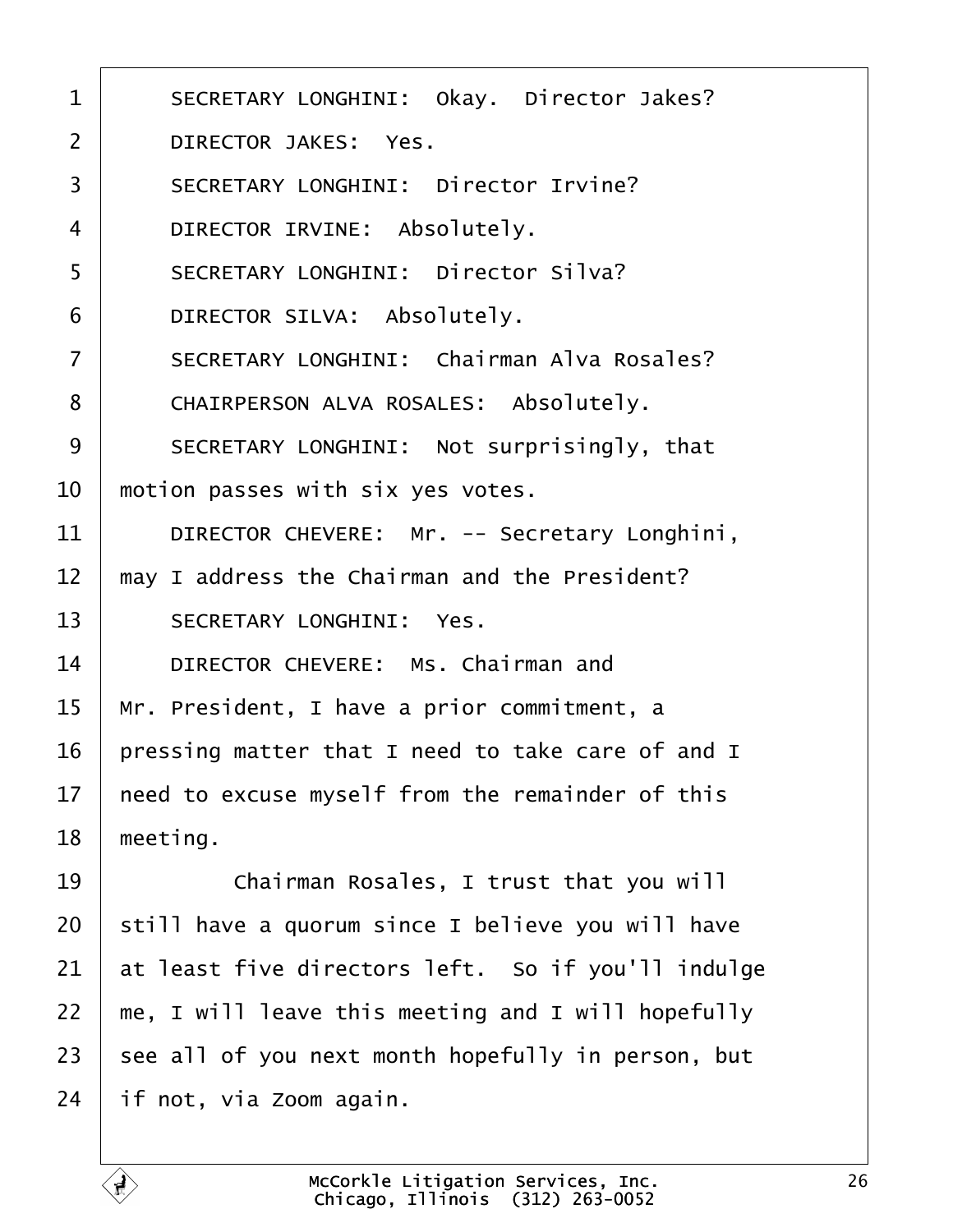1 SECRETARY LONGHINI: Okay. Director Jakes?

2 DIRECTOR JAKES: Yes.

3 SECRETARY LONGHINI: Director Irvine?

4 DIRECTOR IRVINE: Absolutely.

5 SECRETARY LONGHINI: Director Silva?

6 DIRECTOR SILVA: Absolutely.

7 SECRETARY LONGHINI: Chairman Alva Rosales?

8 CHAIRPERSON ALVA ROSALES: Absolutely.

9 SECRETARY LONGHINI: Not surprisingly, that

10 motion passes with six yes votes.

11 DIRECTOR CHEVERE: Mr. -- Secretary Longhini,

12 may I address the Chairman and the President?

13 SECRETARY LONGHINI: Yes.

14 DIRECTOR CHEVERE: Ms. Chairman and

15 Mr. President, I have a prior commitment, a

16 pressing matter that I need to take care of and I

17 need to excuse myself from the remainder of this

18 meeting.

19 Chairman Rosales, I trust that you will

20 still have a quorum since I believe you will have

21 at least five directors left. So if you'll indulge

22 me, I will leave this meeting and I will hopefully

23 see all of you next month hopefully in person, but

24 if not, via Zoom again.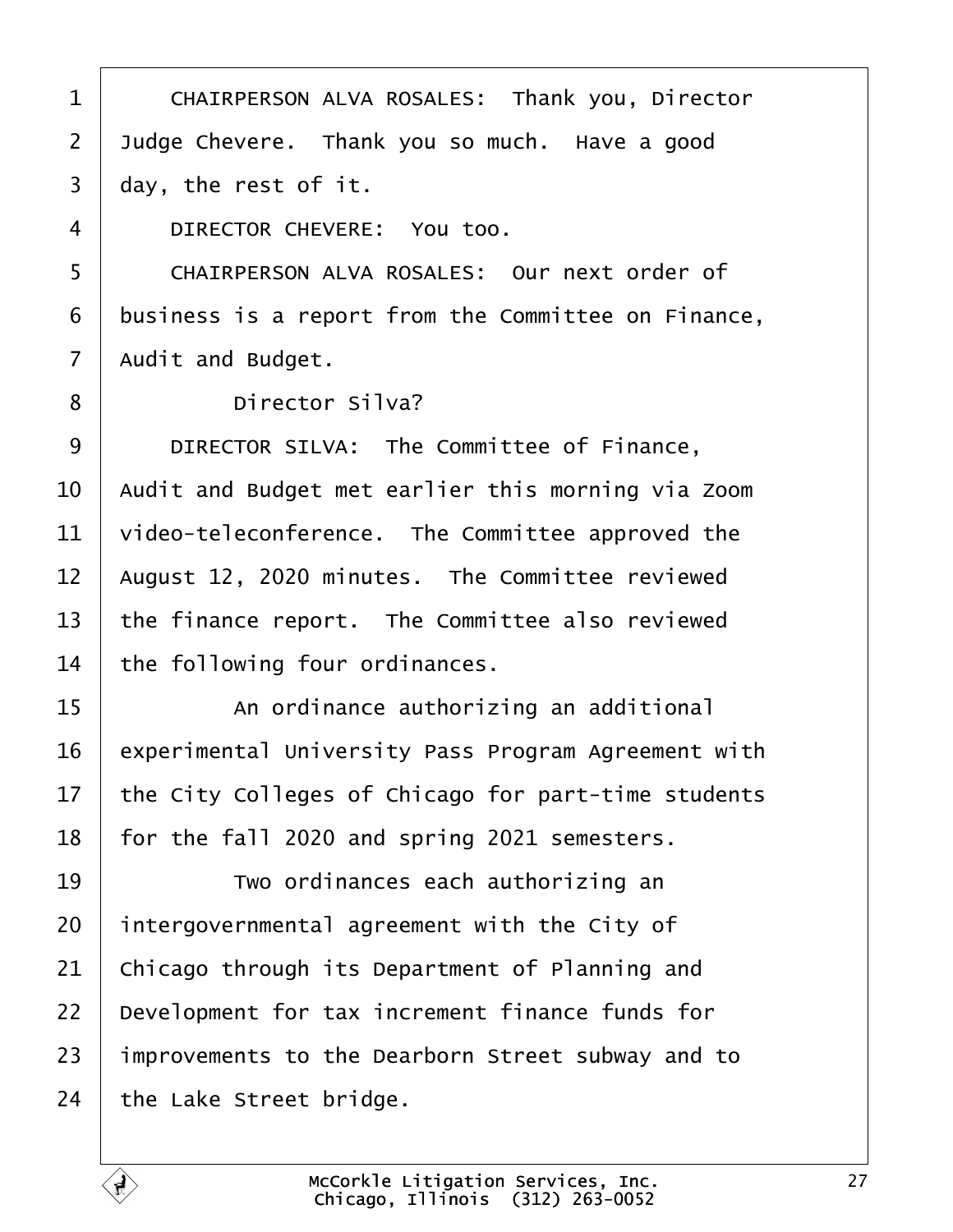CHAIRPERSON ALVA ROSALES: Thank you, Director Judge Chevere. Thank you so much. Have a good day, the rest of it.

DIRECTOR CHEVERE: You too.

CHAIRPERSON ALVA ROSALES: Our next order of business is a report from the Committee on Finance, Audit and Budget.

Director Silva?

DIRECTOR SILVA: The Committee of Finance, Audit and Budget met earlier this morning via Zoom video-teleconference. The Committee approved the August 12, 2020 minutes. The Committee reviewed the finance report. The Committee also reviewed the following four ordinances.

An ordinance authorizing an additional experimental University Pass Program Agreement with the City Colleges of Chicago for part-time students for the fall 2020 and spring 2021 semesters.

Two ordinances each authorizing an intergovernmental agreement with the City of Chicago through its Department of Planning and Development for tax increment finance funds for improvements to the Dearborn Street subway and to the Lake Street bridge.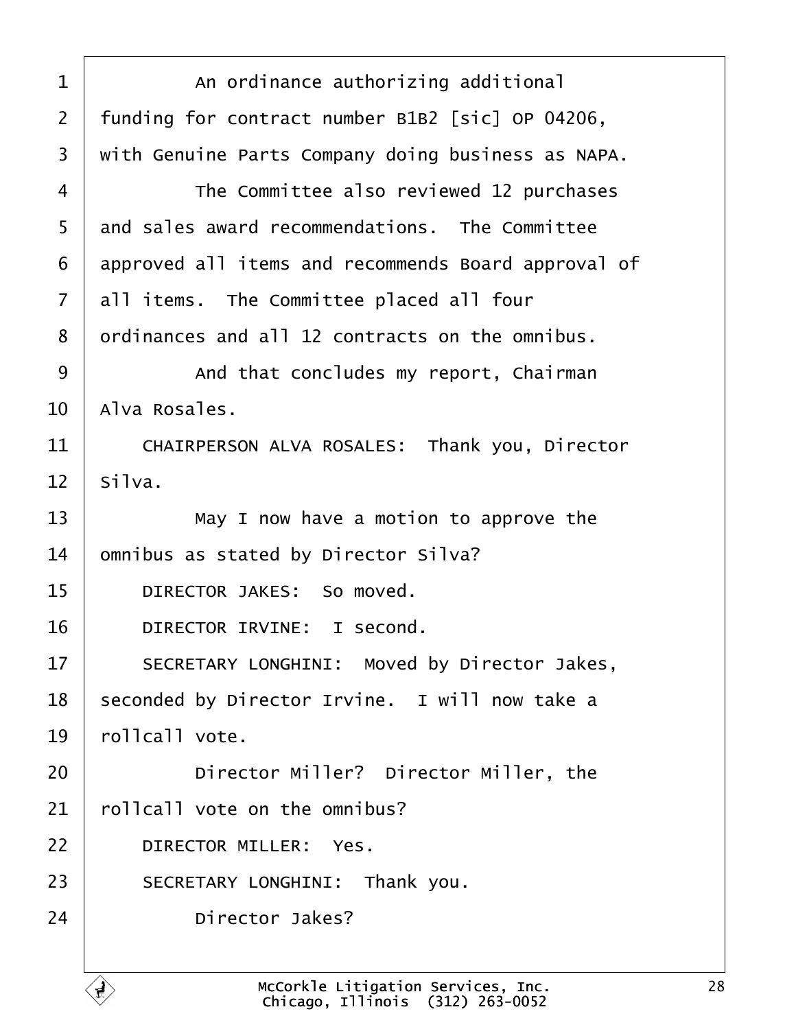An ordinance authorizing additional funding for contract number B1B2 [sic] OP 04206, with Genuine Parts Company doing business as NAPA.

The Committee also reviewed 12 purchases and sales award recommendations. The Committee approved all items and recommends Board approval of all items. The Committee placed all four ordinances and all 12 contracts on the omnibus.

And that concludes my report, Chairman Alva Rosales.

CHAIRPERSON ALVA ROSALES: Thank you, Director Silva.

May I now have a motion to approve the omnibus as stated by Director Silva?

DIRECTOR JAKES: So moved.

DIRECTOR IRVINE: I second.

SECRETARY LONGHINI: Moved by Director Jakes, seconded by Director Irvine. I will now take a rollcall vote.

Director Miller? Director Miller, the rollcall vote on the omnibus?

DIRECTOR MILLER: Yes.

SECRETARY LONGHINI: Thank you.

Director Jakes?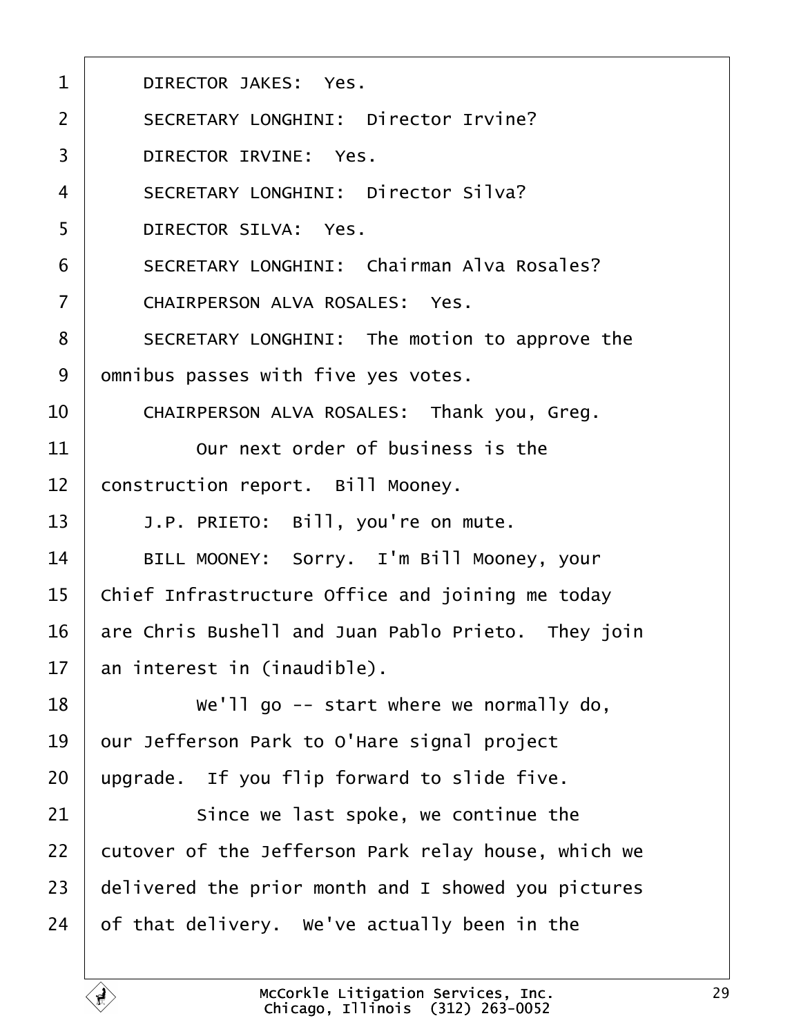1 DIRECTOR JAKES: Yes.

2 SECRETARY LONGHINI: Director Irvine?

3 DIRECTOR IRVINE: Yes.

4 SECRETARY LONGHINI: Director Silva?

5 DIRECTOR SILVA: Yes.

6 SECRETARY LONGHINI: Chairman Alva Rosales?

7 CHAIRPERSON ALVA ROSALES: Yes.

8 SECRETARY LONGHINI: The motion to approve the

9 omnibus passes with five yes votes.

10 CHAIRPERSON ALVA ROSALES: Thank you, Greg.

11 Our next order of business is the

12 construction report. Bill Mooney.

13 J.P. PRIETO: Bill, you're on mute.

14 BILL MOONEY: Sorry. I'm Bill Mooney, your

15 Chief Infrastructure Office and joining me today

16 are Chris Bushell and Juan Pablo Prieto. They join

17 an interest in (inaudible).

18 We'll go -- start where we normally do,

19 our Jefferson Park to O'Hare signal project

20 upgrade. If you flip forward to slide five.

21 Since we last spoke, we continue the

22 cutover of the Jefferson Park relay house, which we

23 delivered the prior month and I showed you pictures

24 of that delivery. We've actually been in the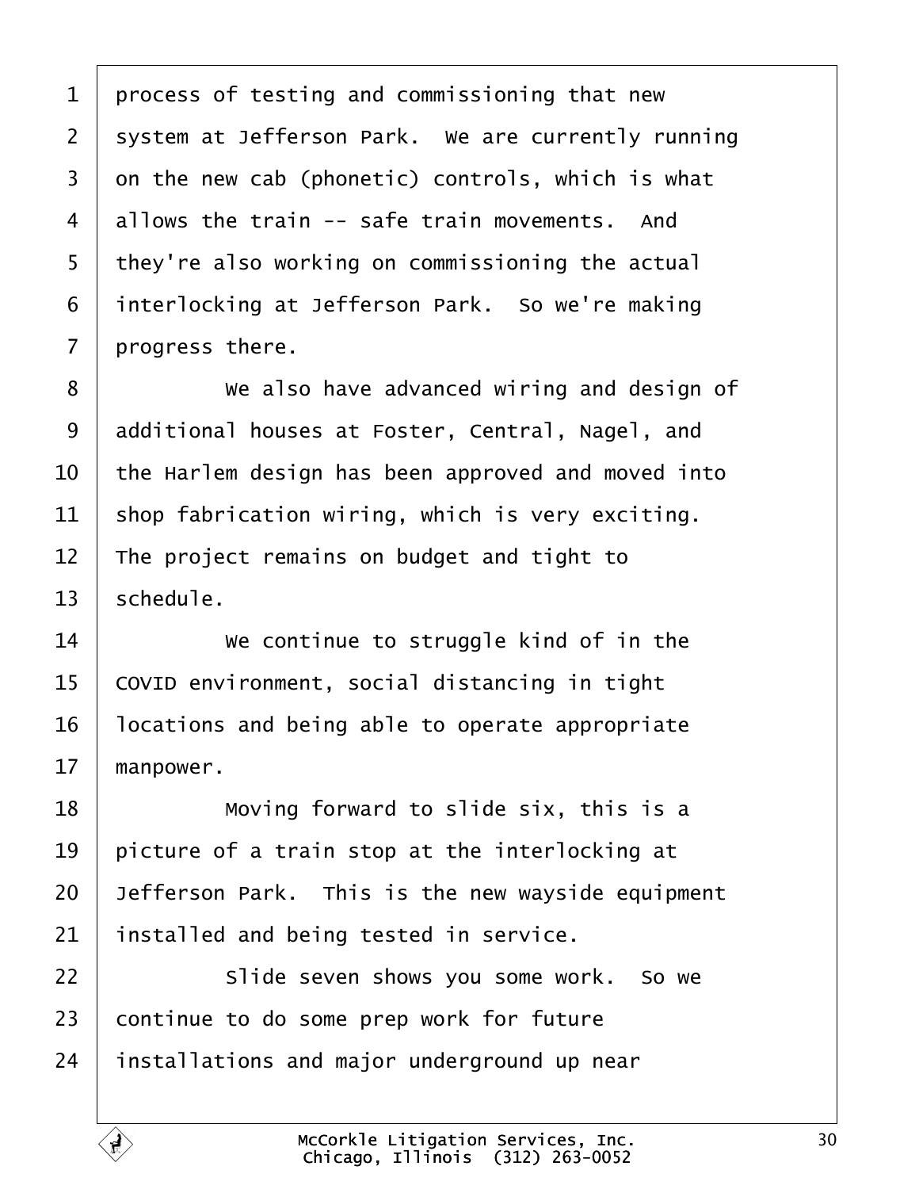process of testing and commissioning that new system at Jefferson Park. We are currently running on the new cab (phonetic) controls, which is what allows the train -- safe train movements. And they're also working on commissioning the actual interlocking at Jefferson Park. So we're making progress there.

We also have advanced wiring and design of additional houses at Foster, Central, Nagel, and the Harlem design has been approved and moved into shop fabrication wiring, which is very exciting. The project remains on budget and tight to schedule.

We continue to struggle kind of in the COVID environment, social distancing in tight locations and being able to operate appropriate manpower.

Moving forward to slide six, this is a picture of a train stop at the interlocking at Jefferson Park. This is the new wayside equipment installed and being tested in service.

Slide seven shows you some work. So we continue to do some prep work for future installations and major underground up near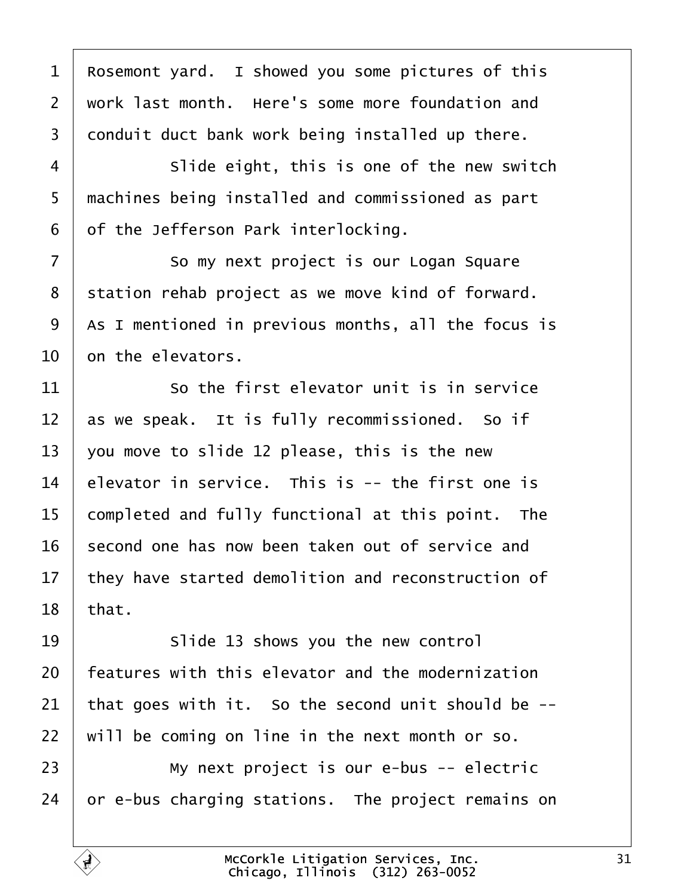Rosemont yard. I showed you some pictures of this work last month. Here's some more foundation and conduit duct bank work being installed up there.

Slide eight, this is one of the new switch machines being installed and commissioned as part of the Jefferson Park interlocking.

So my next project is our Logan Square station rehab project as we move kind of forward. As I mentioned in previous months, all the focus is on the elevators.

So the first elevator unit is in service as we speak. It is fully recommissioned. So if you move to slide 12 please, this is the new elevator in service. This is -- the first one is completed and fully functional at this point. The second one has now been taken out of service and they have started demolition and reconstruction of that.

Slide 13 shows you the new control features with this elevator and the modernization that goes with it. So the second unit should be -- will be coming on line in the next month or so.

My next project is our e-bus -- electric or e-bus charging stations. The project remains on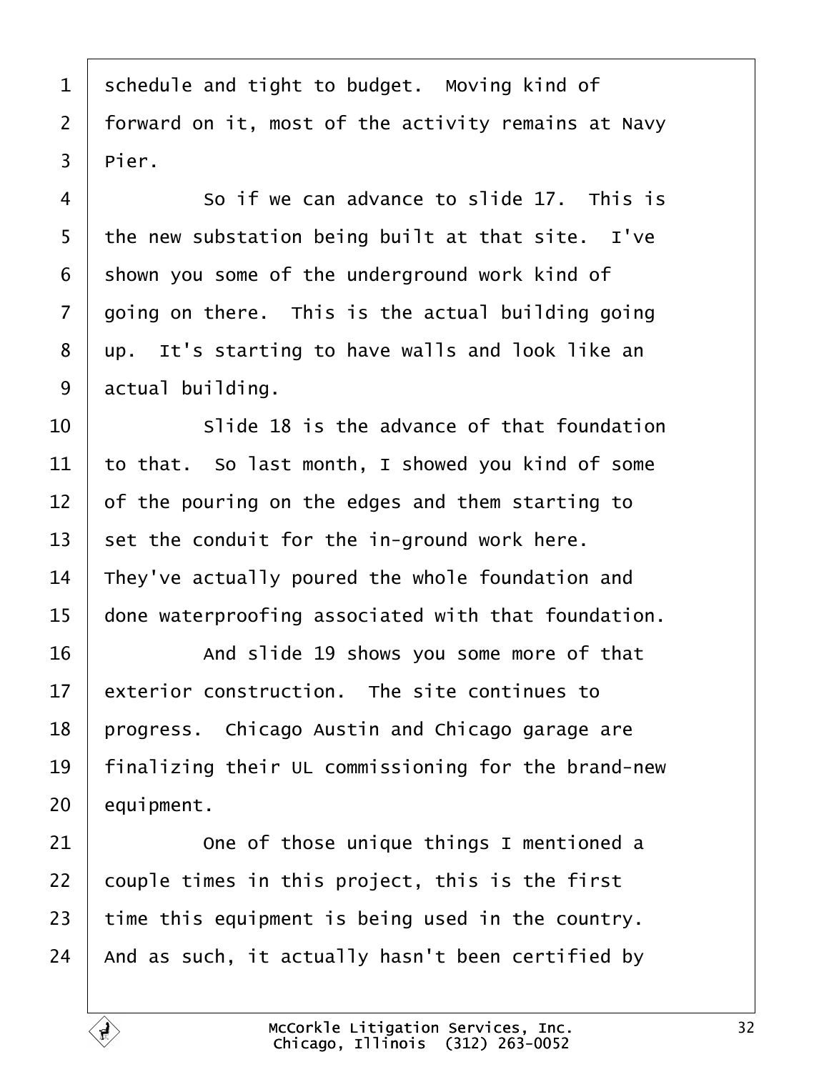1 schedule and tight to budget. Moving kind of
2 forward on it, most of the activity remains at Navy
3 Pier.

4 So if we can advance to slide 17. This is
5 the new substation being built at that site. I've
6 shown you some of the underground work kind of
7 going on there. This is the actual building going
8 up. It's starting to have walls and look like an
9 actual building.

10 Slide 18 is the advance of that foundation
11 to that. So last month, I showed you kind of some
12 of the pouring on the edges and them starting to
13 set the conduit for the in-ground work here.
14 They've actually poured the whole foundation and
15 done waterproofing associated with that foundation.

16 And slide 19 shows you some more of that
17 exterior construction. The site continues to
18 progress. Chicago Austin and Chicago garage are
19 finalizing their UL commissioning for the brand-new
20 equipment.

21 One of those unique things I mentioned a
22 couple times in this project, this is the first
23 time this equipment is being used in the country.
24 And as such, it actually hasn't been certified by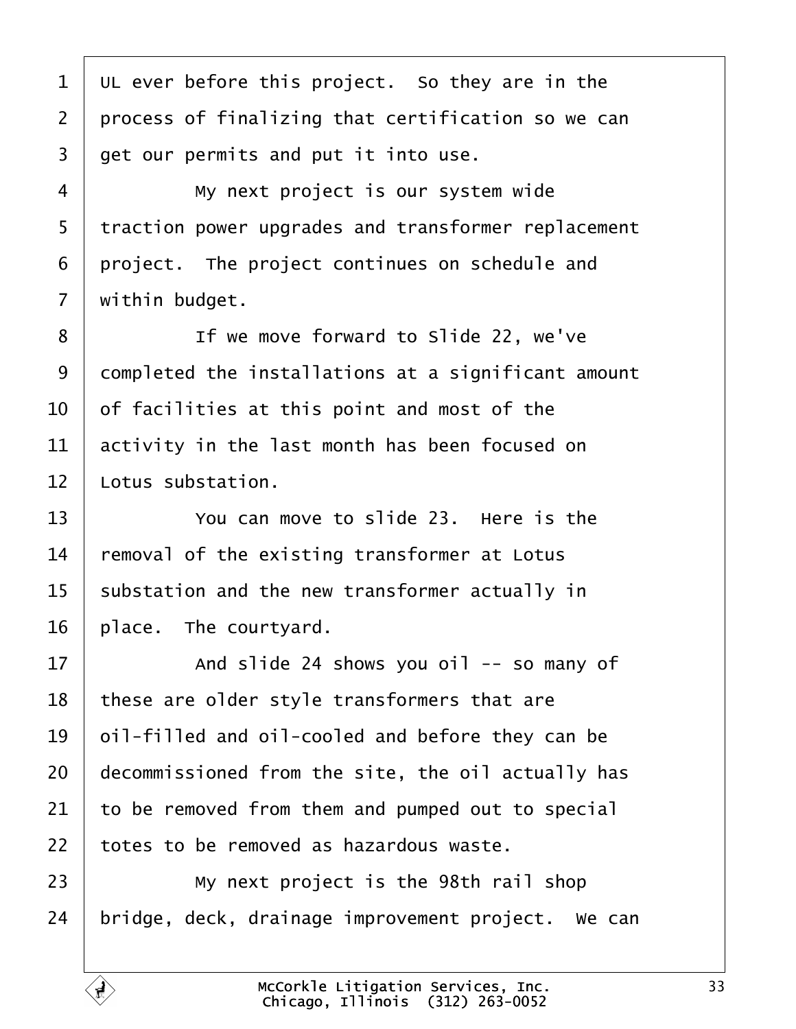UL ever before this project. So they are in the process of finalizing that certification so we can get our permits and put it into use.

My next project is our system wide traction power upgrades and transformer replacement project. The project continues on schedule and within budget.

If we move forward to Slide 22, we've completed the installations at a significant amount of facilities at this point and most of the activity in the last month has been focused on Lotus substation.

You can move to slide 23. Here is the removal of the existing transformer at Lotus substation and the new transformer actually in place. The courtyard.

And slide 24 shows you oil -- so many of these are older style transformers that are oil-filled and oil-cooled and before they can be decommissioned from the site, the oil actually has to be removed from them and pumped out to special totes to be removed as hazardous waste.

My next project is the 98th rail shop bridge, deck, drainage improvement project. We can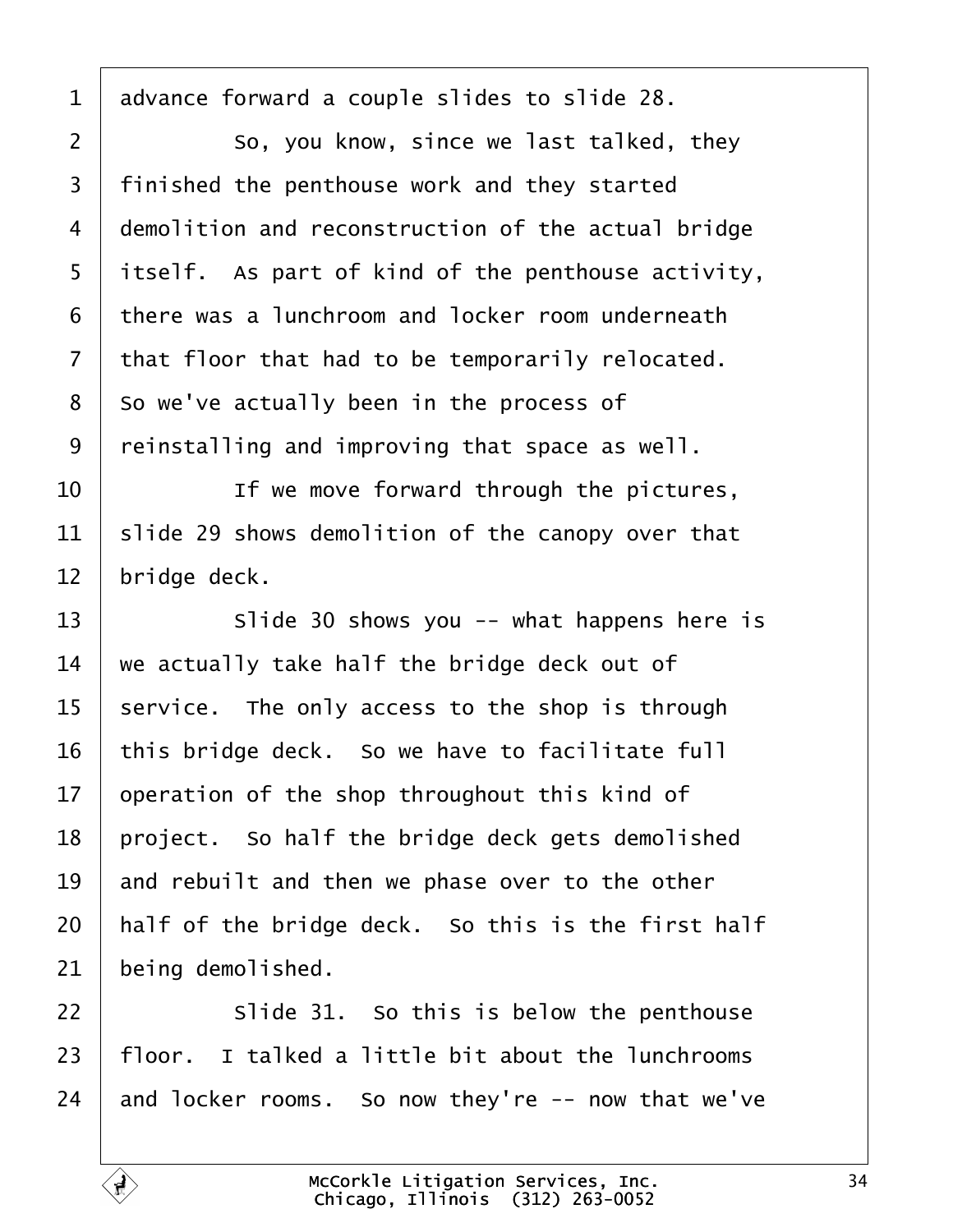advance forward a couple slides to slide 28.

So, you know, since we last talked, they finished the penthouse work and they started demolition and reconstruction of the actual bridge itself. As part of kind of the penthouse activity, there was a lunchroom and locker room underneath that floor that had to be temporarily relocated. So we've actually been in the process of reinstalling and improving that space as well.

If we move forward through the pictures, slide 29 shows demolition of the canopy over that bridge deck.

Slide 30 shows you -- what happens here is we actually take half the bridge deck out of service. The only access to the shop is through this bridge deck. So we have to facilitate full operation of the shop throughout this kind of project. So half the bridge deck gets demolished and rebuilt and then we phase over to the other half of the bridge deck. So this is the first half being demolished.

Slide 31. So this is below the penthouse floor. I talked a little bit about the lunchrooms and locker rooms. So now they're -- now that we've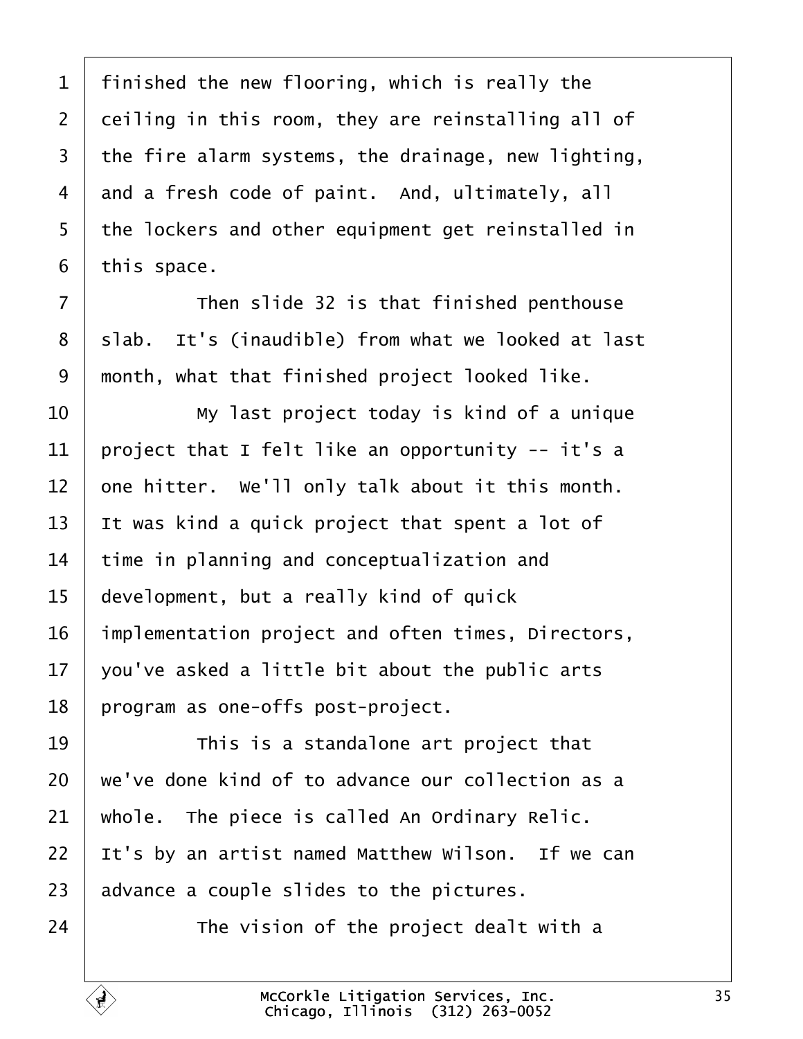1 finished the new flooring, which is really the
2 ceiling in this room, they are reinstalling all of
3 the fire alarm systems, the drainage, new lighting,
4 and a fresh code of paint. And, ultimately, all
5 the lockers and other equipment get reinstalled in
6 this space.
7 Then slide 32 is that finished penthouse
8 slab. It's (inaudible) from what we looked at last
9 month, what that finished project looked like.
10 My last project today is kind of a unique
11 project that I felt like an opportunity -- it's a
12 one hitter. We'll only talk about it this month.
13 It was kind a quick project that spent a lot of
14 time in planning and conceptualization and
15 development, but a really kind of quick
16 implementation project and often times, Directors,
17 you've asked a little bit about the public arts
18 program as one-offs post-project.
19 This is a standalone art project that
20 we've done kind of to advance our collection as a
21 whole. The piece is called An Ordinary Relic.
22 It's by an artist named Matthew Wilson. If we can
23 advance a couple slides to the pictures.
24 The vision of the project dealt with a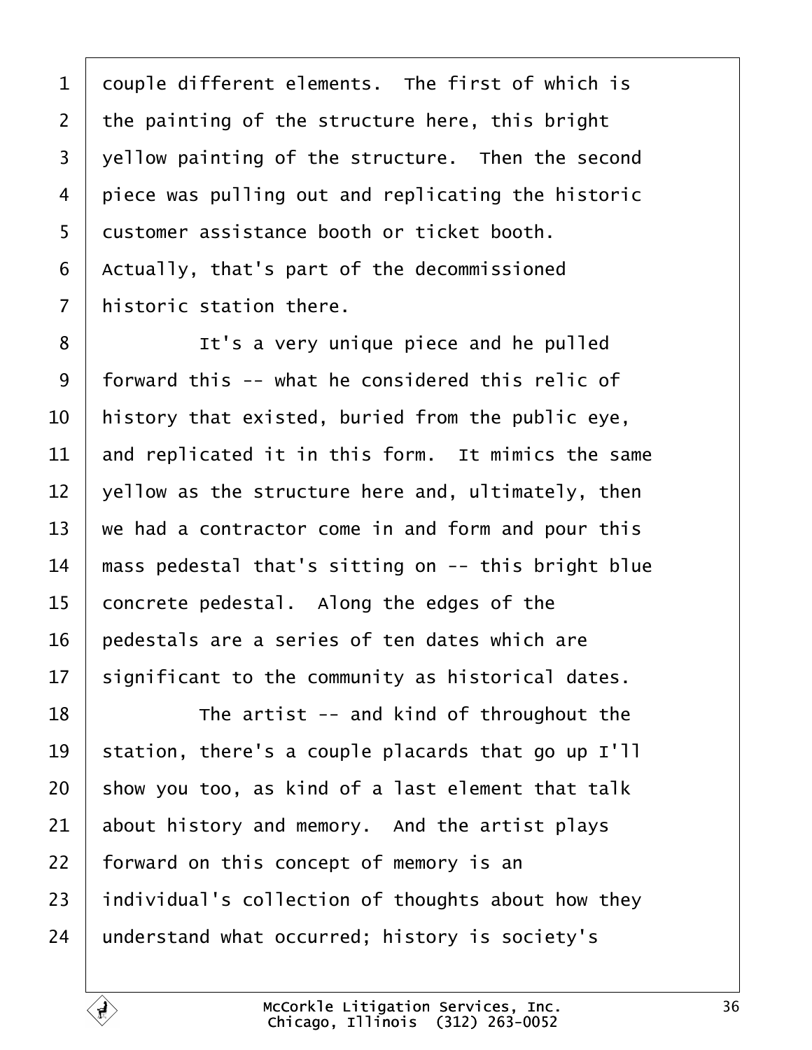1 couple different elements. The first of which is
2 the painting of the structure here, this bright
3 yellow painting of the structure. Then the second
4 piece was pulling out and replicating the historic
5 customer assistance booth or ticket booth.
6 Actually, that's part of the decommissioned
7 historic station there.
8 It's a very unique piece and he pulled
9 forward this -- what he considered this relic of
10 history that existed, buried from the public eye,
11 and replicated it in this form. It mimics the same
12 yellow as the structure here and, ultimately, then
13 we had a contractor come in and form and pour this
14 mass pedestal that's sitting on -- this bright blue
15 concrete pedestal. Along the edges of the
16 pedestals are a series of ten dates which are
17 significant to the community as historical dates.
18 The artist -- and kind of throughout the
19 station, there's a couple placards that go up I'll
20 show you too, as kind of a last element that talk
21 about history and memory. And the artist plays
22 forward on this concept of memory is an
23 individual's collection of thoughts about how they
24 understand what occurred; history is society's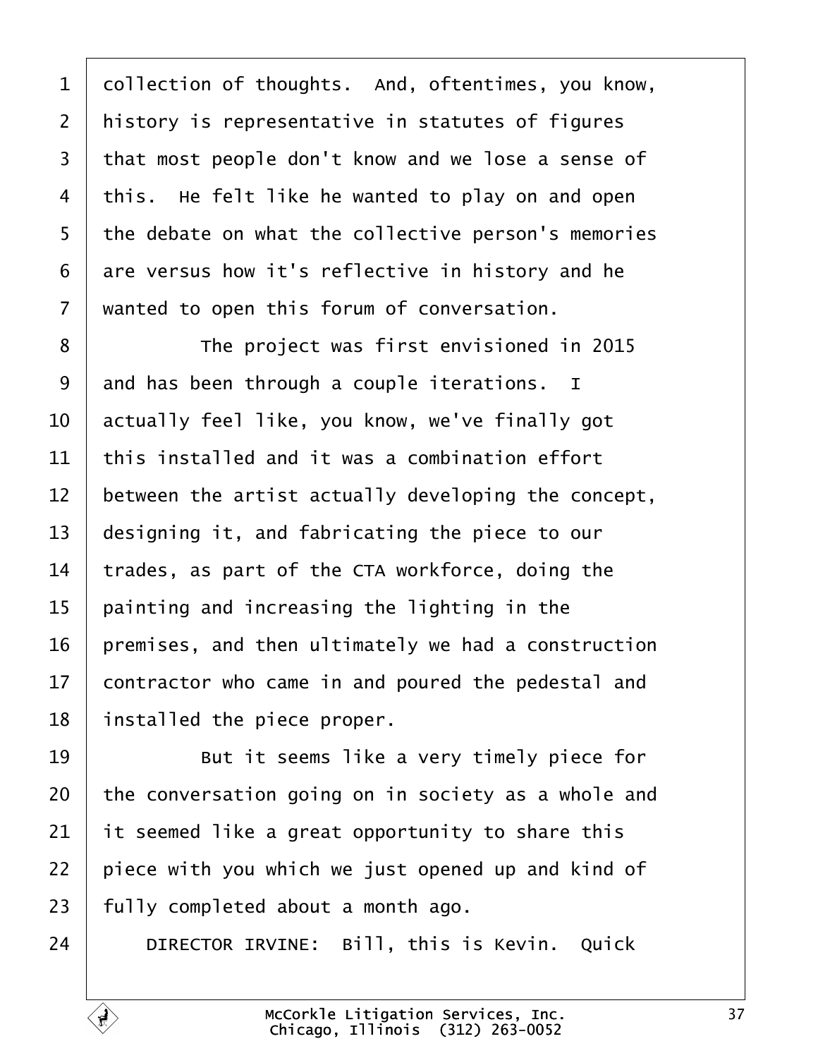collection of thoughts. And, oftentimes, you know, history is representative in statutes of figures that most people don't know and we lose a sense of this. He felt like he wanted to play on and open the debate on what the collective person's memories are versus how it's reflective in history and he wanted to open this forum of conversation.

The project was first envisioned in 2015 and has been through a couple iterations. I actually feel like, you know, we've finally got this installed and it was a combination effort between the artist actually developing the concept, designing it, and fabricating the piece to our trades, as part of the CTA workforce, doing the painting and increasing the lighting in the premises, and then ultimately we had a construction contractor who came in and poured the pedestal and installed the piece proper.

But it seems like a very timely piece for the conversation going on in society as a whole and it seemed like a great opportunity to share this piece with you which we just opened up and kind of fully completed about a month ago.

DIRECTOR IRVINE: Bill, this is Kevin. Quick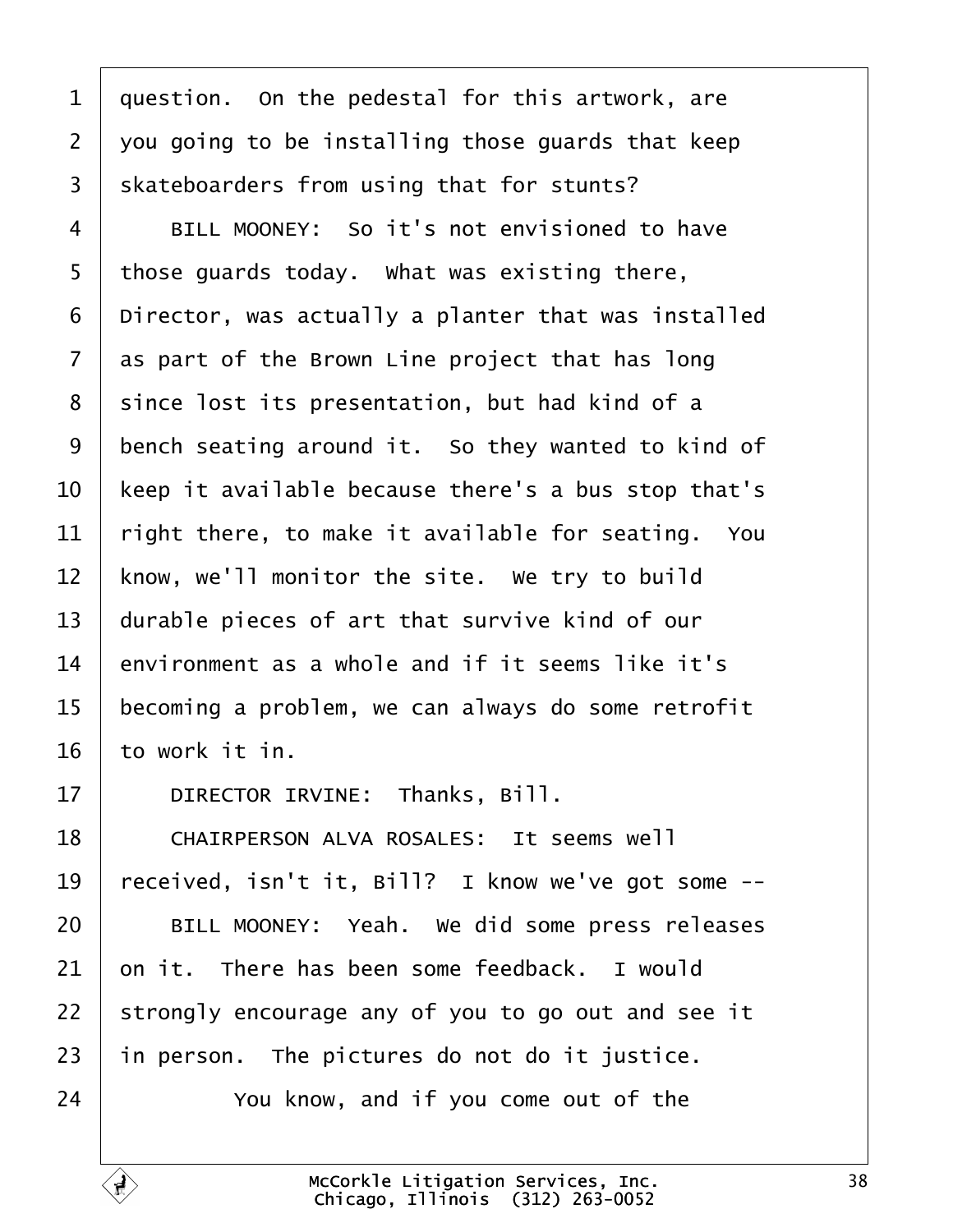question. On the pedestal for this artwork, are you going to be installing those guards that keep skateboarders from using that for stunts?

BILL MOONEY: So it's not envisioned to have those guards today. What was existing there, Director, was actually a planter that was installed as part of the Brown Line project that has long since lost its presentation, but had kind of a bench seating around it. So they wanted to kind of keep it available because there's a bus stop that's right there, to make it available for seating. You know, we'll monitor the site. We try to build durable pieces of art that survive kind of our environment as a whole and if it seems like it's becoming a problem, we can always do some retrofit to work it in.

DIRECTOR IRVINE: Thanks, Bill.

CHAIRPERSON ALVA ROSALES: It seems well received, isn't it, Bill? I know we've got some --

BILL MOONEY: Yeah. We did some press releases on it. There has been some feedback. I would strongly encourage any of you to go out and see it in person. The pictures do not do it justice.

You know, and if you come out of the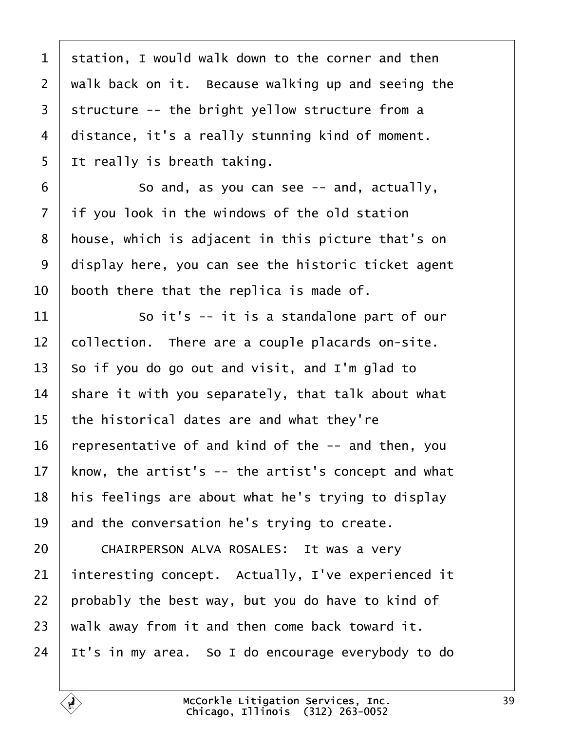station, I would walk down to the corner and then walk back on it. Because walking up and seeing the structure -- the bright yellow structure from a distance, it's a really stunning kind of moment. It really is breath taking.

So and, as you can see -- and, actually, if you look in the windows of the old station house, which is adjacent in this picture that's on display here, you can see the historic ticket agent booth there that the replica is made of.

So it's -- it is a standalone part of our collection. There are a couple placards on-site. So if you do go out and visit, and I'm glad to share it with you separately, that talk about what the historical dates are and what they're representative of and kind of the -- and then, you know, the artist's -- the artist's concept and what his feelings are about what he's trying to display and the conversation he's trying to create.

CHAIRPERSON ALVA ROSALES: It was a very interesting concept. Actually, I've experienced it probably the best way, but you do have to kind of walk away from it and then come back toward it. It's in my area. So I do encourage everybody to do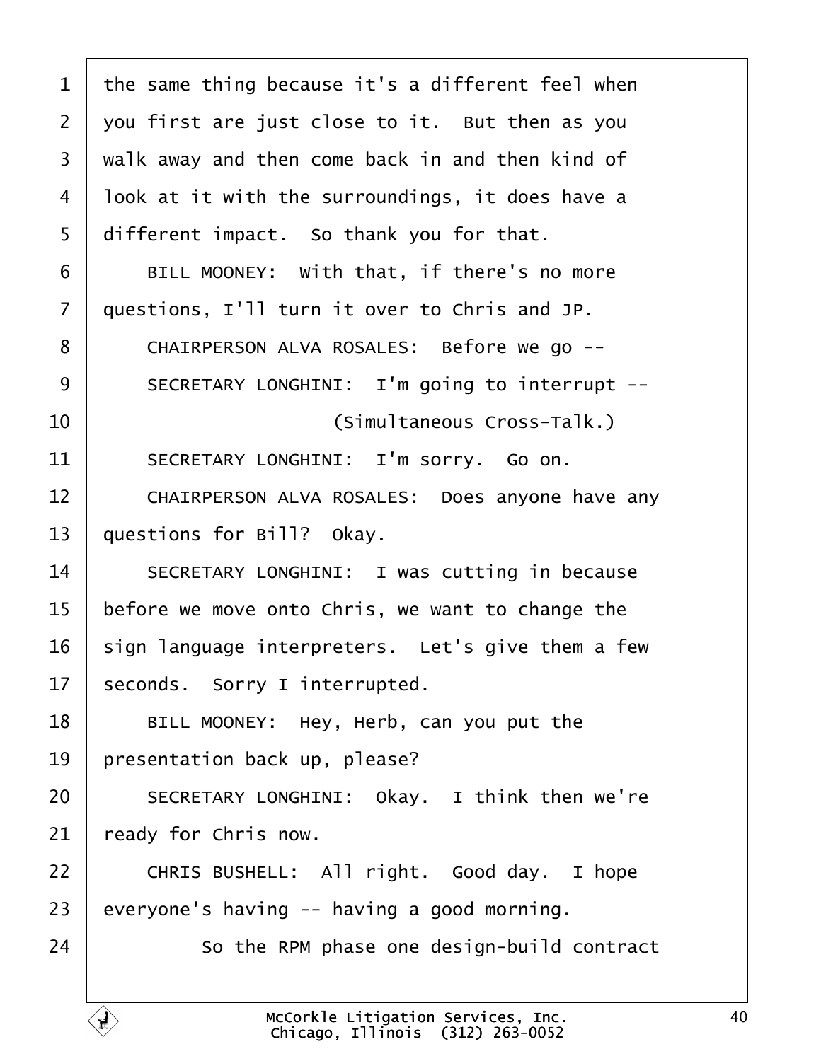1 the same thing because it's a different feel when
2 you first are just close to it. But then as you
3 walk away and then come back in and then kind of
4 look at it with the surroundings, it does have a
5 different impact. So thank you for that.
6 BILL MOONEY: With that, if there's no more
7 questions, I'll turn it over to Chris and JP.
8 CHAIRPERSON ALVA ROSALES: Before we go --
9 SECRETARY LONGHINI: I'm going to interrupt --
10 (Simultaneous Cross-Talk.)
11 SECRETARY LONGHINI: I'm sorry. Go on.
12 CHAIRPERSON ALVA ROSALES: Does anyone have any
13 questions for Bill? Okay.
14 SECRETARY LONGHINI: I was cutting in because
15 before we move onto Chris, we want to change the
16 sign language interpreters. Let's give them a few
17 seconds. Sorry I interrupted.
18 BILL MOONEY: Hey, Herb, can you put the
19 presentation back up, please?
20 SECRETARY LONGHINI: Okay. I think then we're
21 ready for Chris now.
22 CHRIS BUSHELL: All right. Good day. I hope
23 everyone's having -- having a good morning.
24 So the RPM phase one design-build contract

McCorkle Litigation Services, Inc.
Chicago, Illinois (312) 263-0052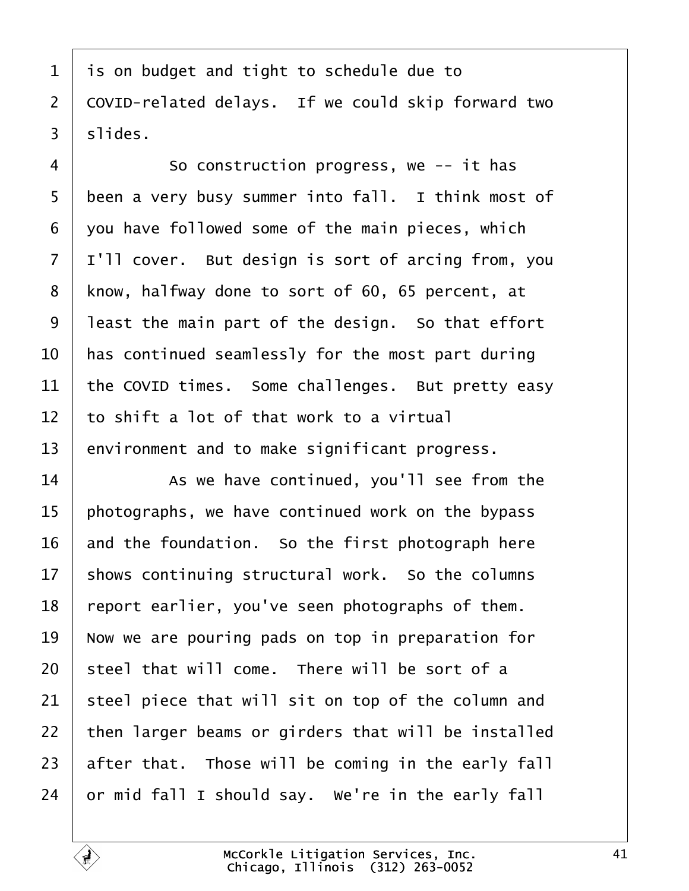is on budget and tight to schedule due to COVID-related delays. If we could skip forward two slides.

So construction progress, we -- it has been a very busy summer into fall. I think most of you have followed some of the main pieces, which I'll cover. But design is sort of arcing from, you know, halfway done to sort of 60, 65 percent, at least the main part of the design. So that effort has continued seamlessly for the most part during the COVID times. Some challenges. But pretty easy to shift a lot of that work to a virtual environment and to make significant progress.

As we have continued, you'll see from the photographs, we have continued work on the bypass and the foundation. So the first photograph here shows continuing structural work. So the columns report earlier, you've seen photographs of them. Now we are pouring pads on top in preparation for steel that will come. There will be sort of a steel piece that will sit on top of the column and then larger beams or girders that will be installed after that. Those will be coming in the early fall or mid fall I should say. We're in the early fall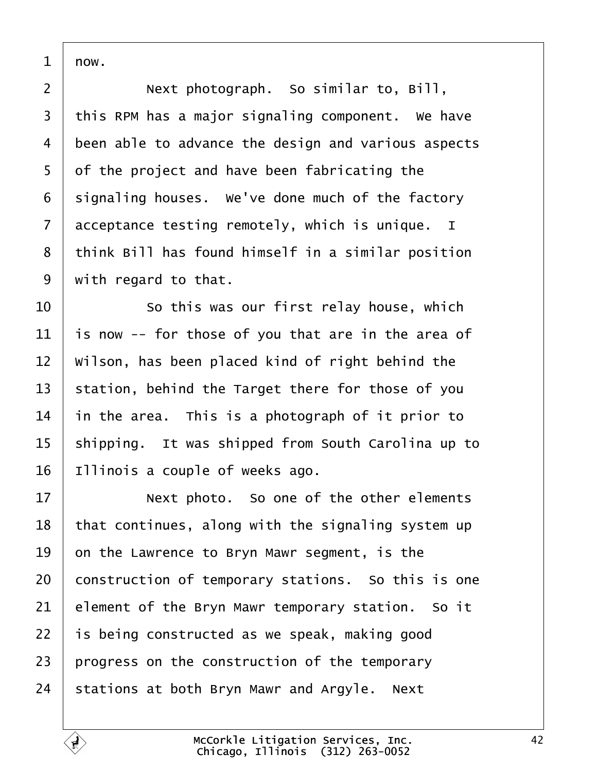now.

Next photograph. So similar to, Bill, this RPM has a major signaling component. We have been able to advance the design and various aspects of the project and have been fabricating the signaling houses. We've done much of the factory acceptance testing remotely, which is unique. I think Bill has found himself in a similar position with regard to that.

So this was our first relay house, which is now -- for those of you that are in the area of Wilson, has been placed kind of right behind the station, behind the Target there for those of you in the area. This is a photograph of it prior to shipping. It was shipped from South Carolina up to Illinois a couple of weeks ago.

Next photo. So one of the other elements that continues, along with the signaling system up on the Lawrence to Bryn Mawr segment, is the construction of temporary stations. So this is one element of the Bryn Mawr temporary station. So it is being constructed as we speak, making good progress on the construction of the temporary stations at both Bryn Mawr and Argyle. Next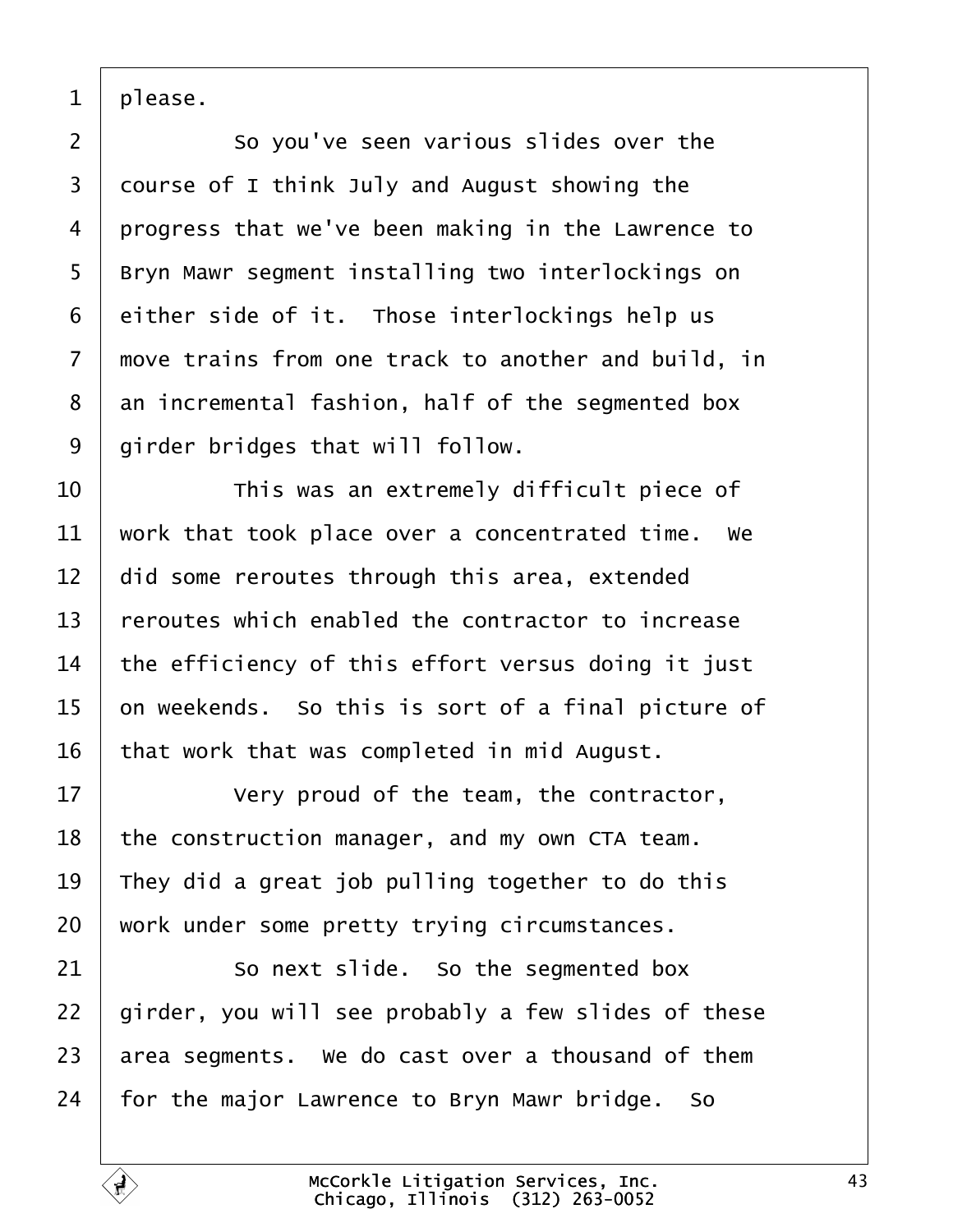please.

So you've seen various slides over the course of I think July and August showing the progress that we've been making in the Lawrence to Bryn Mawr segment installing two interlockings on either side of it. Those interlockings help us move trains from one track to another and build, in an incremental fashion, half of the segmented box girder bridges that will follow.

This was an extremely difficult piece of work that took place over a concentrated time. We did some reroutes through this area, extended reroutes which enabled the contractor to increase the efficiency of this effort versus doing it just on weekends. So this is sort of a final picture of that work that was completed in mid August.

Very proud of the team, the contractor, the construction manager, and my own CTA team. They did a great job pulling together to do this work under some pretty trying circumstances.

So next slide. So the segmented box girder, you will see probably a few slides of these area segments. We do cast over a thousand of them for the major Lawrence to Bryn Mawr bridge. So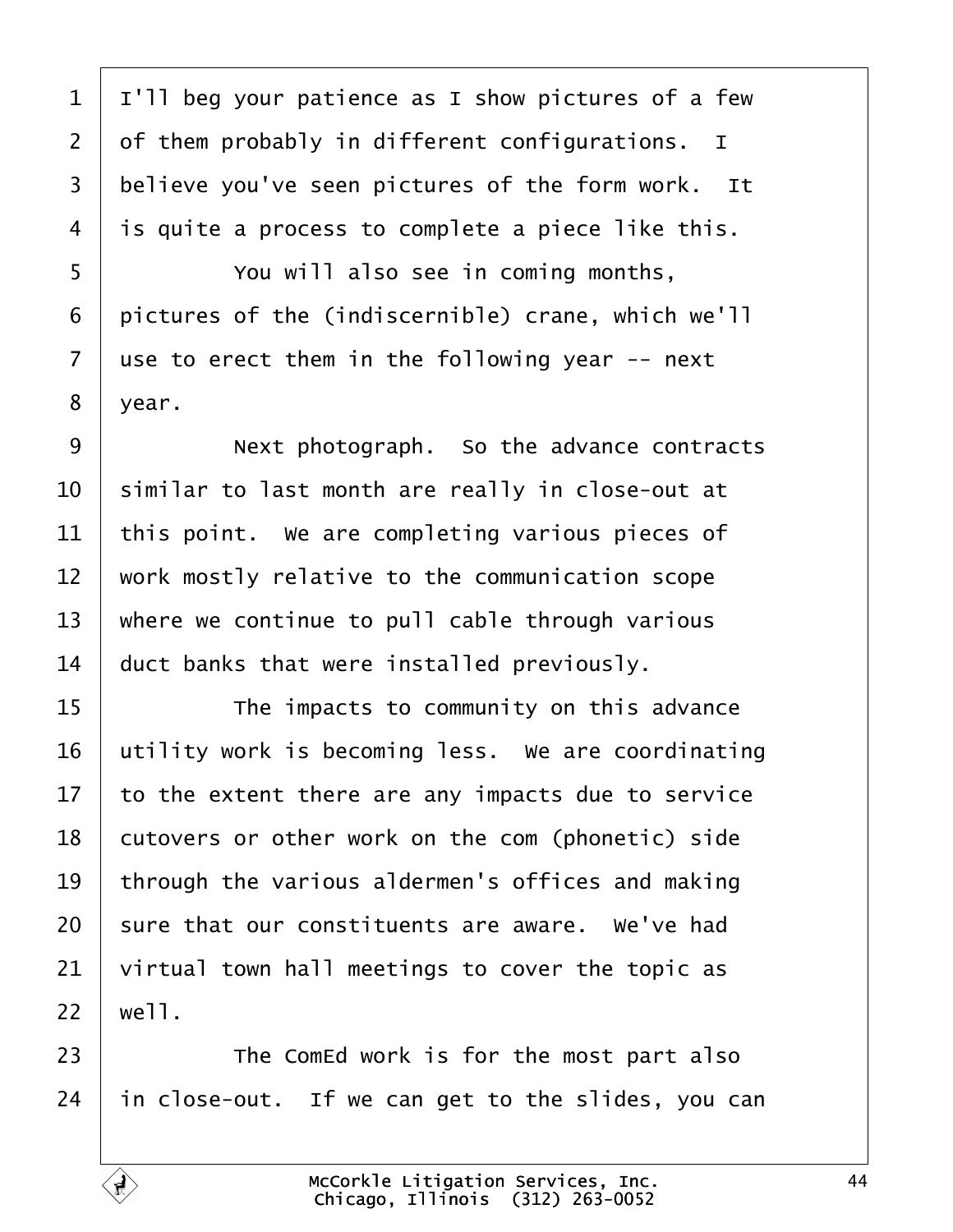I'll beg your patience as I show pictures of a few of them probably in different configurations. I believe you've seen pictures of the form work. It is quite a process to complete a piece like this.

You will also see in coming months, pictures of the (indiscernible) crane, which we'll use to erect them in the following year -- next year.

Next photograph. So the advance contracts similar to last month are really in close-out at this point. We are completing various pieces of work mostly relative to the communication scope where we continue to pull cable through various duct banks that were installed previously.

The impacts to community on this advance utility work is becoming less. We are coordinating to the extent there are any impacts due to service cutovers or other work on the com (phonetic) side through the various aldermen's offices and making sure that our constituents are aware. We've had virtual town hall meetings to cover the topic as well.

The ComEd work is for the most part also in close-out. If we can get to the slides, you can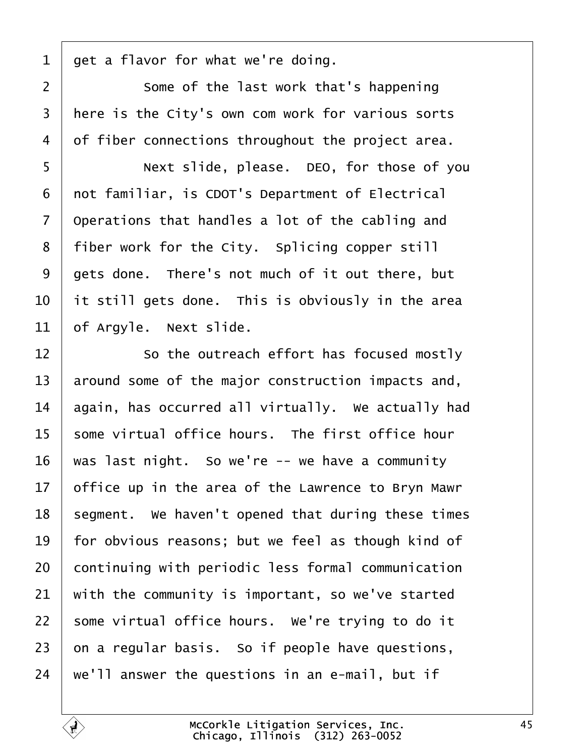1 get a flavor for what we're doing.

2 Some of the last work that's happening

3 here is the City's own com work for various sorts

4 of fiber connections throughout the project area.

5 Next slide, please. DEO, for those of you

6 not familiar, is CDOT's Department of Electrical

7 Operations that handles a lot of the cabling and

8 fiber work for the City. Splicing copper still

9 gets done. There's not much of it out there, but

10 it still gets done. This is obviously in the area

11 of Argyle. Next slide.

12 So the outreach effort has focused mostly

13 around some of the major construction impacts and,

14 again, has occurred all virtually. We actually had

15 some virtual office hours. The first office hour

16 was last night. So we're -- we have a community

17 office up in the area of the Lawrence to Bryn Mawr

18 segment. We haven't opened that during these times

19 for obvious reasons; but we feel as though kind of

20 continuing with periodic less formal communication

21 with the community is important, so we've started

22 some virtual office hours. We're trying to do it

23 on a regular basis. So if people have questions,

24 we'll answer the questions in an e-mail, but if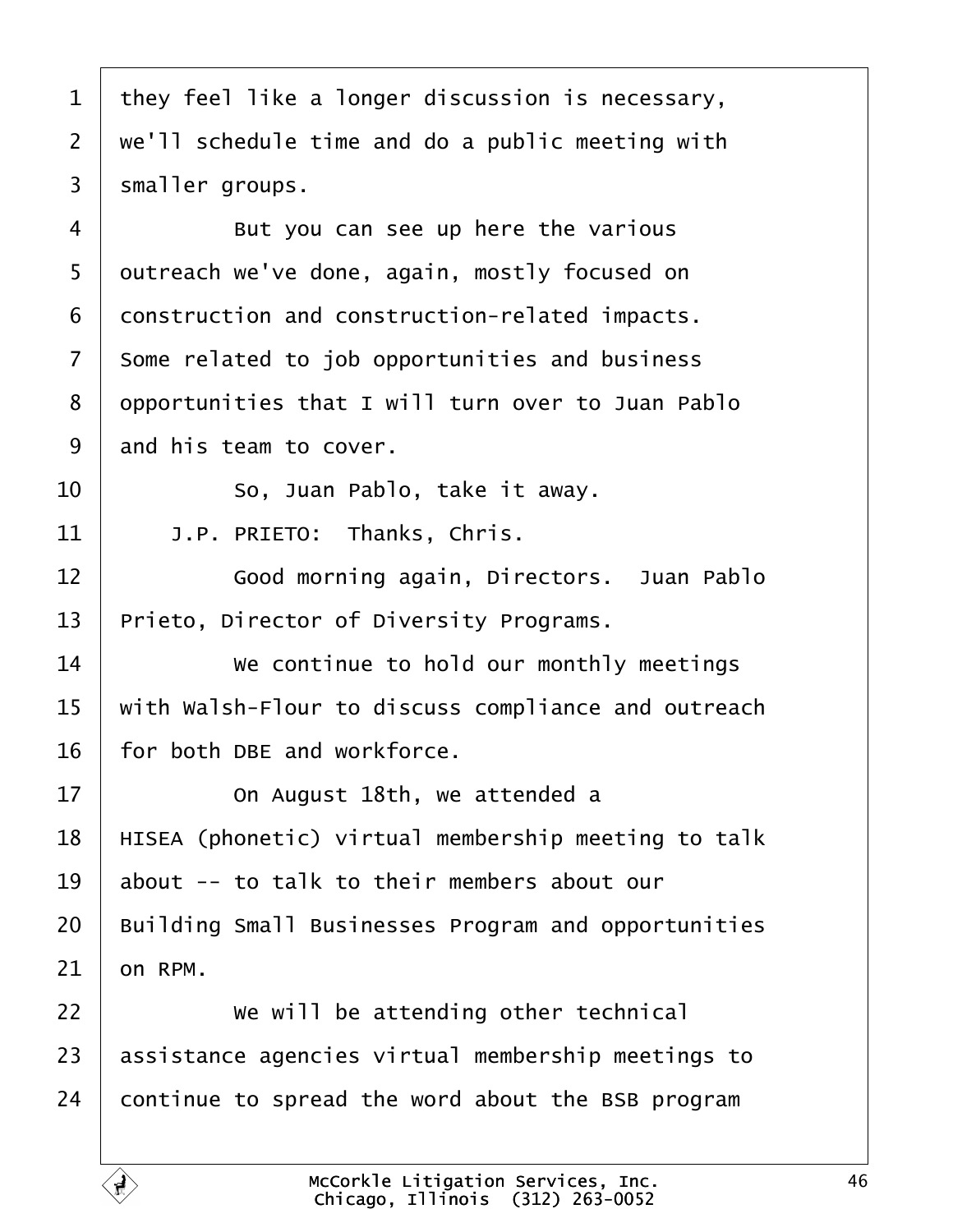1 they feel like a longer discussion is necessary,
2 we'll schedule time and do a public meeting with
3 smaller groups.
4 But you can see up here the various
5 outreach we've done, again, mostly focused on
6 construction and construction-related impacts.
7 Some related to job opportunities and business
8 opportunities that I will turn over to Juan Pablo
9 and his team to cover.
10 So, Juan Pablo, take it away.
11 J.P. PRIETO: Thanks, Chris.
12 Good morning again, Directors. Juan Pablo
13 Prieto, Director of Diversity Programs.
14 We continue to hold our monthly meetings
15 with Walsh-Flour to discuss compliance and outreach
16 for both DBE and workforce.
17 On August 18th, we attended a
18 HISEA (phonetic) virtual membership meeting to talk
19 about -- to talk to their members about our
20 Building Small Businesses Program and opportunities
21 on RPM.
22 We will be attending other technical
23 assistance agencies virtual membership meetings to
24 continue to spread the word about the BSB program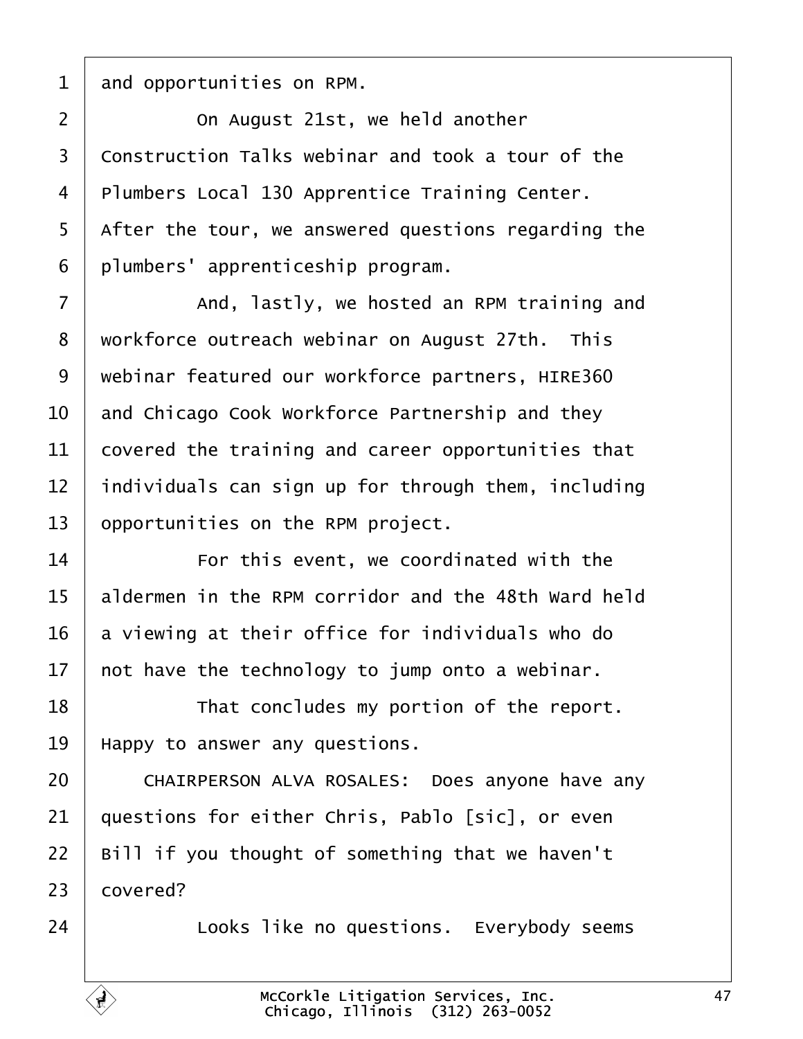and opportunities on RPM.

On August 21st, we held another Construction Talks webinar and took a tour of the Plumbers Local 130 Apprentice Training Center. After the tour, we answered questions regarding the plumbers' apprenticeship program.

And, lastly, we hosted an RPM training and workforce outreach webinar on August 27th. This webinar featured our workforce partners, HIRE360 and Chicago Cook Workforce Partnership and they covered the training and career opportunities that individuals can sign up for through them, including opportunities on the RPM project.

For this event, we coordinated with the aldermen in the RPM corridor and the 48th Ward held a viewing at their office for individuals who do not have the technology to jump onto a webinar.

That concludes my portion of the report. Happy to answer any questions.

CHAIRPERSON ALVA ROSALES: Does anyone have any questions for either Chris, Pablo [sic], or even Bill if you thought of something that we haven't covered?

Looks like no questions. Everybody seems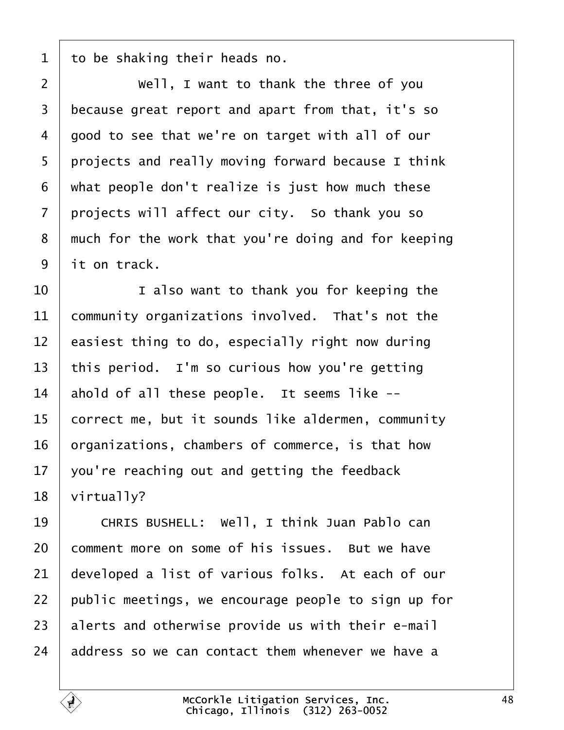to be shaking their heads no.

Well, I want to thank the three of you because great report and apart from that, it's so good to see that we're on target with all of our projects and really moving forward because I think what people don't realize is just how much these projects will affect our city. So thank you so much for the work that you're doing and for keeping it on track.

I also want to thank you for keeping the community organizations involved. That's not the easiest thing to do, especially right now during this period. I'm so curious how you're getting ahold of all these people. It seems like -- correct me, but it sounds like aldermen, community organizations, chambers of commerce, is that how you're reaching out and getting the feedback virtually?

CHRIS BUSHELL: Well, I think Juan Pablo can comment more on some of his issues. But we have developed a list of various folks. At each of our public meetings, we encourage people to sign up for alerts and otherwise provide us with their e-mail address so we can contact them whenever we have a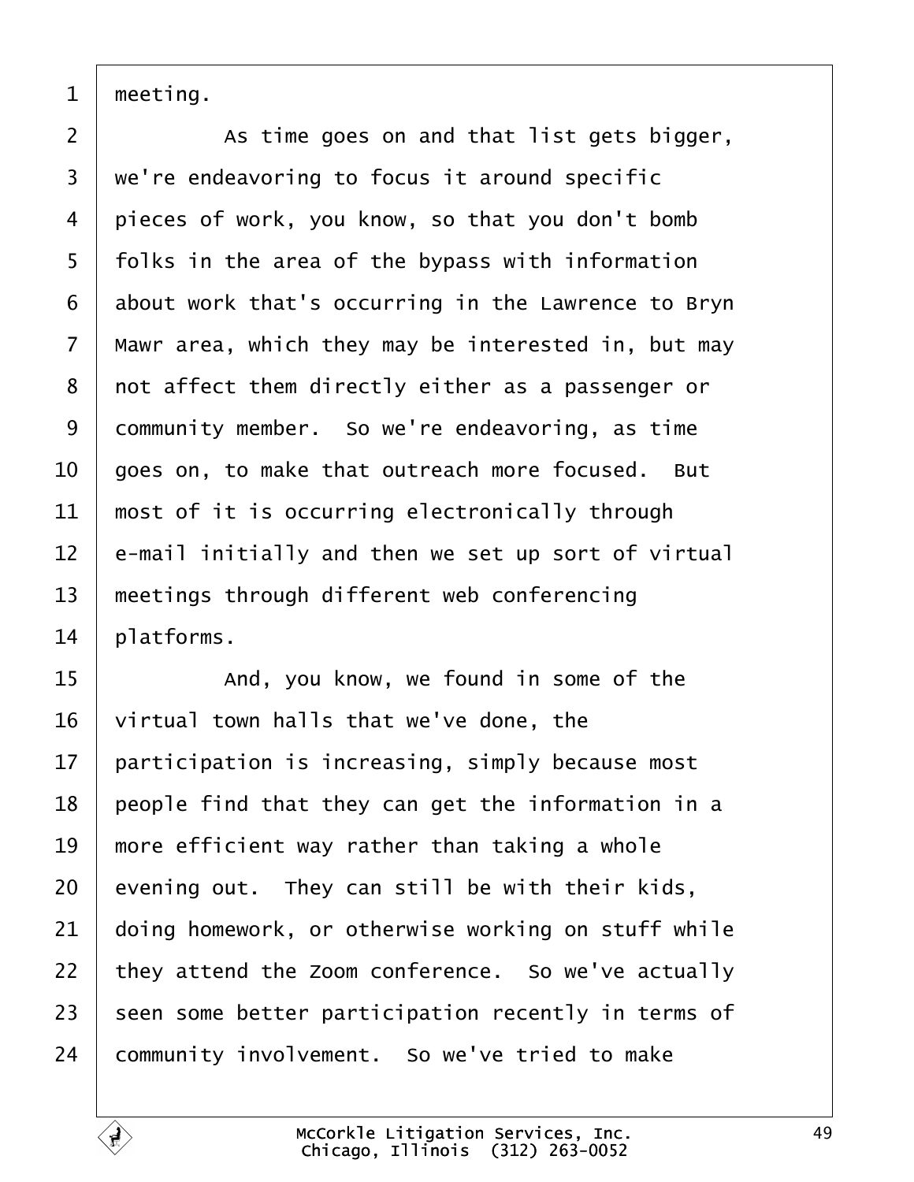meeting.

As time goes on and that list gets bigger, we're endeavoring to focus it around specific pieces of work, you know, so that you don't bomb folks in the area of the bypass with information about work that's occurring in the Lawrence to Bryn Mawr area, which they may be interested in, but may not affect them directly either as a passenger or community member. So we're endeavoring, as time goes on, to make that outreach more focused. But most of it is occurring electronically through e-mail initially and then we set up sort of virtual meetings through different web conferencing platforms.

And, you know, we found in some of the virtual town halls that we've done, the participation is increasing, simply because most people find that they can get the information in a more efficient way rather than taking a whole evening out. They can still be with their kids, doing homework, or otherwise working on stuff while they attend the Zoom conference. So we've actually seen some better participation recently in terms of community involvement. So we've tried to make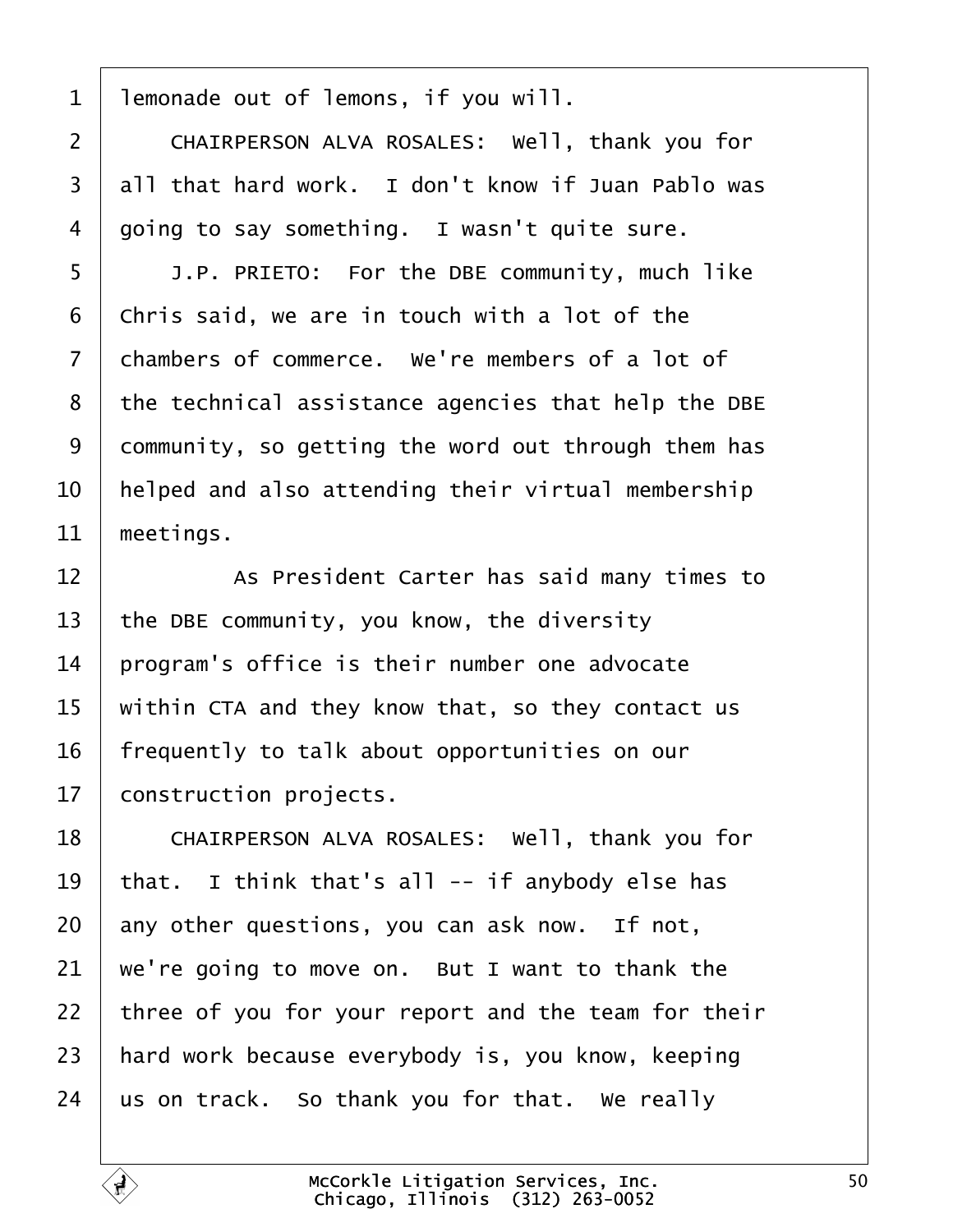lemonade out of lemons, if you will.

CHAIRPERSON ALVA ROSALES: Well, thank you for all that hard work. I don't know if Juan Pablo was going to say something. I wasn't quite sure.

J.P. PRIETO: For the DBE community, much like Chris said, we are in touch with a lot of the chambers of commerce. We're members of a lot of the technical assistance agencies that help the DBE community, so getting the word out through them has helped and also attending their virtual membership meetings.

As President Carter has said many times to the DBE community, you know, the diversity program's office is their number one advocate within CTA and they know that, so they contact us frequently to talk about opportunities on our construction projects.

CHAIRPERSON ALVA ROSALES: Well, thank you for that. I think that's all -- if anybody else has any other questions, you can ask now. If not, we're going to move on. But I want to thank the three of you for your report and the team for their hard work because everybody is, you know, keeping us on track. So thank you for that. We really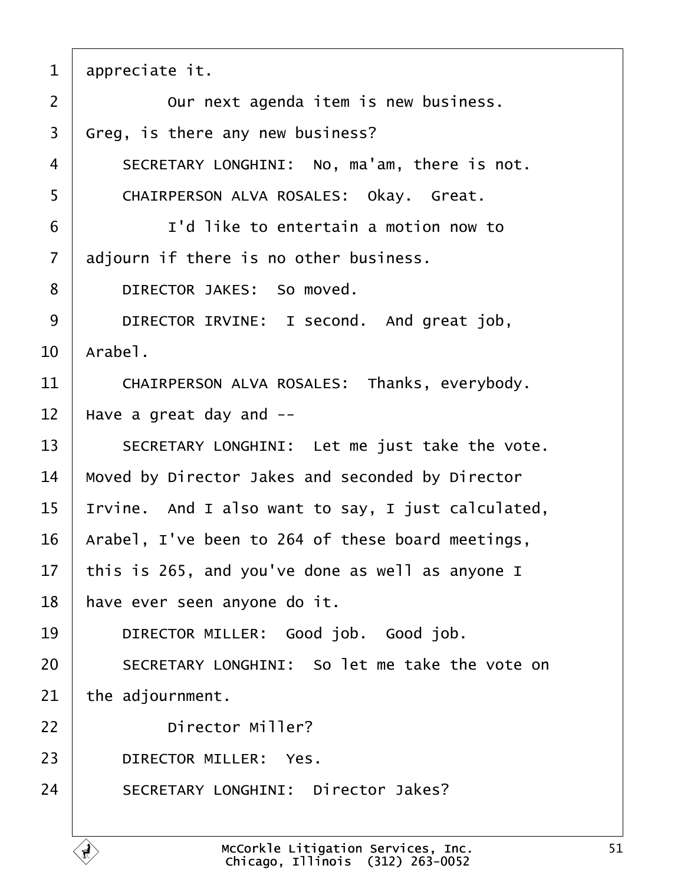1 appreciate it.

2 Our next agenda item is new business.

3 Greg, is there any new business?

4 SECRETARY LONGHINI: No, ma'am, there is not.

5 CHAIRPERSON ALVA ROSALES: Okay. Great.

6 I'd like to entertain a motion now to

7 adjourn if there is no other business.

8 DIRECTOR JAKES: So moved.

9 DIRECTOR IRVINE: I second. And great job,

10 Arabel.

11 CHAIRPERSON ALVA ROSALES: Thanks, everybody.

12 Have a great day and --

13 SECRETARY LONGHINI: Let me just take the vote.

14 Moved by Director Jakes and seconded by Director

15 Irvine. And I also want to say, I just calculated,

16 Arabel, I've been to 264 of these board meetings,

17 this is 265, and you've done as well as anyone I

18 have ever seen anyone do it.

19 DIRECTOR MILLER: Good job. Good job.

20 SECRETARY LONGHINI: So let me take the vote on

21 the adjournment.

22 Director Miller?

23 DIRECTOR MILLER: Yes.

24 SECRETARY LONGHINI: Director Jakes?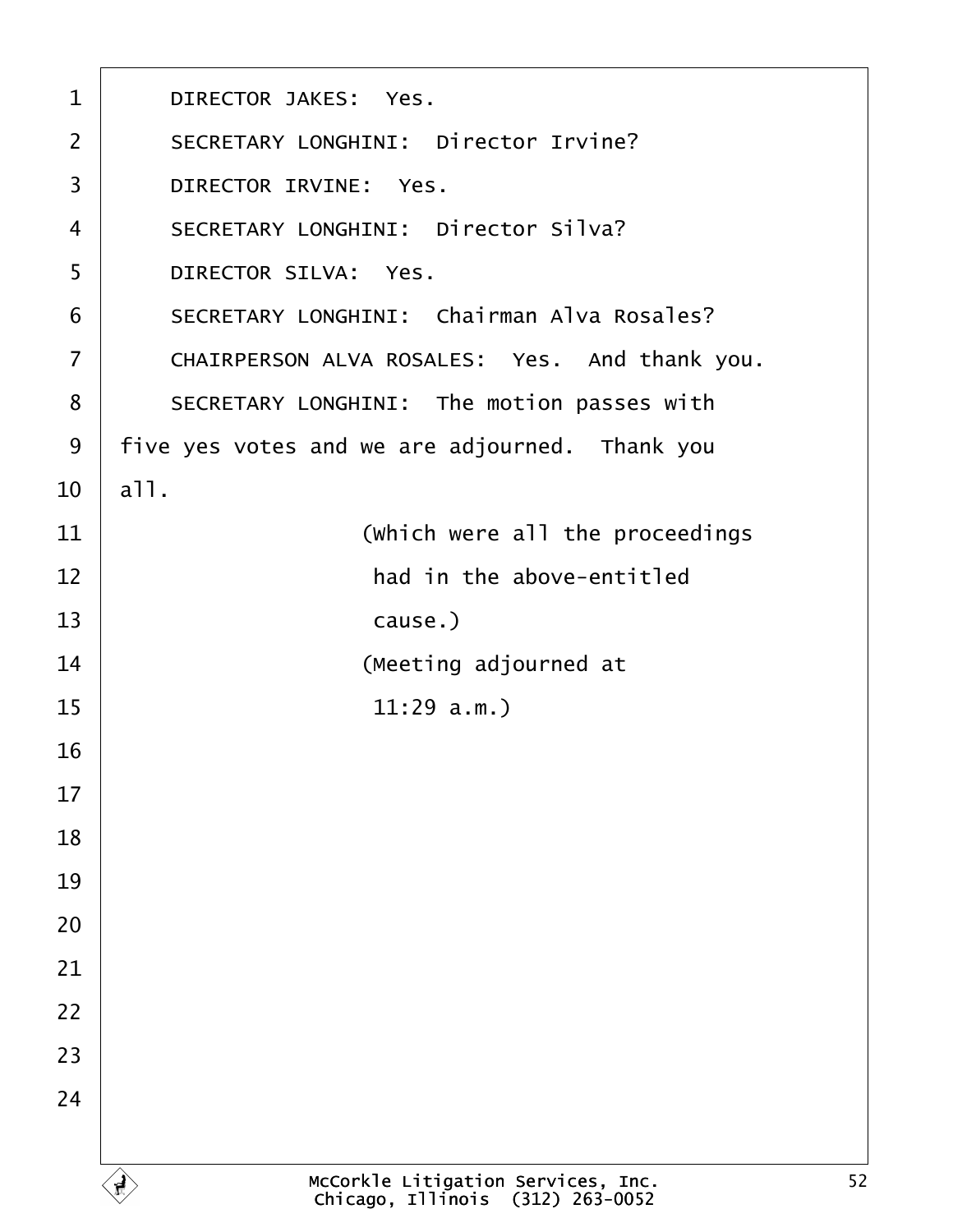DIRECTOR JAKES: Yes.

SECRETARY LONGHINI: Director Irvine?

DIRECTOR IRVINE: Yes.

SECRETARY LONGHINI: Director Silva?

DIRECTOR SILVA: Yes.

SECRETARY LONGHINI: Chairman Alva Rosales?

CHAIRPERSON ALVA ROSALES: Yes. And thank you.

SECRETARY LONGHINI: The motion passes with five yes votes and we are adjourned. Thank you all.

(Which were all the proceedings had in the above-entitled cause.)

(Meeting adjourned at 11:29 a.m.)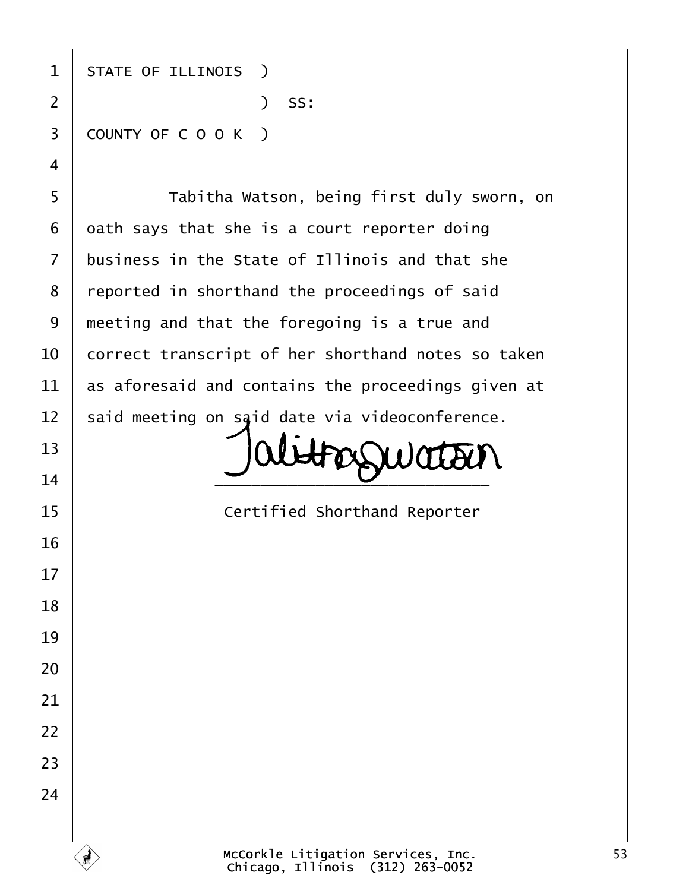STATE OF ILLINOIS )

) SS:

COUNTY OF C O O K )

Tabitha Watson, being first duly sworn, on oath says that she is a court reporter doing business in the State of Illinois and that she reported in shorthand the proceedings of said meeting and that the foregoing is a true and correct transcript of her shorthand notes so taken as aforesaid and contains the proceedings given at said meeting on said date via videoconference.

Tabitha Watson

\_\_\_\_\_\_\_\_\_\_\_\_\_\_\_\_\_\_\_\_\_\_\_\_\_\_

Certified Shorthand Reporter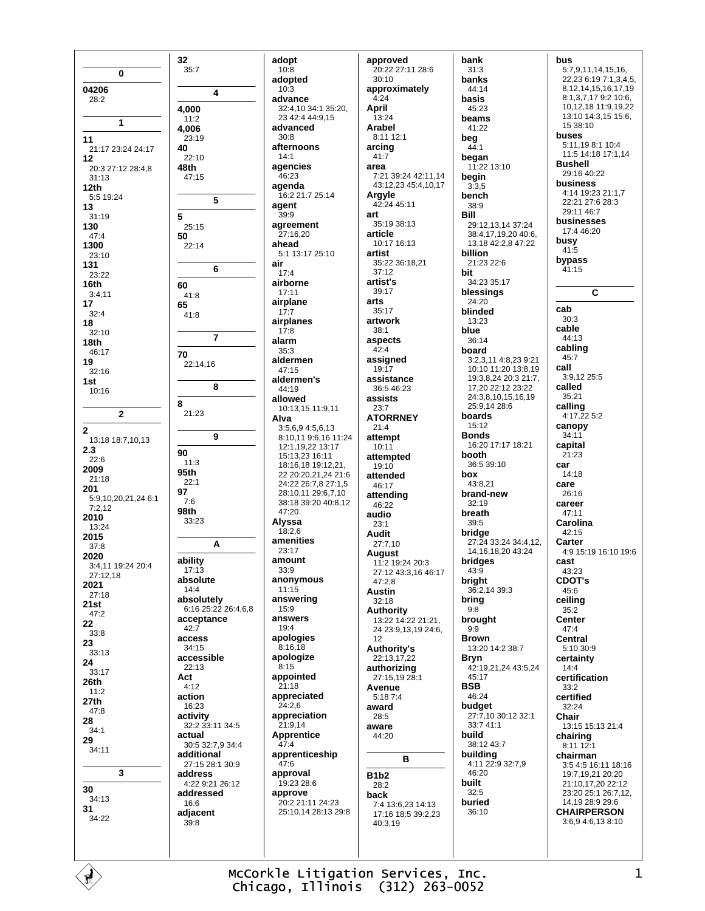**0**

**04206**
28:2

**1**

**11**
21:17 23:24 24:17

**12**
20:3 27:12 28:4,8 31:13

**12th**
5:5 19:24

**13**
31:19

**130**
47:4

**1300**
23:10

**131**
23:22

**16th**
3:4,11

**17**
32:4

**18**
32:10

**18th**
46:17

**19**
32:16

**1st**
10:16

**2**

**2**
13:18 18:7,10,13

**2.3**
22:6

**2009**
21:18

**201**
5:9,10,20,21,24 6:1 7:2,12

**2010**
13:24

**2015**
37:8

**2020**
3:4,11 19:24 20:4 27:12,18

**2021**
27:18

**21st**
47:2

**22**
33:8

**23**
33:13

**24**
33:17

**26th**
11:2

**27th**
47:8

**28**
34:1

**29**
34:11

**3**

**30**
34:13

**31**
34:22

**32**
35:7

**4**

**4,000**
11:2

**4,006**
23:19

**40**
22:10

**48th**
47:15

**5**

**5**
25:15

**50**
22:14

**6**

**60**
41:8

**65**
41:8

**7**

**70**
22:14,16

**8**

**8**
21:23

**9**

**90**
11:3

**95th**
22:1

**97**
7:6

**98th**
33:23

**A**

**ability**
17:13

**absolute**
14:4

**absolutely**
6:16 25:22 26:4,6,8

**acceptance**
42:7

**access**
34:15

**accessible**
22:13

**Act**
4:12

**action**
16:23

**activity**
32:2 33:11 34:5

**actual**
30:5 32:7,9 34:4

**additional**
27:15 28:1 30:9

**address**
4:22 9:21 26:12

**addressed**
16:6

**adjacent**
39:8

**adopt**
10:8

**adopted**
10:3

**advance**
32:4,10 34:1 35:20, 23 42:4 44:9,15

**advanced**
30:8

**afternoons**
14:1

**agencies**
46:23

**agenda**
16:2 21:7 25:14

**agent**
39:9

**agreement**
27:16,20

**ahead**
5:1 13:17 25:10

**air**
17:4

**airborne**
17:11

**airplane**
17:7

**airplanes**
17:8

**alarm**
35:3

**aldermen**
47:15

**aldermen's**
44:19

**allowed**
10:13,15 11:9,11

**Alva**
3:5,6,9 4:5,6,13 8:10,11 9:6,16 11:24 12:1,19,22 13:17 15:13,23 16:11 18:16,18 19:12,21, 22 20:20,21,24 21:6 24:22 26:7,8 27:1,5 28:10,11 29:6,7,10 38:18 39:20 40:8,12 47:20

**Alyssa**
18:2,6

**amenities**
23:17

**amount**
33:9

**anonymous**
11:15

**answering**
15:9

**answers**
19:4

**apologies**
8:16,18

**apologize**
8:15

**appointed**
21:18

**appreciated**
24:2,6

**appreciation**
21:9,14

**Apprentice**
47:4

**apprenticeship**
47:6

**approval**
19:23 28:6

**approve**
20:2 21:11 24:23 25:10,14 28:13 29:8

**approved**
20:22 27:11 28:6 30:10

**approximately**
4:24

**April**
13:24

**Arabel**
8:11 12:1

**arcing**
41:7

**area**
7:21 39:24 42:11,14 43:12,23 45:4,10,17

**Argyle**
42:24 45:11

**art**
35:19 38:13

**article**
10:17 16:13

**artist**
35:22 36:18,21 37:12

**artist's**
39:17

**arts**
35:17

**artwork**
38:1

**aspects**
42:4

**assigned**
19:17

**assistance**
36:5 46:23

**assists**
23:7

**ATORRNEY**
21:4

**attempt**
10:11

**attempted**
19:10

**attended**
46:17

**attending**
46:22

**audio**
23:1

**Audit**
27:7,10

**August**
11:2 19:24 20:3 27:12 43:3,16 46:17 47:2,8

**Austin**
32:18

**Authority**
13:22 14:22 21:21, 24 23:9,13,19 24:6, 12

**Authority's**
22:13,17,22

**authorizing**
27:15,19 28:1

**Avenue**
5:18 7:4

**award**
28:5

**aware**
44:20

**B**

**B1b2**
28:2

**back**
7:4 13:6,23 14:13 17:16 18:5 39:2,23 40:3,19

**bank**
31:3

**banks**
44:14

**basis**
45:23

**beams**
41:22

**beg**
44:1

**began**
11:22 13:10

**begin**
3:3,5

**bench**
38:9

**Bill**
29:12,13,14 37:24 38:4,17,19,20 40:6, 13,18 42:2,8 47:22

**billion**
21:23 22:6

**bit**
34:23 35:17

**blessings**
24:20

**blinded**
13:23

**blue**
36:14

**board**
3:2,3,11 4:8,23 9:21 10:10 11:20 13:8,19 19:3,8,24 20:3 21:7, 17,20 22:12 23:22 24:3,8,10,15,16,19 25:9,14 28:6

**boards**
15:12

**Bonds**
16:20 17:17 18:21

**booth**
36:5 39:10

**box**
43:8,21

**brand-new**
32:19

**breath**
39:5

**bridge**
27:24 33:24 34:4,12, 14,16,18,20 43:24

**bridges**
43:9

**bright**
36:2,14 39:3

**bring**
9:8

**brought**
9:9

**Brown**
13:20 14:2 38:7

**Bryn**
42:19,21,24 43:5,24 45:17

**BSB**
46:24

**budget**
27:7,10 30:12 32:1 33:7 41:1

**build**
38:12 43:7

**building**
4:11 22:9 32:7,9 46:20

**built**
32:5

**buried**
36:10

**bus**
5:7,9,11,14,15,16, 22,23 6:19 7:1,3,4,5, 8,12,14,15,16,17,19 8:1,3,7,17 9:2 10:6, 10,12,18 11:9,19,22 13:10 14:3,15 15:6, 15 38:10

**buses**
5:11,19 8:1 10:4 11:5 14:18 17:1,14

**Bushell**
29:16 40:22

**business**
4:14 19:23 21:1,7 22:21 27:6 28:3 29:11 46:7

**businesses**
17:4 46:20

**busy**
41:5

**bypass**
41:15

**C**

**cab**
30:3

**cable**
44:13

**cabling**
45:7

**call**
3:9,12 25:5

**called**
35:21

**calling**
4:17,22 5:2

**canopy**
34:11

**capital**
21:23

**car**
14:18

**care**
26:16

**career**
47:11

**Carolina**
42:15

**Carter**
4:9 15:19 16:10 19:6

**cast**
43:23

**CDOT's**
45:6

**ceiling**
35:2

**Center**
47:4

**Central**
5:10 30:9

**certainty**
14:4

**certification**
33:2

**certified**
32:24

**Chair**
13:15 15:13 21:4

**chairing**
8:11 12:1

**chairman**
3:5 4:5 16:11 18:16 19:7,19,21 20:20 21:10,17,20 22:12 23:20 25:1 26:7,12, 14,19 28:9 29:6

**CHAIRPERSON**
3:6,9 4:6,13 8:10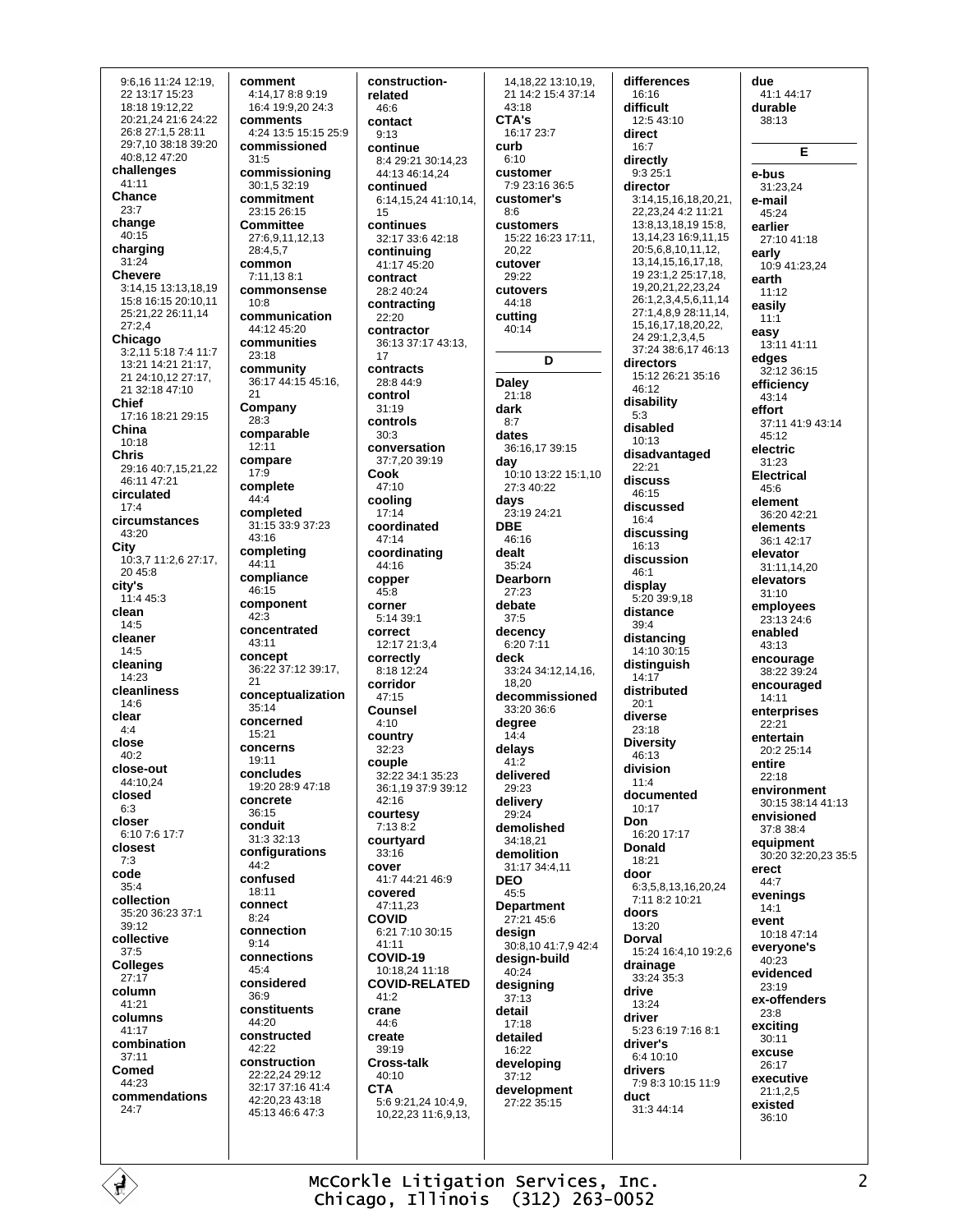9:6,16 11:24 12:19,
22 13:17 15:23
18:18 19:12,22
20:21,24 21:6 24:22
26:8 27:1,5 28:11
29:7,10 38:18 39:20
40:8,12 47:20

**challenges**
41:11

**Chance**
23:7

**change**
40:15

**charging**
31:24

**Chevere**
3:14,15 13:13,18,19
15:8 16:15 20:10,11
25:21,22 26:11,14
27:2,4

**Chicago**
3:2,11 5:18 7:4 11:7
13:21 14:21 21:17,
21 24:10,12 27:17,
21 32:18 47:10

**Chief**
17:16 18:21 29:15

**China**
10:18

**Chris**
29:16 40:7,15,21,22
46:11 47:21

**circulated**
17:4

**circumstances**
43:20

**City**
10:3,7 11:2,6 27:17,
20 45:8

**city's**
11:4 45:3

**clean**
14:5

**cleaner**
14:5

**cleaning**
14:23

**cleanliness**
14:6

**clear**
4:4

**close**
40:2

**close-out**
44:10,24

**closed**
6:3

**closer**
6:10 7:6 17:7

**closest**
7:3

**code**
35:4

**collection**
35:20 36:23 37:1
39:12

**collective**
37:5

**Colleges**
27:17

**column**
41:21

**columns**
41:17

**combination**
37:11

**Comed**
44:23

**commendations**
24:7

**comment**
4:14,17 8:8 9:19
16:4 19:9,20 24:3

**comments**
4:24 13:5 15:15 25:9

**commissioned**
31:5

**commissioning**
30:1,5 32:19

**commitment**
23:15 26:15

**Committee**
27:6,9,11,12,13
28:4,5,7

**common**
7:11,13 8:1

**commonsense**
10:8

**communication**
44:12 45:20

**communities**
23:18

**community**
36:17 44:15 45:16,
21

**Company**
28:3

**comparable**
12:11

**compare**
17:9

**complete**
44:4

**completed**
31:15 33:9 37:23
43:16

**completing**
44:11

**compliance**
46:15

**component**
42:3

**concentrated**
43:11

**concept**
36:22 37:12 39:17,
21

**conceptualization**
35:14

**concerned**
15:21

**concerns**
19:11

**concludes**
19:20 28:9 47:18

**concrete**
36:15

**conduit**
31:3 32:13

**configurations**
44:2

**confused**
18:11

**connect**
8:24

**connection**
9:14

**connections**
45:4

**considered**
36:9

**constituents**
44:20

**constructed**
42:22

**construction**
22:22,24 29:12
32:17 37:16 41:4
42:20,23 43:18
45:13 46:6 47:3

**construction-related**
46:6

**contact**
9:13

**continue**
8:4 29:21 30:14,23
44:13 46:14,24

**continued**
6:14,15,24 41:10,14,
15

**continues**
32:17 33:6 42:18

**continuing**
41:17 45:20

**contract**
28:2 40:24

**contracting**
22:20

**contractor**
36:13 37:17 43:13,
17

**contracts**
28:8 44:9

**control**
31:19

**controls**
30:3

**conversation**
37:7,20 39:19

**Cook**
47:10

**cooling**
17:14

**coordinated**
47:14

**coordinating**
44:16

**copper**
45:8

**corner**
5:14 39:1

**correct**
12:17 21:3,4

**correctly**
8:18 12:24

**corridor**
47:15

**Counsel**
4:10

**country**
32:23

**couple**
32:22 34:1 35:23
36:1,19 37:9 39:12
42:16

**courtesy**
7:13 8:2

**courtyard**
33:16

**cover**
41:7 44:21 46:9

**covered**
47:11,23

**COVID**
6:21 7:10 30:15
41:11

**COVID-19**
10:18,24 11:18

**COVID-RELATED**
41:2

**crane**
44:6

**create**
39:19

**Cross-talk**
40:10

**CTA**
5:6 9:21,24 10:4,9,
10,22,23 11:6,9,13,
14,18,22 13:10,19,
21 14:2 15:4 37:14
43:18

**CTA's**
16:17 23:7

**curb**
6:10

**customer**
7:9 23:16 36:5

**customer's**
8:6

**customers**
15:22 16:23 17:11,
20,22

**cutover**
29:22

**cutovers**
44:18

**cutting**
40:14

## D

**Daley**
21:18

**dark**
8:7

**dates**
36:16,17 39:15

**day**
10:10 13:22 15:1,10
27:3 40:22

**days**
23:19 24:21

**DBE**
46:16

**dealt**
35:24

**Dearborn**
27:23

**debate**
37:5

**decency**
6:20 7:11

**deck**
33:24 34:12,14,16,
18,20

**decommissioned**
33:20 36:6

**degree**
14:4

**delays**
41:2

**delivered**
29:23

**delivery**
29:24

**demolished**
34:18,21

**demolition**
31:17 34:4,11

**DEO**
45:5

**Department**
27:21 45:6

**design**
30:8,10 41:7,9 42:4

**design-build**
40:24

**designing**
37:13

**detail**
17:18

**detailed**
16:22

**developing**
37:12

**development**
27:22 35:15

**differences**
16:16

**difficult**
12:5 43:10

**direct**
16:7

**directly**
9:3 25:1

**director**
3:14,15,16,18,20,21,
22,23,24 4:2 11:21
13:8,13,18,19 15:8,
13,14,23 16:9,11,15
20:5,6,8,10,11,12,
13,14,15,16,17,18,
19 23:1,2 25:17,18,
19,20,21,22,23,24
26:1,2,3,4,5,6,11,14
27:1,4,8,9 28:11,14,
15,16,17,18,20,22,
24 29:1,2,3,4,5
37:24 38:6,17 46:13

**directors**
15:12 26:21 35:16
46:12

**disability**
5:3

**disabled**
10:13

**disadvantaged**
22:21

**discuss**
46:15

**discussed**
16:4

**discussing**
16:13

**discussion**
46:1

**display**
5:20 39:9,18

**distance**
39:4

**distancing**
14:10 30:15

**distinguish**
14:17

**distributed**
20:1

**diverse**
23:18

**Diversity**
46:13

**division**
11:4

**documented**
10:17

**Don**
16:20 17:17

**Donald**
18:21

**door**
6:3,5,8,13,16,20,24
7:11 8:2 10:21

**doors**
13:20

**Dorval**
15:24 16:4,10 19:2,6

**drainage**
33:24 35:3

**drive**
13:24

**driver**
5:23 6:19 7:16 8:1

**driver's**
6:4 10:10

**drivers**
7:9 8:3 10:15 11:9

**duct**
31:3 44:14

**due**
41:1 44:17

**durable**
38:13

## E

**e-bus**
31:23,24

**e-mail**
45:24

**earlier**
27:10 41:18

**early**
10:9 41:23,24

**earth**
11:12

**easily**
11:1

**easy**
13:11 41:11

**edges**
32:12 36:15

**efficiency**
43:14

**effort**
37:11 41:9 43:14
45:12

**electric**
31:23

**Electrical**
45:6

**element**
36:20 42:21

**elements**
36:1 42:17

**elevator**
31:11,14,20

**elevators**
31:10

**employees**
23:13 24:6

**enabled**
43:13

**encourage**
38:22 39:24

**encouraged**
14:11

**enterprises**
22:21

**entertain**
20:2 25:14

**entire**
22:18

**environment**
30:15 38:14 41:13

**envisioned**
37:8 38:4

**equipment**
30:20 32:20,23 35:5

**erect**
44:7

**evenings**
14:1

**event**
10:18 47:14

**everyone's**
40:23

**evidenced**
23:19

**ex-offenders**
23:8

**exciting**
30:11

**excuse**
26:17

**executive**
21:1,2,5

**existed**
36:10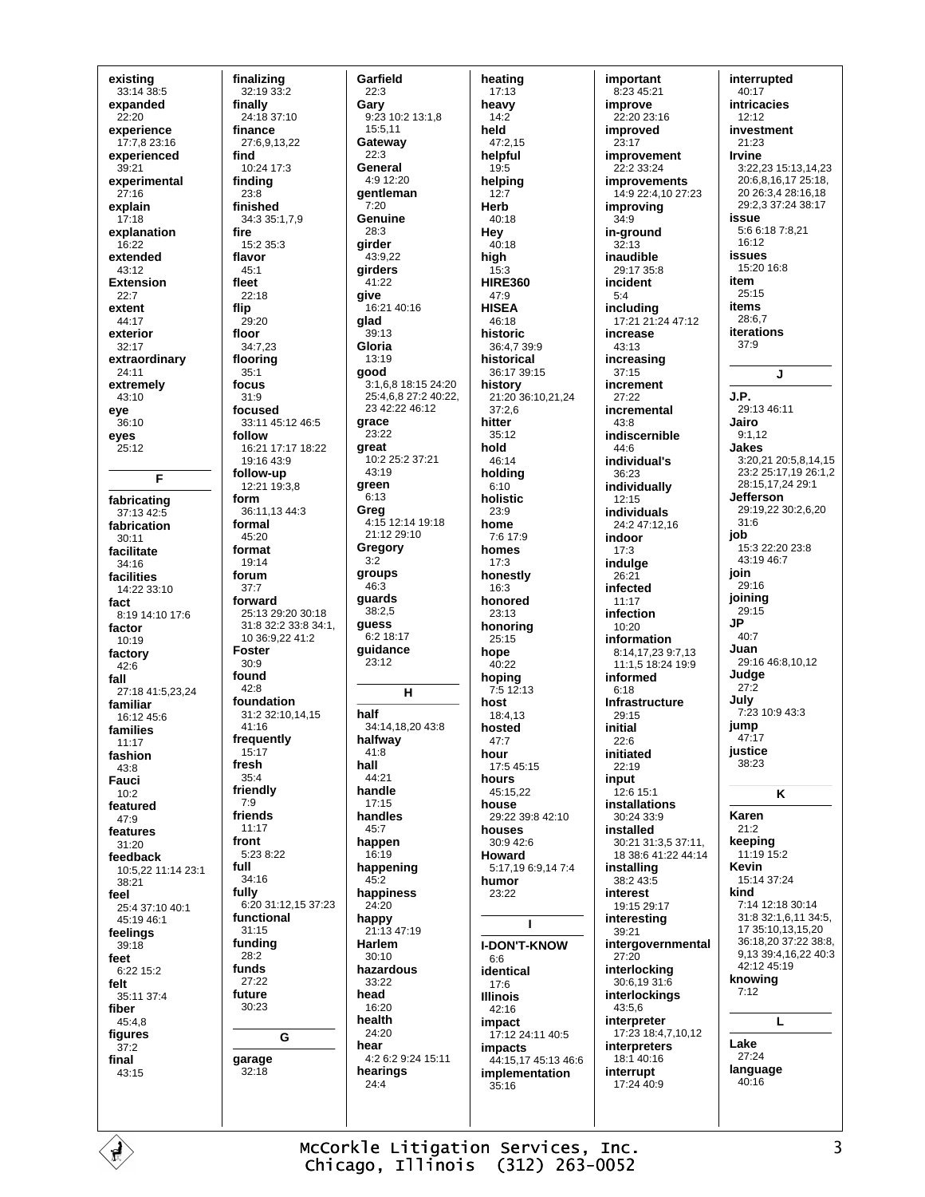**existing**
33:14 38:5
**expanded**
22:20
**experience**
17:7,8 23:16
**experienced**
39:21
**experimental**
27:16
**explain**
17:18
**explanation**
16:22
**extended**
43:12
**Extension**
22:7
**extent**
44:17
**exterior**
32:17
**extraordinary**
24:11
**extremely**
43:10
**eye**
36:10
**eyes**
25:12

## F

**fabricating**
37:13 42:5
**fabrication**
30:11
**facilitate**
34:16
**facilities**
14:22 33:10
**fact**
8:19 14:10 17:6
**factor**
10:19
**factory**
42:6
**fall**
27:18 41:5,23,24
**familiar**
16:12 45:6
**families**
11:17
**fashion**
43:8
**Fauci**
10:2
**featured**
47:9
**features**
31:20
**feedback**
10:5,22 11:14 23:1 38:21
**feel**
25:4 37:10 40:1 45:19 46:1
**feelings**
39:18
**feet**
6:22 15:2
**felt**
35:11 37:4
**fiber**
45:4,8
**figures**
37:2
**final**
43:15
**finalizing**
32:19 33:2
**finally**
24:18 37:10
**finance**
27:6,9,13,22
**find**
10:24 17:3
**finding**
23:8
**finished**
34:3 35:1,7,9
**fire**
15:2 35:3
**flavor**
45:1
**fleet**
22:18
**flip**
29:20
**floor**
34:7,23
**flooring**
35:1
**focus**
31:9
**focused**
33:11 45:12 46:5
**follow**
16:21 17:17 18:22 19:16 43:9
**follow-up**
12:21 19:3,8
**form**
36:11,13 44:3
**formal**
45:20
**format**
19:14
**forum**
37:7
**forward**
25:13 29:20 30:18 31:8 32:2 33:8 34:1, 10 36:9,22 41:2
**Foster**
30:9
**found**
42:8
**foundation**
31:2 32:10,14,15 41:16
**frequently**
15:17
**fresh**
35:4
**friendly**
7:9
**friends**
11:17
**front**
5:23 8:22
**full**
34:16
**fully**
6:20 31:12,15 37:23
**functional**
31:15
**funding**
28:2
**funds**
27:22
**future**
30:23

## G

**garage**
32:18
**Garfield**
22:3
**Gary**
9:23 10:2 13:1,8 15:5,11
**Gateway**
22:3
**General**
4:9 12:20
**gentleman**
7:20
**Genuine**
28:3
**girder**
43:9,22
**girders**
41:22
**give**
16:21 40:16
**glad**
39:13
**Gloria**
13:19
**good**
3:1,6,8 18:15 24:20 25:4,6,8 27:2 40:22, 23 42:22 46:12
**grace**
23:22
**great**
10:2 25:2 37:21 43:19
**green**
6:13
**Greg**
4:15 12:14 19:18 21:12 29:10
**Gregory**
3:2
**groups**
46:3
**guards**
38:2,5
**guess**
6:2 18:17
**guidance**
23:12

## H

**half**
34:14,18,20 43:8
**halfway**
41:8
**hall**
44:21
**handle**
17:15
**handles**
45:7
**happen**
16:19
**happening**
45:2
**happiness**
24:20
**happy**
21:13 47:19
**Harlem**
30:10
**hazardous**
33:22
**head**
16:20
**health**
24:20
**hear**
4:2 6:2 9:24 15:11
**hearings**
24:4
**heating**
17:13
**heavy**
14:2
**held**
47:2,15
**helpful**
19:5
**helping**
12:7
**Herb**
40:18
**Hey**
40:18
**high**
15:3
**HIRE360**
47:9
**HISEA**
46:18
**historic**
36:4,7 39:9
**historical**
36:17 39:15
**history**
21:20 36:10,21,24 37:2,6
**hitter**
35:12
**hold**
46:14
**holding**
6:10
**holistic**
23:9
**home**
7:6 17:9
**homes**
17:3
**honestly**
16:3
**honored**
23:13
**honoring**
25:15
**hope**
40:22
**hoping**
7:5 12:13
**host**
18:4,13
**hosted**
47:7
**hour**
17:5 45:15
**hours**
45:15,22
**house**
29:22 39:8 42:10
**houses**
30:9 42:6
**Howard**
5:17,19 6:9,14 7:4
**humor**
23:22

## I

**I-DON'T-KNOW**
6:6
**identical**
17:6
**Illinois**
42:16
**impact**
17:12 24:11 40:5
**impacts**
44:15,17 45:13 46:6
**implementation**
35:16
**important**
8:23 45:21
**improve**
22:20 23:16
**improved**
23:17
**improvement**
22:2 33:24
**improvements**
14:9 22:4,10 27:23
**improving**
34:9
**in-ground**
32:13
**inaudible**
29:17 35:8
**incident**
5:4
**including**
17:21 21:24 47:12
**increase**
43:13
**increasing**
37:15
**increment**
27:22
**incremental**
43:8
**indiscernible**
44:6
**individual's**
36:23
**individually**
12:15
**individuals**
24:2 47:12,16
**indoor**
17:3
**indulge**
26:21
**infected**
11:17
**infection**
10:20
**information**
8:14,17,23 9:7,13 11:1,5 18:24 19:9
**informed**
6:18
**Infrastructure**
29:15
**initial**
22:6
**initiated**
22:19
**input**
12:6 15:1
**installations**
30:24 33:9
**installed**
30:21 31:3,5 37:11, 18 38:6 41:22 44:14
**installing**
38:2 43:5
**interest**
19:15 29:17
**interesting**
39:21
**intergovernmental**
27:20
**interlocking**
30:6,19 31:6
**interlockings**
43:5,6
**interpreter**
17:23 18:4,7,10,12
**interpreters**
18:1 40:16
**interrupt**
17:24 40:9
**interrupted**
40:17
**intricacies**
12:12
**investment**
21:23
**Irvine**
3:22,23 15:13,14,23 20:6,8,16,17 25:18, 20 26:3,4 28:16,18 29:2,3 37:24 38:17
**issue**
5:6 6:18 7:8,21 16:12
**issues**
15:20 16:8
**item**
25:15
**items**
28:6,7
**iterations**
37:9

## J

**J.P.**
29:13 46:11
**Jairo**
9:1,12
**Jakes**
3:20,21 20:5,8,14,15 23:2 25:17,19 26:1,2 28:15,17,24 29:1
**Jefferson**
29:19,22 30:2,6,20 31:6
**job**
15:3 22:20 23:8 43:19 46:7
**join**
29:16
**joining**
29:15
**JP**
40:7
**Juan**
29:16 46:8,10,12
**Judge**
27:2
**July**
7:23 10:9 43:3
**jump**
47:17
**justice**
38:23

## K

**Karen**
21:2
**keeping**
11:19 15:2
**Kevin**
15:14 37:24
**kind**
7:14 12:18 30:14 31:8 32:1,6,11 34:5, 17 35:10,13,15,20 36:18,20 37:22 38:8, 9,13 39:4,16,22 40:3 42:12 45:19
**knowing**
7:12

## L

**Lake**
27:24
**language**
40:16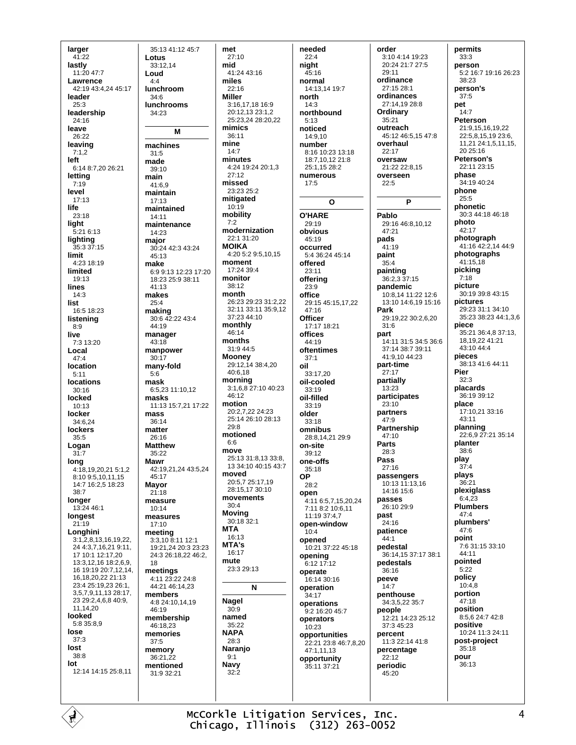**larger**
41:22
**lastly**
11:20 47:7
**Lawrence**
42:19 43:4,24 45:17
**leader**
25:3
**leadership**
24:16
**leave**
26:22
**leaving**
7:1,2
**left**
6:14 8:7,20 26:21
**letting**
7:19
**level**
17:13
**life**
23:18
**light**
5:21 6:13
**lighting**
35:3 37:15
**limit**
4:23 18:19
**limited**
19:13
**lines**
14:3
**list**
16:5 18:23
**listening**
8:9
**live**
7:3 13:20
**Local**
47:4
**location**
5:11
**locations**
30:16
**locked**
10:13
**locker**
34:6,24
**lockers**
35:5
**Logan**
31:7
**long**
4:18,19,20,21 5:1,2 8:10 9:5,10,11,15 14:7 16:2,5 18:23 38:7
**longer**
13:24 46:1
**longest**
21:19
**Longhini**
3:1,2,8,13,16,19,22, 24 4:3,7,16,21 9:11, 17 10:1 12:17,20 13:3,12,16 18:2,6,9, 16 19:19 20:7,12,14, 16,18,20,22 21:13 23:4 25:19,23 26:1, 3,5,7,9,11,13 28:17, 23 29:2,4,6,8 40:9, 11,14,20
**looked**
5:8 35:8,9
**lose**
37:3
**lost**
38:8
**lot**
12:14 14:15 25:8,11 35:13 41:12 45:7
**Lotus**
33:12,14
**Loud**
4:4
**lunchroom**
34:6
**lunchrooms**
34:23

## M

**machines**
31:5
**made**
39:10
**main**
41:6,9
**maintain**
17:13
**maintained**
14:11
**maintenance**
14:23
**major**
30:24 42:3 43:24 45:13
**make**
6:9 9:13 12:23 17:20 18:23 25:9 38:11 41:13
**makes**
25:4
**making**
30:6 42:22 43:4 44:19
**manager**
43:18
**manpower**
30:17
**many-fold**
5:6
**mask**
6:5,23 11:10,12
**masks**
11:13 15:7,21 17:22
**mass**
36:14
**matter**
26:16
**Matthew**
35:22
**Mawr**
42:19,21,24 43:5,24 45:17
**Mayor**
21:18
**measure**
10:14
**measures**
17:10
**meeting**
3:3,10 8:11 12:1 19:21,24 20:3 23:23 24:3 26:18,22 46:2, 18
**meetings**
4:11 23:22 24:8 44:21 46:14,23
**members**
4:8 24:10,14,19 46:19
**membership**
46:18,23
**memories**
37:5
**memory**
36:21,22
**mentioned**
31:9 32:21
**met**
27:10
**mid**
41:24 43:16
**miles**
22:16
**Miller**
3:16,17,18 16:9 20:12,13 23:1,2 25:23,24 28:20,22
**mimics**
36:11
**mine**
14:7
**minutes**
4:24 19:24 20:1,3 27:12
**missed**
23:23 25:2
**mitigated**
10:19
**mobility**
7:2
**modernization**
22:1 31:20
**MOIKA**
4:20 5:2 9:5,10,15
**moment**
17:24 39:4
**monitor**
38:12
**month**
26:23 29:23 31:2,22 32:11 33:11 35:9,12 37:23 44:10
**monthly**
46:14
**months**
31:9 44:5
**Mooney**
29:12,14 38:4,20 40:6,18
**morning**
3:1,6,8 27:10 40:23 46:12
**motion**
20:2,7,22 24:23 25:14 26:10 28:13 29:8
**motioned**
6:6
**move**
25:13 31:8,13 33:8, 13 34:10 40:15 43:7
**moved**
20:5,7 25:17,19 28:15,17 30:10
**movements**
30:4
**Moving**
30:18 32:1
**MTA**
16:13
**MTA's**
16:17
**mute**
23:3 29:13

## N

**Nagel**
30:9
**named**
35:22
**NAPA**
28:3
**Naranjo**
9:1
**Navy**
32:2
**needed**
22:4
**night**
45:16
**normal**
14:13,14 19:7
**north**
14:3
**northbound**
5:13
**noticed**
14:9,10
**number**
8:16 10:23 13:18 18:7,10,12 21:8 25:1,15 28:2
**numerous**
17:5

## O

**O'HARE**
29:19
**obvious**
45:19
**occurred**
5:4 36:24 45:14
**offered**
23:11
**offering**
23:9
**office**
29:15 45:15,17,22 47:16
**Officer**
17:17 18:21
**offices**
44:19
**oftentimes**
37:1
**oil**
33:17,20
**oil-cooled**
33:19
**oil-filled**
33:19
**older**
33:18
**omnibus**
28:8,14,21 29:9
**on-site**
39:12
**one-offs**
35:18
**OP**
28:2
**open**
4:11 6:5,7,15,20,24 7:11 8:2 10:6,11 11:19 37:4,7
**open-window**
10:4
**opened**
10:21 37:22 45:18
**opening**
6:12 17:12
**operate**
16:14 30:16
**operation**
34:17
**operations**
9:2 16:20 45:7
**operators**
10:23
**opportunities**
22:21 23:8 46:7,8,20 47:1,11,13
**opportunity**
35:11 37:21
**order**
3:10 4:14 19:23 20:24 21:7 27:5 29:11
**ordinance**
27:15 28:1
**ordinances**
27:14,19 28:8
**Ordinary**
35:21
**outreach**
45:12 46:5,15 47:8
**overhaul**
22:17
**oversaw**
21:22 22:8,15
**overseen**
22:5

## P

**Pablo**
29:16 46:8,10,12 47:21
**pads**
41:19
**paint**
35:4
**painting**
36:2,3 37:15
**pandemic**
10:8,14 11:22 12:6 13:10 14:6,19 15:16
**Park**
29:19,22 30:2,6,20 31:6
**part**
14:11 31:5 34:5 36:6 37:14 38:7 39:11 41:9,10 44:23
**part-time**
27:17
**partially**
13:23
**participates**
23:10
**partners**
47:9
**Partnership**
47:10
**Parts**
28:3
**Pass**
27:16
**passengers**
10:13 11:13,16 14:16 15:6
**passes**
26:10 29:9
**past**
24:16
**patience**
44:1
**pedestal**
36:14,15 37:17 38:1
**pedestals**
36:16
**peeve**
14:7
**penthouse**
34:3,5,22 35:7
**people**
12:21 14:23 25:12 37:3 45:23
**percent**
11:3 22:14 41:8
**percentage**
22:12
**periodic**
45:20
**permits**
33:3
**person**
5:2 16:7 19:16 26:23 38:23
**person's**
37:5
**pet**
14:7
**Peterson**
21:9,15,16,19,22 22:5,8,15,19 23:6, 11,21 24:1,5,11,15, 20 25:16
**Peterson's**
22:11 23:15
**phase**
34:19 40:24
**phone**
25:5
**phonetic**
30:3 44:18 46:18
**photo**
42:17
**photograph**
41:16 42:2,14 44:9
**photographs**
41:15,18
**picking**
7:18
**picture**
30:19 39:8 43:15
**pictures**
29:23 31:1 34:10 35:23 38:23 44:1,3,6
**piece**
35:21 36:4,8 37:13, 18,19,22 41:21 43:10 44:4
**pieces**
38:13 41:6 44:11
**Pier**
32:3
**placards**
36:19 39:12
**place**
17:10,21 33:16 43:11
**planning**
22:6,9 27:21 35:14
**planter**
38:6
**play**
37:4
**plays**
36:21
**plexiglass**
6:4,23
**Plumbers**
47:4
**plumbers'**
47:6
**point**
7:6 31:15 33:10 44:11
**pointed**
5:22
**policy**
10:4,8
**portion**
47:18
**position**
8:5,6 24:7 42:8
**positive**
10:24 11:3 24:11
**post-project**
35:18
**pour**
36:13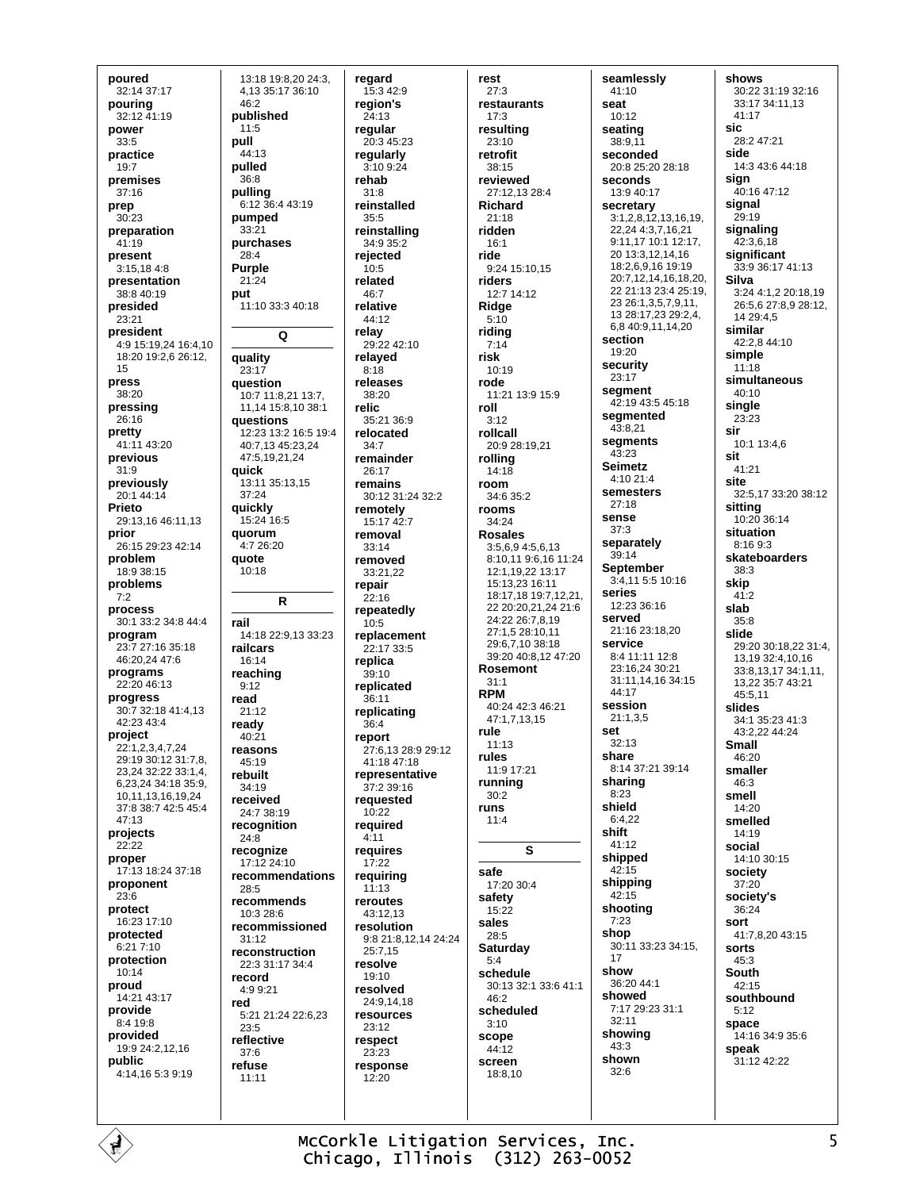**poured**
32:14 37:17
**pouring**
32:12 41:19
**power**
33:5
**practice**
19:7
**premises**
37:16
**prep**
30:23
**preparation**
41:19
**present**
3:15,18 4:8
**presentation**
38:8 40:19
**presided**
23:21
**president**
4:9 15:19,24 16:4,10 18:20 19:2,6 26:12, 15
**press**
38:20
**pressing**
26:16
**pretty**
41:11 43:20
**previous**
31:9
**previously**
20:1 44:14
**Prieto**
29:13,16 46:11,13
**prior**
26:15 29:23 42:14
**problem**
18:9 38:15
**problems**
7:2
**process**
30:1 33:2 34:8 44:4
**program**
23:7 27:16 35:18 46:20,24 47:6
**programs**
22:20 46:13
**progress**
30:7 32:18 41:4,13 42:23 43:4
**project**
22:1,2,3,4,7,24 29:19 30:12 31:7,8, 23,24 32:22 33:1,4, 6,23,24 34:18 35:9, 10,11,13,16,19,24 37:8 38:7 42:5 45:4 47:13
**projects**
22:22
**proper**
17:13 18:24 37:18
**proponent**
23:6
**protect**
16:23 17:10
**protected**
6:21 7:10
**protection**
10:14
**proud**
14:21 43:17
**provide**
8:4 19:8
**provided**
19:9 24:2,12,16
**public**
4:14,16 5:3 9:19
13:18 19:8,20 24:3, 4,13 35:17 36:10 46:2
**published**
11:5
**pull**
44:13
**pulled**
36:8
**pulling**
6:12 36:4 43:19
**pumped**
33:21
**purchases**
28:4
**Purple**
21:24
**put**
11:10 33:3 40:18

**Q**

**quality**
23:17
**question**
10:7 11:8,21 13:7, 11,14 15:8,10 38:1
**questions**
12:23 13:2 16:5 19:4 40:7,13 45:23,24 47:5,19,21,24
**quick**
13:11 35:13,15 37:24
**quickly**
15:24 16:5
**quorum**
4:7 26:20
**quote**
10:18

**R**

**rail**
14:18 22:9,13 33:23
**railcars**
16:14
**reaching**
9:12
**read**
21:12
**ready**
40:21
**reasons**
45:19
**rebuilt**
34:19
**received**
24:7 38:19
**recognition**
24:8
**recognize**
17:12 24:10
**recommendations**
28:5
**recommends**
10:3 28:6
**recommissioned**
31:12
**reconstruction**
22:3 31:17 34:4
**record**
4:9 9:21
**red**
5:21 21:24 22:6,23 23:5
**reflective**
37:6
**refuse**
11:11
**regard**
15:3 42:9
**region's**
24:13
**regular**
20:3 45:23
**regularly**
3:10 9:24
**rehab**
31:8
**reinstalled**
35:5
**reinstalling**
34:9 35:2
**rejected**
10:5
**related**
46:7
**relative**
44:12
**relay**
29:22 42:10
**relayed**
8:18
**releases**
38:20
**relic**
35:21 36:9
**relocated**
34:7
**remainder**
26:17
**remains**
30:12 31:24 32:2
**remotely**
15:17 42:7
**removal**
33:14
**removed**
33:21,22
**repair**
22:16
**repeatedly**
10:5
**replacement**
22:17 33:5
**replica**
39:10
**replicated**
36:11
**replicating**
36:4
**report**
27:6,13 28:9 29:12 41:18 47:18
**representative**
37:2 39:16
**requested**
10:22
**required**
4:11
**requires**
17:22
**requiring**
11:13
**reroutes**
43:12,13
**resolution**
9:8 21:8,12,14 24:24 25:7,15
**resolve**
19:10
**resolved**
24:9,14,18
**resources**
23:12
**respect**
23:23
**response**
12:20
**rest**
27:3
**restaurants**
17:3
**resulting**
23:10
**retrofit**
38:15
**reviewed**
27:12,13 28:4
**Richard**
21:18
**ridden**
16:1
**ride**
9:24 15:10,15
**riders**
12:7 14:12
**Ridge**
5:10
**riding**
7:14
**risk**
10:19
**rode**
11:21 13:9 15:9
**roll**
3:12
**rollcall**
20:9 28:19,21
**rolling**
14:18
**room**
34:6 35:2
**rooms**
34:24
**Rosales**
3:5,6,9 4:5,6,13 8:10,11 9:6,16 11:24 12:1,19,22 13:17 15:13,23 16:11 18:17,18 19:7,12,21, 22 20:20,21,24 21:6 24:22 26:7,8,19 27:1,5 28:10,11 29:6,7,10 38:18 39:20 40:8,12 47:20
**Rosemont**
31:1
**RPM**
40:24 42:3 46:21 47:1,7,13,15
**rule**
11:13
**rules**
11:9 17:21
**running**
30:2
**runs**
11:4

**S**

**safe**
17:20 30:4
**safety**
15:22
**sales**
28:5
**Saturday**
5:4
**schedule**
30:13 32:1 33:6 41:1 46:2
**scheduled**
3:10
**scope**
44:12
**screen**
18:8,10
**seamlessly**
41:10
**seat**
10:12
**seating**
38:9,11
**seconded**
20:8 25:20 28:18
**seconds**
13:9 40:17
**secretary**
3:1,2,8,12,13,16,19, 22,24 4:3,7,16,21 9:11,17 10:1 12:17, 20 13:3,12,14,16 18:2,6,9,16 19:19 20:7,12,14,16,18,20, 22 21:13 23:4 25:19, 23 26:1,3,5,7,9,11, 13 28:17,23 29:2,4, 6,8 40:9,11,14,20
**section**
19:20
**security**
23:17
**segment**
42:19 43:5 45:18
**segmented**
43:8,21
**segments**
43:23
**Seimetz**
4:10 21:4
**semesters**
27:18
**sense**
37:3
**separately**
39:14
**September**
3:4,11 5:5 10:16
**series**
12:23 36:16
**served**
21:16 23:18,20
**service**
8:4 11:11 12:8 23:16,24 30:21 31:11,14,16 34:15 44:17
**session**
21:1,3,5
**set**
32:13
**share**
8:14 37:21 39:14
**sharing**
8:23
**shield**
6:4,22
**shift**
41:12
**shipped**
42:15
**shipping**
42:15
**shooting**
7:23
**shop**
30:11 33:23 34:15, 17
**show**
36:20 44:1
**showed**
7:17 29:23 31:1 32:11
**showing**
43:3
**shown**
32:6
**shows**
30:22 31:19 32:16 33:17 34:11,13 41:17
**sic**
28:2 47:21
**side**
14:3 43:6 44:18
**sign**
40:16 47:12
**signal**
29:19
**signaling**
42:3,6,18
**significant**
33:9 36:17 41:13
**Silva**
3:24 4:1,2 20:18,19 26:5,6 27:8,9 28:12, 14 29:4,5
**similar**
42:2,8 44:10
**simple**
11:18
**simultaneous**
40:10
**single**
23:23
**sir**
10:1 13:4,6
**sit**
41:21
**site**
32:5,17 33:20 38:12
**sitting**
10:20 36:14
**situation**
8:16 9:3
**skateboarders**
38:3
**skip**
41:2
**slab**
35:8
**slide**
29:20 30:18,22 31:4, 13,19 32:4,10,16 33:8,13,17 34:1,11, 13,22 35:7 43:21 45:5,11
**slides**
34:1 35:23 41:3 43:2,22 44:24
**Small**
46:20
**smaller**
46:3
**smell**
14:20
**smelled**
14:19
**social**
14:10 30:15
**society**
37:20
**society's**
36:24
**sort**
41:7,8,20 43:15
**sorts**
45:3
**South**
42:15
**southbound**
5:12
**space**
14:16 34:9 35:6
**speak**
31:12 42:22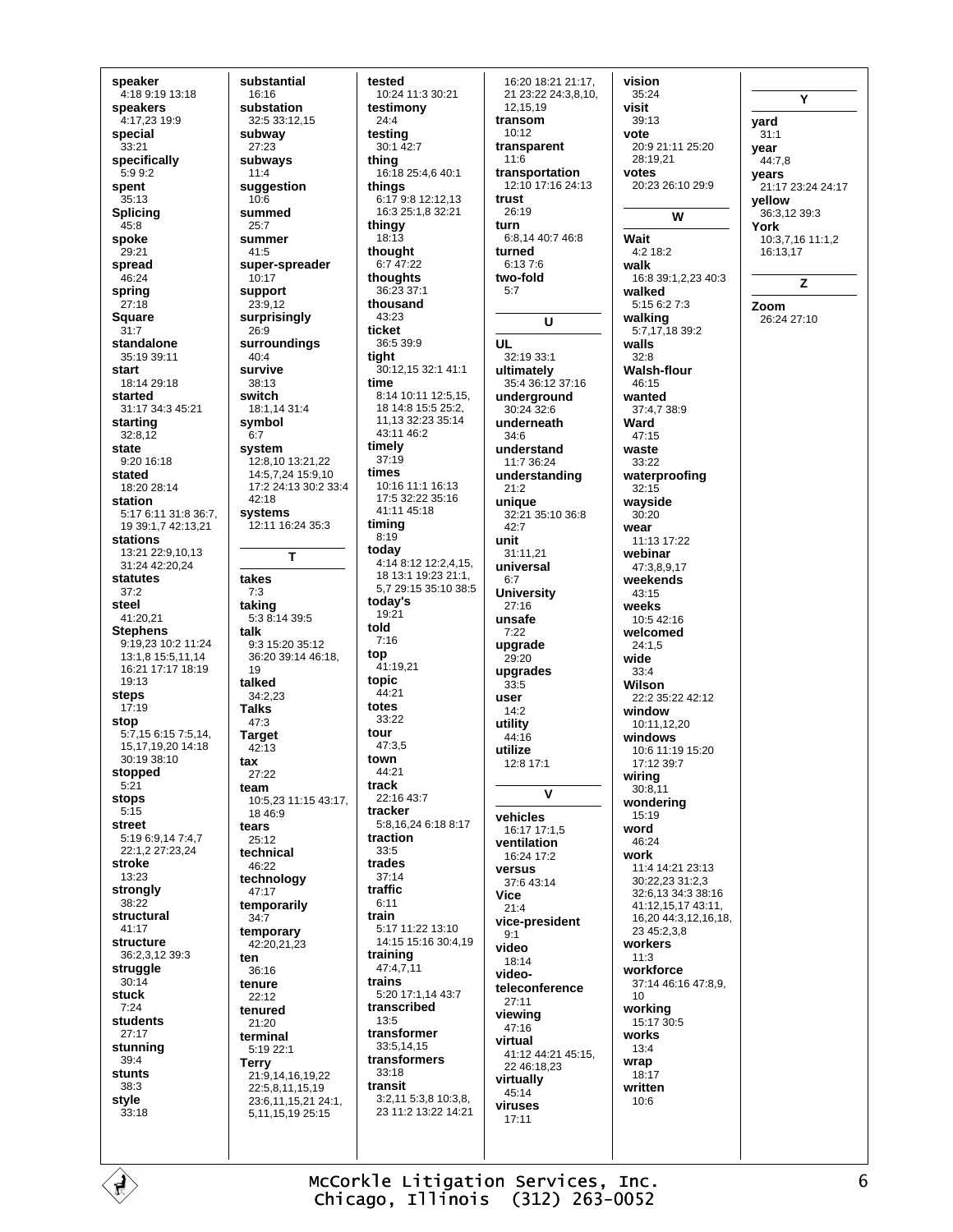**speaker**
4:18 9:19 13:18
**speakers**
4:17,23 19:9
**special**
33:21
**specifically**
5:9 9:2
**spent**
35:13
**Splicing**
45:8
**spoke**
29:21
**spread**
46:24
**spring**
27:18
**Square**
31:7
**standalone**
35:19 39:11
**start**
18:14 29:18
**started**
31:17 34:3 45:21
**starting**
32:8,12
**state**
9:20 16:18
**stated**
18:20 28:14
**station**
5:17 6:11 31:8 36:7, 19 39:1,7 42:13,21
**stations**
13:21 22:9,10,13 31:24 42:20,24
**statutes**
37:2
**steel**
41:20,21
**Stephens**
9:19,23 10:2 11:24 13:1,8 15:5,11,14 16:21 17:17 18:19 19:13
**steps**
17:19
**stop**
5:7,15 6:15 7:5,14, 15,17,19,20 14:18 30:19 38:10
**stopped**
5:21
**stops**
5:15
**street**
5:19 6:9,14 7:4,7 22:1,2 27:23,24
**stroke**
13:23
**strongly**
38:22
**structural**
41:17
**structure**
36:2,3,12 39:3
**struggle**
30:14
**stuck**
7:24
**students**
27:17
**stunning**
39:4
**stunts**
38:3
**style**
33:18

**substantial**
16:16
**substation**
32:5 33:12,15
**subway**
27:23
**subways**
11:4
**suggestion**
10:6
**summed**
25:7
**summer**
41:5
**super-spreader**
10:17
**support**
23:9,12
**surprisingly**
26:9
**surroundings**
40:4
**survive**
38:13
**switch**
18:1,14 31:4
**symbol**
6:7
**system**
12:8,10 13:21,22 14:5,7,24 15:9,10 17:2 24:13 30:2 33:4 42:18
**systems**
12:11 16:24 35:3

## T

**takes**
7:3
**taking**
5:3 8:14 39:5
**talk**
9:3 15:20 35:12 36:20 39:14 46:18, 19
**talked**
34:2,23
**Talks**
47:3
**Target**
42:13
**tax**
27:22
**team**
10:5,23 11:15 43:17, 18 46:9
**tears**
25:12
**technical**
46:22
**technology**
47:17
**temporarily**
34:7
**temporary**
42:20,21,23
**ten**
36:16
**tenure**
22:12
**tenured**
21:20
**terminal**
5:19 22:1
**Terry**
21:9,14,16,19,22 22:5,8,11,15,19 23:6,11,15,21 24:1, 5,11,15,19 25:15

**tested**
10:24 11:3 30:21
**testimony**
24:4
**testing**
30:1 42:7
**thing**
16:18 25:4,6 40:1
**things**
6:17 9:8 12:12,13 16:3 25:1,8 32:21
**thingy**
18:13
**thought**
6:7 47:22
**thoughts**
36:23 37:1
**thousand**
43:23
**ticket**
36:5 39:9
**tight**
30:12,15 32:1 41:1
**time**
8:14 10:11 12:5,15, 18 14:8 15:5 25:2, 11,13 32:23 35:14 43:11 46:2
**timely**
37:19
**times**
10:16 11:1 16:13 17:5 32:22 35:16 41:11 45:18
**timing**
8:19
**today**
4:14 8:12 12:2,4,15, 18 13:1 19:23 21:1, 5,7 29:15 35:10 38:5
**today's**
19:21
**told**
7:16
**top**
41:19,21
**topic**
44:21
**totes**
33:22
**tour**
47:3,5
**town**
44:21
**track**
22:16 43:7
**tracker**
5:8,16,24 6:18 8:17
**traction**
33:5
**trades**
37:14
**traffic**
6:11
**train**
5:17 11:22 13:10 14:15 15:16 30:4,19
**training**
47:4,7,11
**trains**
5:20 17:1,14 43:7
**transcribed**
13:5
**transformer**
33:5,14,15
**transformers**
33:18
**transit**
3:2,11 5:3,8 10:3,8, 23 11:2 13:22 14:21

16:20 18:21 21:17, 21 23:22 24:3,8,10, 12,15,19
**transom**
10:12
**transparent**
11:6
**transportation**
12:10 17:16 24:13
**trust**
26:19
**turn**
6:8,14 40:7 46:8
**turned**
6:13 7:6
**two-fold**
5:7

## U

**UL**
32:19 33:1
**ultimately**
35:4 36:12 37:16
**underground**
30:24 32:6
**underneath**
34:6
**understand**
11:7 36:24
**understanding**
21:2
**unique**
32:21 35:10 36:8 42:7
**unit**
31:11,21
**universal**
6:7
**University**
27:16
**unsafe**
7:22
**upgrade**
29:20
**upgrades**
33:5
**user**
14:2
**utility**
44:16
**utilize**
12:8 17:1

## V

**vehicles**
16:17 17:1,5
**ventilation**
16:24 17:2
**versus**
37:6 43:14
**Vice**
21:4
**vice-president**
9:1
**video**
18:14
**video-teleconference**
27:11
**viewing**
47:16
**virtual**
41:12 44:21 45:15, 22 46:18,23
**virtually**
45:14
**viruses**
17:11

**vision**
35:24
**visit**
39:13
**vote**
20:9 21:11 25:20 28:19,21
**votes**
20:23 26:10 29:9

## W

**Wait**
4:2 18:2
**walk**
16:8 39:1,2,23 40:3
**walked**
5:15 6:2 7:3
**walking**
5:7,17,18 39:2
**walls**
32:8
**Walsh-flour**
46:15
**wanted**
37:4,7 38:9
**Ward**
47:15
**waste**
33:22
**waterproofing**
32:15
**wayside**
30:20
**wear**
11:13 17:22
**webinar**
47:3,8,9,17
**weekends**
43:15
**weeks**
10:5 42:16
**welcomed**
24:1,5
**wide**
33:4
**Wilson**
22:2 35:22 42:12
**window**
10:11,12,20
**windows**
10:6 11:19 15:20 17:12 39:7
**wiring**
30:8,11
**wondering**
15:19
**word**
46:24
**work**
11:4 14:21 23:13 30:22,23 31:2,3 32:6,13 34:3 38:16 41:12,15,17 43:11, 16,20 44:3,12,16,18, 23 45:2,3,8
**workers**
11:3
**workforce**
37:14 46:16 47:8,9, 10
**working**
15:17 30:5
**works**
13:4
**wrap**
18:17
**written**
10:6

## Y

**yard**
31:1
**year**
44:7,8
**years**
21:17 23:24 24:17
**yellow**
36:3,12 39:3
**York**
10:3,7,16 11:1,2 16:13,17

## Z

**Zoom**
26:24 27:10